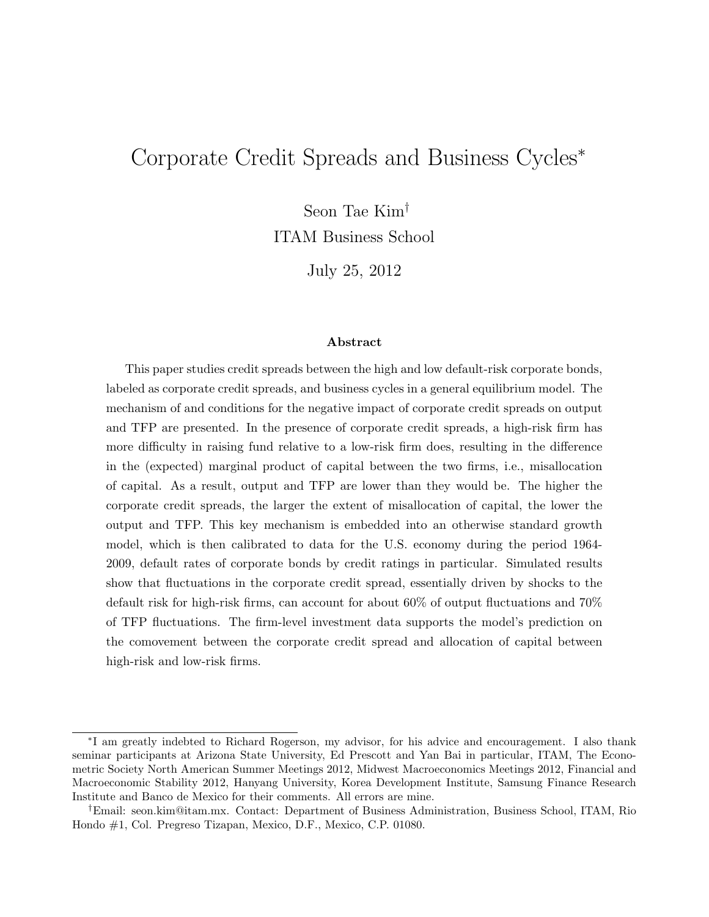# Corporate Credit Spreads and Business Cycles*

Seon Tae Kim[†]

ITAM Business School

July 25, 2012

### Abstract

This paper studies credit spreads between the high and low default-risk corporate bonds, labeled as corporate credit spreads, and business cycles in a general equilibrium model. The mechanism of and conditions for the negative impact of corporate credit spreads on output and TFP are presented. In the presence of corporate credit spreads, a high-risk firm has more difficulty in raising fund relative to a low-risk firm does, resulting in the difference in the (expected) marginal product of capital between the two firms, i.e., misallocation of capital. As a result, output and TFP are lower than they would be. The higher the corporate credit spreads, the larger the extent of misallocation of capital, the lower the output and TFP. This key mechanism is embedded into an otherwise standard growth model, which is then calibrated to data for the U.S. economy during the period 1964-2009, default rates of corporate bonds by credit ratings in particular. Simulated results show that fluctuations in the corporate credit spread, essentially driven by shocks to the default risk for high-risk firms, can account for about 60% of output fluctuations and 70% of TFP fluctuations. The firm-level investment data supports the model's prediction on the comovement between the corporate credit spread and allocation of capital between high-risk and low-risk firms.

---

*I am greatly indebted to Richard Rogerson, my advisor, for his advice and encouragement. I also thank seminar participants at Arizona State University, Ed Prescott and Yan Bai in particular, ITAM, The Econometric Society North American Summer Meetings 2012, Midwest Macroeconomics Meetings 2012, Financial and Macroeconomic Stability 2012, Hanyang University, Korea Development Institute, Samsung Finance Research Institute and Banco de Mexico for their comments. All errors are mine.

[†]Email: seon.kim@itam.mx. Contact: Department of Business Administration, Business School, ITAM, Rio Hondo #1, Col. Pregreso Tizapan, Mexico, D.F., Mexico, C.P. 01080.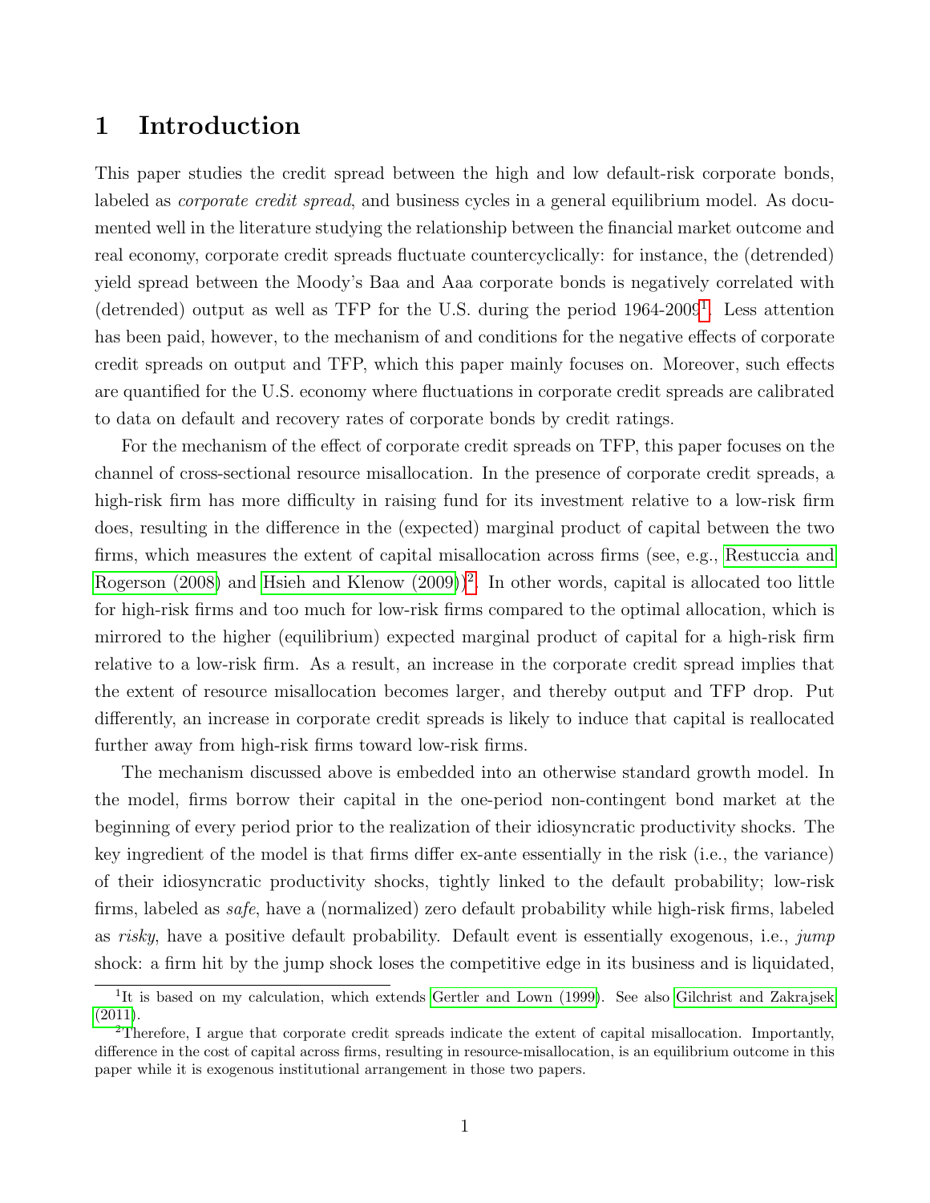# 1 Introduction

This paper studies the credit spread between the high and low default-risk corporate bonds, labeled as *corporate credit spread*, and business cycles in a general equilibrium model. As documented well in the literature studying the relationship between the financial market outcome and real economy, corporate credit spreads fluctuate countercyclically: for instance, the (detrended) yield spread between the Moody's Baa and Aaa corporate bonds is negatively correlated with (detrended) output as well as TFP for the U.S. during the period 1964-2009[1]. Less attention has been paid, however, to the mechanism of and conditions for the negative effects of corporate credit spreads on output and TFP, which this paper mainly focuses on. Moreover, such effects are quantified for the U.S. economy where fluctuations in corporate credit spreads are calibrated to data on default and recovery rates of corporate bonds by credit ratings.

For the mechanism of the effect of corporate credit spreads on TFP, this paper focuses on the channel of cross-sectional resource misallocation. In the presence of corporate credit spreads, a high-risk firm has more difficulty in raising fund for its investment relative to a low-risk firm does, resulting in the difference in the (expected) marginal product of capital between the two firms, which measures the extent of capital misallocation across firms (see, e.g., Restuccia and Rogerson (2008) and Hsieh and Klenow (2009))[2]. In other words, capital is allocated too little for high-risk firms and too much for low-risk firms compared to the optimal allocation, which is mirrored to the higher (equilibrium) expected marginal product of capital for a high-risk firm relative to a low-risk firm. As a result, an increase in the corporate credit spread implies that the extent of resource misallocation becomes larger, and thereby output and TFP drop. Put differently, an increase in corporate credit spreads is likely to induce that capital is reallocated further away from high-risk firms toward low-risk firms.

The mechanism discussed above is embedded into an otherwise standard growth model. In the model, firms borrow their capital in the one-period non-contingent bond market at the beginning of every period prior to the realization of their idiosyncratic productivity shocks. The key ingredient of the model is that firms differ ex-ante essentially in the risk (i.e., the variance) of their idiosyncratic productivity shocks, tightly linked to the default probability; low-risk firms, labeled as *safe*, have a (normalized) zero default probability while high-risk firms, labeled as *risky*, have a positive default probability. Default event is essentially exogenous, i.e., *jump* shock: a firm hit by the jump shock loses the competitive edge in its business and is liquidated,

[1] It is based on my calculation, which extends Gertler and Lown (1999). See also Gilchrist and Zakrajsek (2011).

[2] Therefore, I argue that corporate credit spreads indicate the extent of capital misallocation. Importantly, difference in the cost of capital across firms, resulting in resource-misallocation, is an equilibrium outcome in this paper while it is exogenous institutional arrangement in those two papers.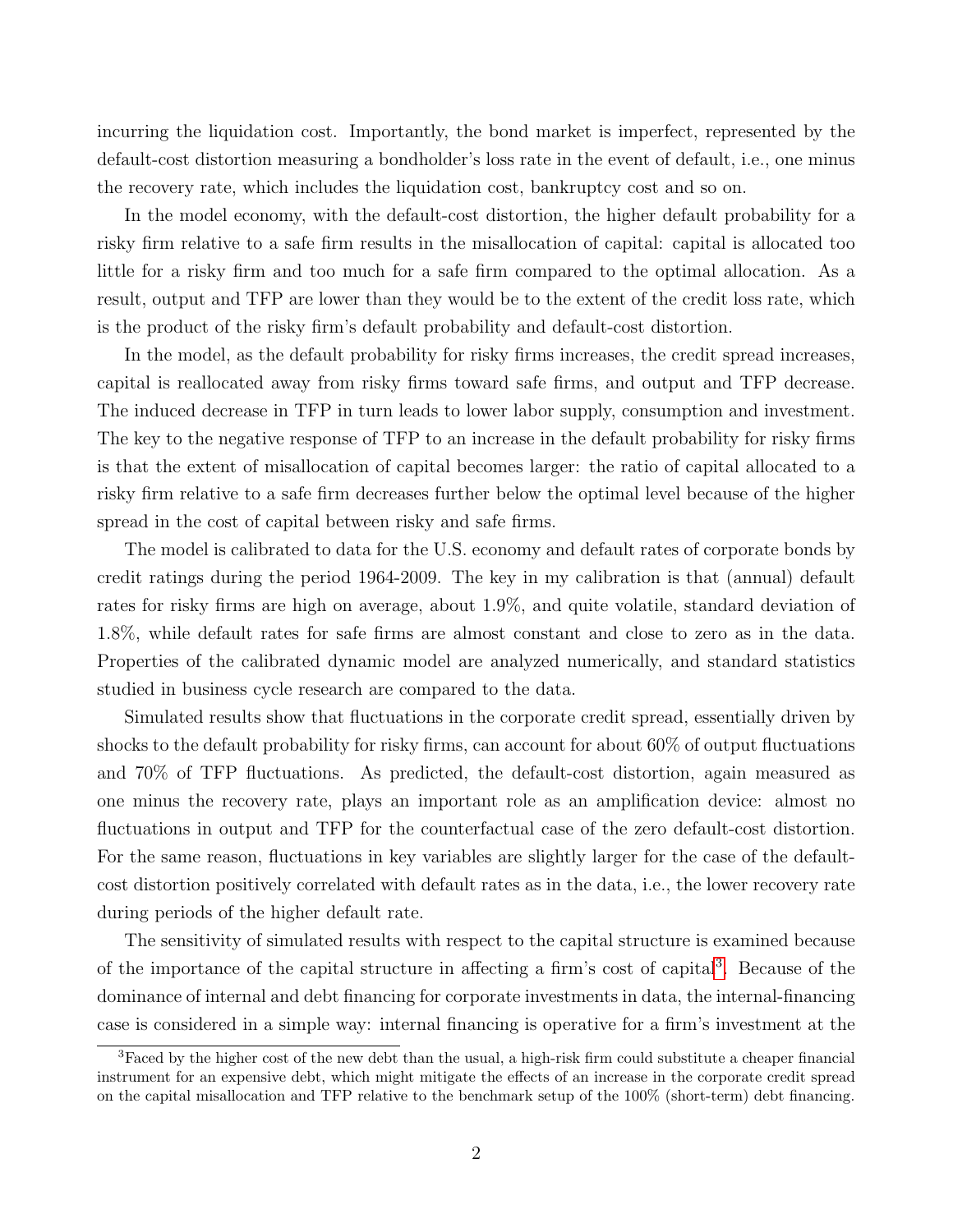incurring the liquidation cost. Importantly, the bond market is imperfect, represented by the default-cost distortion measuring a bondholder's loss rate in the event of default, i.e., one minus the recovery rate, which includes the liquidation cost, bankruptcy cost and so on.

In the model economy, with the default-cost distortion, the higher default probability for a risky firm relative to a safe firm results in the misallocation of capital: capital is allocated too little for a risky firm and too much for a safe firm compared to the optimal allocation. As a result, output and TFP are lower than they would be to the extent of the credit loss rate, which is the product of the risky firm's default probability and default-cost distortion.

In the model, as the default probability for risky firms increases, the credit spread increases, capital is reallocated away from risky firms toward safe firms, and output and TFP decrease. The induced decrease in TFP in turn leads to lower labor supply, consumption and investment. The key to the negative response of TFP to an increase in the default probability for risky firms is that the extent of misallocation of capital becomes larger: the ratio of capital allocated to a risky firm relative to a safe firm decreases further below the optimal level because of the higher spread in the cost of capital between risky and safe firms.

The model is calibrated to data for the U.S. economy and default rates of corporate bonds by credit ratings during the period 1964-2009. The key in my calibration is that (annual) default rates for risky firms are high on average, about 1.9%, and quite volatile, standard deviation of 1.8%, while default rates for safe firms are almost constant and close to zero as in the data. Properties of the calibrated dynamic model are analyzed numerically, and standard statistics studied in business cycle research are compared to the data.

Simulated results show that fluctuations in the corporate credit spread, essentially driven by shocks to the default probability for risky firms, can account for about 60% of output fluctuations and 70% of TFP fluctuations. As predicted, the default-cost distortion, again measured as one minus the recovery rate, plays an important role as an amplification device: almost no fluctuations in output and TFP for the counterfactual case of the zero default-cost distortion. For the same reason, fluctuations in key variables are slightly larger for the case of the default-cost distortion positively correlated with default rates as in the data, i.e., the lower recovery rate during periods of the higher default rate.

The sensitivity of simulated results with respect to the capital structure is examined because of the importance of the capital structure in affecting a firm's cost of capital[3]. Because of the dominance of internal and debt financing for corporate investments in data, the internal-financing case is considered in a simple way: internal financing is operative for a firm's investment at the

[3]Faced by the higher cost of the new debt than the usual, a high-risk firm could substitute a cheaper financial instrument for an expensive debt, which might mitigate the effects of an increase in the corporate credit spread on the capital misallocation and TFP relative to the benchmark setup of the 100% (short-term) debt financing.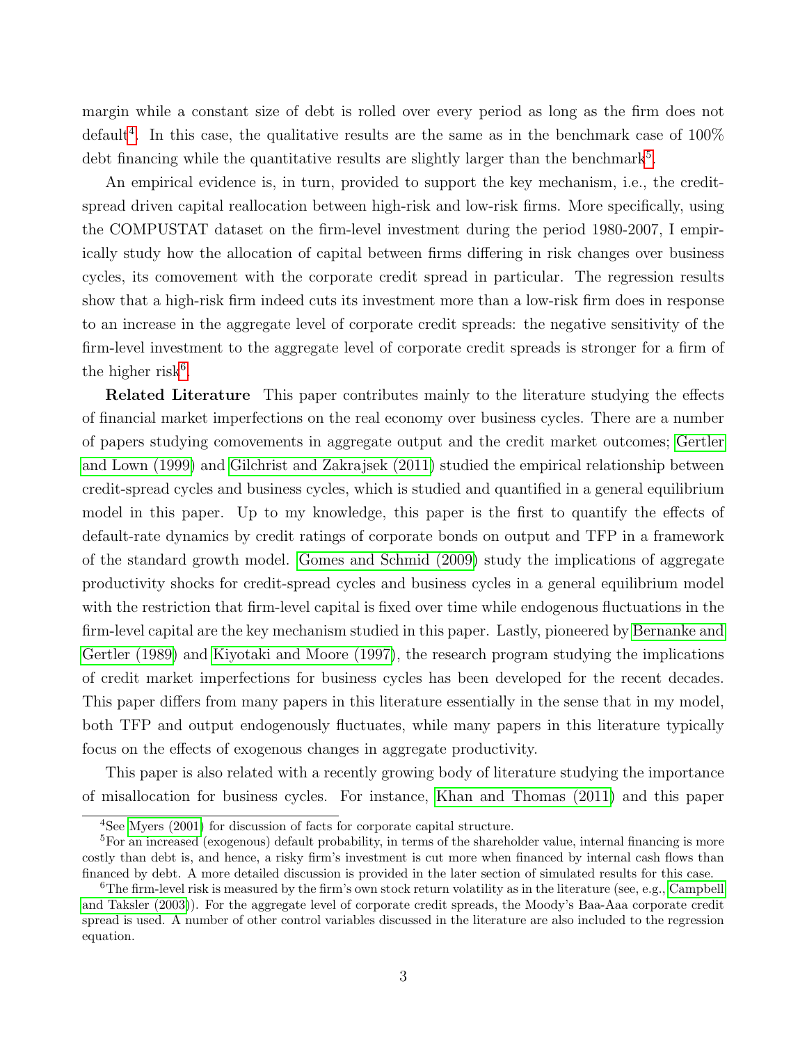margin while a constant size of debt is rolled over every period as long as the firm does not default[4]. In this case, the qualitative results are the same as in the benchmark case of 100% debt financing while the quantitative results are slightly larger than the benchmark[5].

An empirical evidence is, in turn, provided to support the key mechanism, i.e., the credit-spread driven capital reallocation between high-risk and low-risk firms. More specifically, using the COMPUSTAT dataset on the firm-level investment during the period 1980-2007, I empirically study how the allocation of capital between firms differing in risk changes over business cycles, its comovement with the corporate credit spread in particular. The regression results show that a high-risk firm indeed cuts its investment more than a low-risk firm does in response to an increase in the aggregate level of corporate credit spreads: the negative sensitivity of the firm-level investment to the aggregate level of corporate credit spreads is stronger for a firm of the higher risk[6].

**Related Literature** This paper contributes mainly to the literature studying the effects of financial market imperfections on the real economy over business cycles. There are a number of papers studying comovements in aggregate output and the credit market outcomes; Gertler and Lown (1999) and Gilchrist and Zakrajsek (2011) studied the empirical relationship between credit-spread cycles and business cycles, which is studied and quantified in a general equilibrium model in this paper. Up to my knowledge, this paper is the first to quantify the effects of default-rate dynamics by credit ratings of corporate bonds on output and TFP in a framework of the standard growth model. Gomes and Schmid (2009) study the implications of aggregate productivity shocks for credit-spread cycles and business cycles in a general equilibrium model with the restriction that firm-level capital is fixed over time while endogenous fluctuations in the firm-level capital are the key mechanism studied in this paper. Lastly, pioneered by Bernanke and Gertler (1989) and Kiyotaki and Moore (1997), the research program studying the implications of credit market imperfections for business cycles has been developed for the recent decades. This paper differs from many papers in this literature essentially in the sense that in my model, both TFP and output endogenously fluctuates, while many papers in this literature typically focus on the effects of exogenous changes in aggregate productivity.

This paper is also related with a recently growing body of literature studying the importance of misallocation for business cycles. For instance, Khan and Thomas (2011) and this paper

[4]See Myers (2001) for discussion of facts for corporate capital structure.

[5]For an increased (exogenous) default probability, in terms of the shareholder value, internal financing is more costly than debt is, and hence, a risky firm's investment is cut more when financed by internal cash flows than financed by debt. A more detailed discussion is provided in the later section of simulated results for this case.

[6]The firm-level risk is measured by the firm's own stock return volatility as in the literature (see, e.g., Campbell and Taksler (2003)). For the aggregate level of corporate credit spreads, the Moody's Baa-Aaa corporate credit spread is used. A number of other control variables discussed in the literature are also included to the regression equation.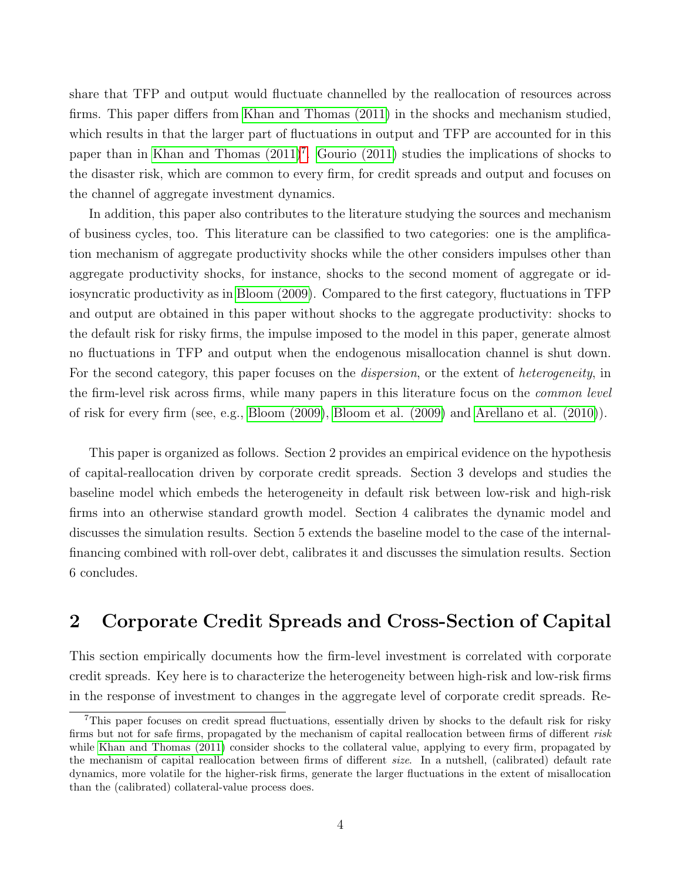share that TFP and output would fluctuate channelled by the reallocation of resources across firms. This paper differs from Khan and Thomas (2011) in the shocks and mechanism studied, which results in that the larger part of fluctuations in output and TFP are accounted for in this paper than in Khan and Thomas (2011)[7]. Gourio (2011) studies the implications of shocks to the disaster risk, which are common to every firm, for credit spreads and output and focuses on the channel of aggregate investment dynamics.

In addition, this paper also contributes to the literature studying the sources and mechanism of business cycles, too. This literature can be classified to two categories: one is the amplification mechanism of aggregate productivity shocks while the other considers impulses other than aggregate productivity shocks, for instance, shocks to the second moment of aggregate or idiosyncratic productivity as in Bloom (2009). Compared to the first category, fluctuations in TFP and output are obtained in this paper without shocks to the aggregate productivity: shocks to the default risk for risky firms, the impulse imposed to the model in this paper, generate almost no fluctuations in TFP and output when the endogenous misallocation channel is shut down. For the second category, this paper focuses on the *dispersion*, or the extent of *heterogeneity*, in the firm-level risk across firms, while many papers in this literature focus on the *common level* of risk for every firm (see, e.g., Bloom (2009), Bloom et al. (2009) and Arellano et al. (2010)).

This paper is organized as follows. Section 2 provides an empirical evidence on the hypothesis of capital-reallocation driven by corporate credit spreads. Section 3 develops and studies the baseline model which embeds the heterogeneity in default risk between low-risk and high-risk firms into an otherwise standard growth model. Section 4 calibrates the dynamic model and discusses the simulation results. Section 5 extends the baseline model to the case of the internal-financing combined with roll-over debt, calibrates it and discusses the simulation results. Section 6 concludes.

## 2 Corporate Credit Spreads and Cross-Section of Capital

This section empirically documents how the firm-level investment is correlated with corporate credit spreads. Key here is to characterize the heterogeneity between high-risk and low-risk firms in the response of investment to changes in the aggregate level of corporate credit spreads. Re-

[7] This paper focuses on credit spread fluctuations, essentially driven by shocks to the default risk for risky firms but not for safe firms, propagated by the mechanism of capital reallocation between firms of different *risk* while Khan and Thomas (2011) consider shocks to the collateral value, applying to every firm, propagated by the mechanism of capital reallocation between firms of different *size*. In a nutshell, (calibrated) default rate dynamics, more volatile for the higher-risk firms, generate the larger fluctuations in the extent of misallocation than the (calibrated) collateral-value process does.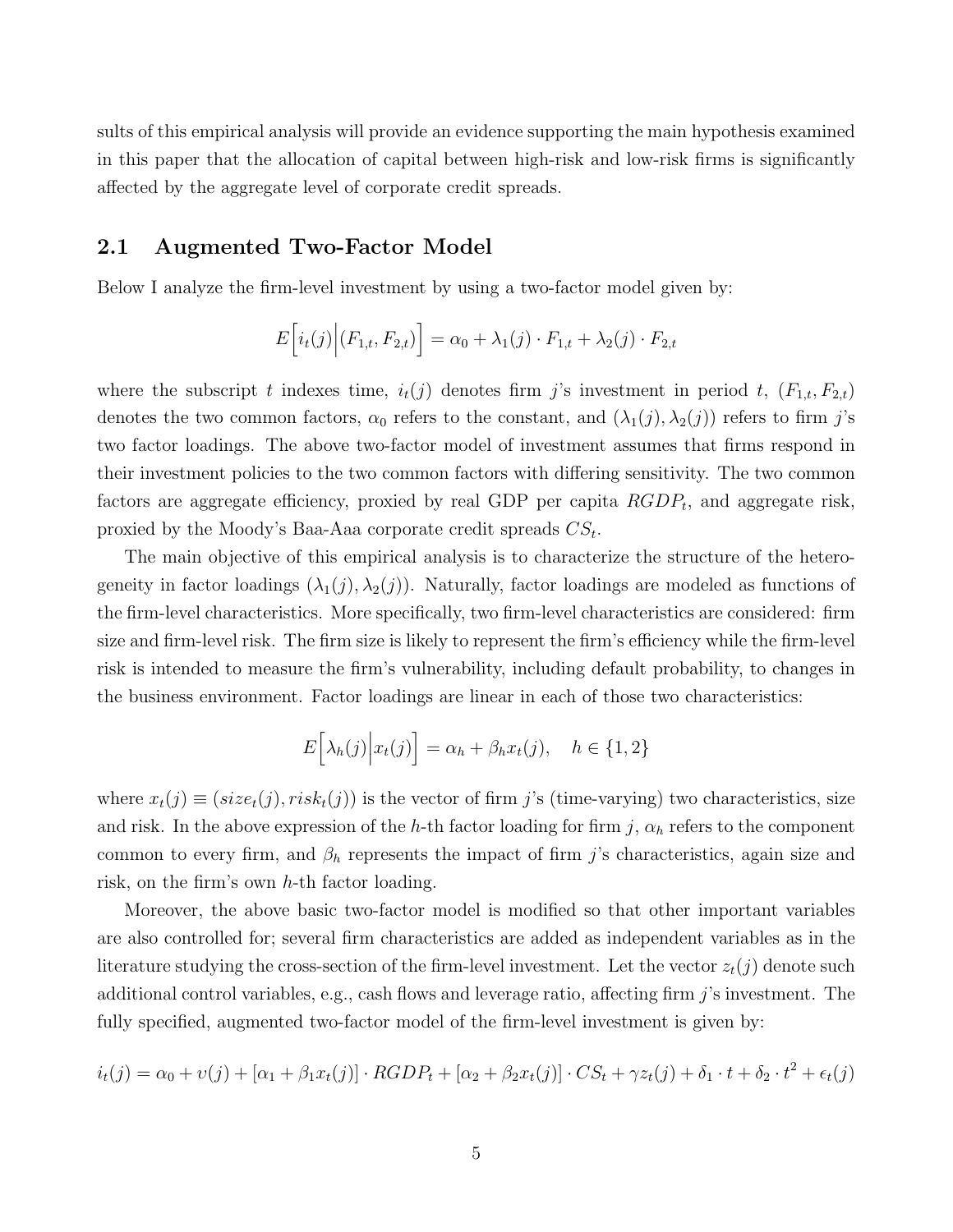sults of this empirical analysis will provide an evidence supporting the main hypothesis examined in this paper that the allocation of capital between high-risk and low-risk firms is significantly affected by the aggregate level of corporate credit spreads.

## 2.1 Augmented Two-Factor Model

Below I analyze the firm-level investment by using a two-factor model given by:

$$E\Big[i_t(j)\Big|(F_{1,t}, F_{2,t})\Big] = \alpha_0 + \lambda_1(j) \cdot F_{1,t} + \lambda_2(j) \cdot F_{2,t}$$

where the subscript $t$ indexes time, $i_t(j)$ denotes firm $j$'s investment in period $t$, $(F_{1,t}, F_{2,t})$ denotes the two common factors, $\alpha_0$ refers to the constant, and $(\lambda_1(j), \lambda_2(j))$ refers to firm $j$'s two factor loadings. The above two-factor model of investment assumes that firms respond in their investment policies to the two common factors with differing sensitivity. The two common factors are aggregate efficiency, proxied by real GDP per capita $RGDP_t$, and aggregate risk, proxied by the Moody's Baa-Aaa corporate credit spreads $CS_t$.

The main objective of this empirical analysis is to characterize the structure of the heterogeneity in factor loadings $(\lambda_1(j), \lambda_2(j))$. Naturally, factor loadings are modeled as functions of the firm-level characteristics. More specifically, two firm-level characteristics are considered: firm size and firm-level risk. The firm size is likely to represent the firm's efficiency while the firm-level risk is intended to measure the firm's vulnerability, including default probability, to changes in the business environment. Factor loadings are linear in each of those two characteristics:

$$E\Big[\lambda_h(j)\Big|x_t(j)\Big] = \alpha_h + \beta_h x_t(j), \quad h \in \{1, 2\}$$

where $x_t(j) \equiv (size_t(j), risk_t(j))$ is the vector of firm $j$'s (time-varying) two characteristics, size and risk. In the above expression of the $h$-th factor loading for firm $j$, $\alpha_h$ refers to the component common to every firm, and $\beta_h$ represents the impact of firm $j$'s characteristics, again size and risk, on the firm's own $h$-th factor loading.

Moreover, the above basic two-factor model is modified so that other important variables are also controlled for; several firm characteristics are added as independent variables as in the literature studying the cross-section of the firm-level investment. Let the vector $z_t(j)$ denote such additional control variables, e.g., cash flows and leverage ratio, affecting firm $j$'s investment. The fully specified, augmented two-factor model of the firm-level investment is given by:

$$i_t(j) = \alpha_0 + \upsilon(j) + [\alpha_1 + \beta_1 x_t(j)] \cdot RGDP_t + [\alpha_2 + \beta_2 x_t(j)] \cdot CS_t + \gamma z_t(j) + \delta_1 \cdot t + \delta_2 \cdot t^2 + \epsilon_t(j)$$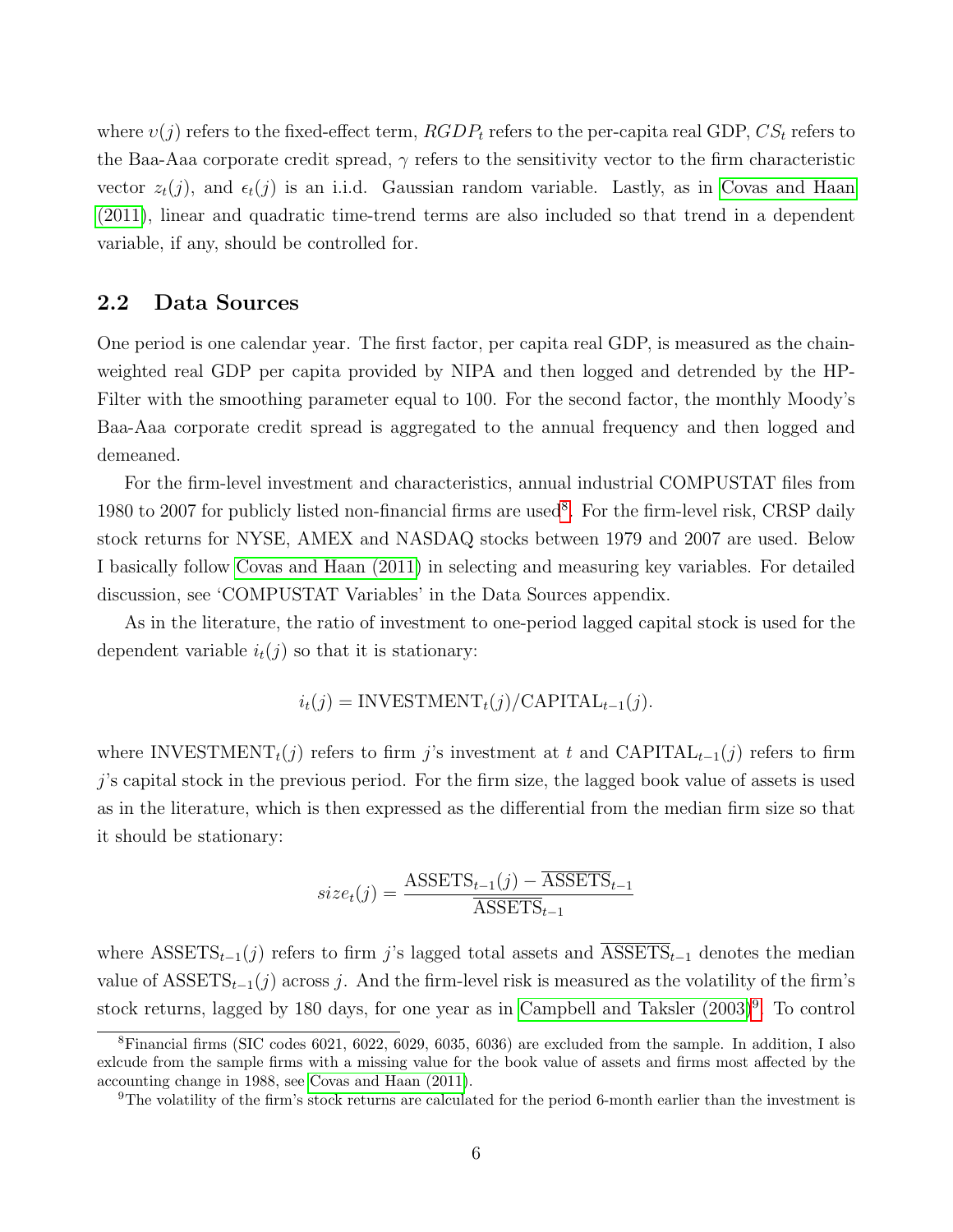where $\upsilon(j)$ refers to the fixed-effect term, $RGDP_t$ refers to the per-capita real GDP, $CS_t$ refers to the Baa-Aaa corporate credit spread, $\gamma$ refers to the sensitivity vector to the firm characteristic vector $z_t(j)$, and $\epsilon_t(j)$ is an i.i.d. Gaussian random variable. Lastly, as in Covas and Haan (2011), linear and quadratic time-trend terms are also included so that trend in a dependent variable, if any, should be controlled for.

## 2.2 Data Sources

One period is one calendar year. The first factor, per capita real GDP, is measured as the chain-weighted real GDP per capita provided by NIPA and then logged and detrended by the HP-Filter with the smoothing parameter equal to 100. For the second factor, the monthly Moody's Baa-Aaa corporate credit spread is aggregated to the annual frequency and then logged and demeaned.

For the firm-level investment and characteristics, annual industrial COMPUSTAT files from 1980 to 2007 for publicly listed non-financial firms are used[8]. For the firm-level risk, CRSP daily stock returns for NYSE, AMEX and NASDAQ stocks between 1979 and 2007 are used. Below I basically follow Covas and Haan (2011) in selecting and measuring key variables. For detailed discussion, see 'COMPUSTAT Variables' in the Data Sources appendix.

As in the literature, the ratio of investment to one-period lagged capital stock is used for the dependent variable $i_t(j)$ so that it is stationary:

$$i_t(j) = \text{INVESTMENT}_t(j)/\text{CAPITAL}_{t-1}(j).$$

where $\text{INVESTMENT}_t(j)$ refers to firm $j$'s investment at $t$ and $\text{CAPITAL}_{t-1}(j)$ refers to firm $j$'s capital stock in the previous period. For the firm size, the lagged book value of assets is used as in the literature, which is then expressed as the differential from the median firm size so that it should be stationary:

$$size_t(j) = \frac{\text{ASSETS}_{t-1}(j) - \overline{\text{ASSETS}}_{t-1}}{\overline{\text{ASSETS}}_{t-1}}$$

where $\text{ASSETS}_{t-1}(j)$ refers to firm $j$'s lagged total assets and $\overline{\text{ASSETS}}_{t-1}$ denotes the median value of $\text{ASSETS}_{t-1}(j)$ across $j$. And the firm-level risk is measured as the volatility of the firm's stock returns, lagged by 180 days, for one year as in Campbell and Taksler (2003)[9]. To control

[8]Financial firms (SIC codes 6021, 6022, 6029, 6035, 6036) are excluded from the sample. In addition, I also exlcude from the sample firms with a missing value for the book value of assets and firms most affected by the accounting change in 1988, see Covas and Haan (2011).

[9]The volatility of the firm's stock returns are calculated for the period 6-month earlier than the investment is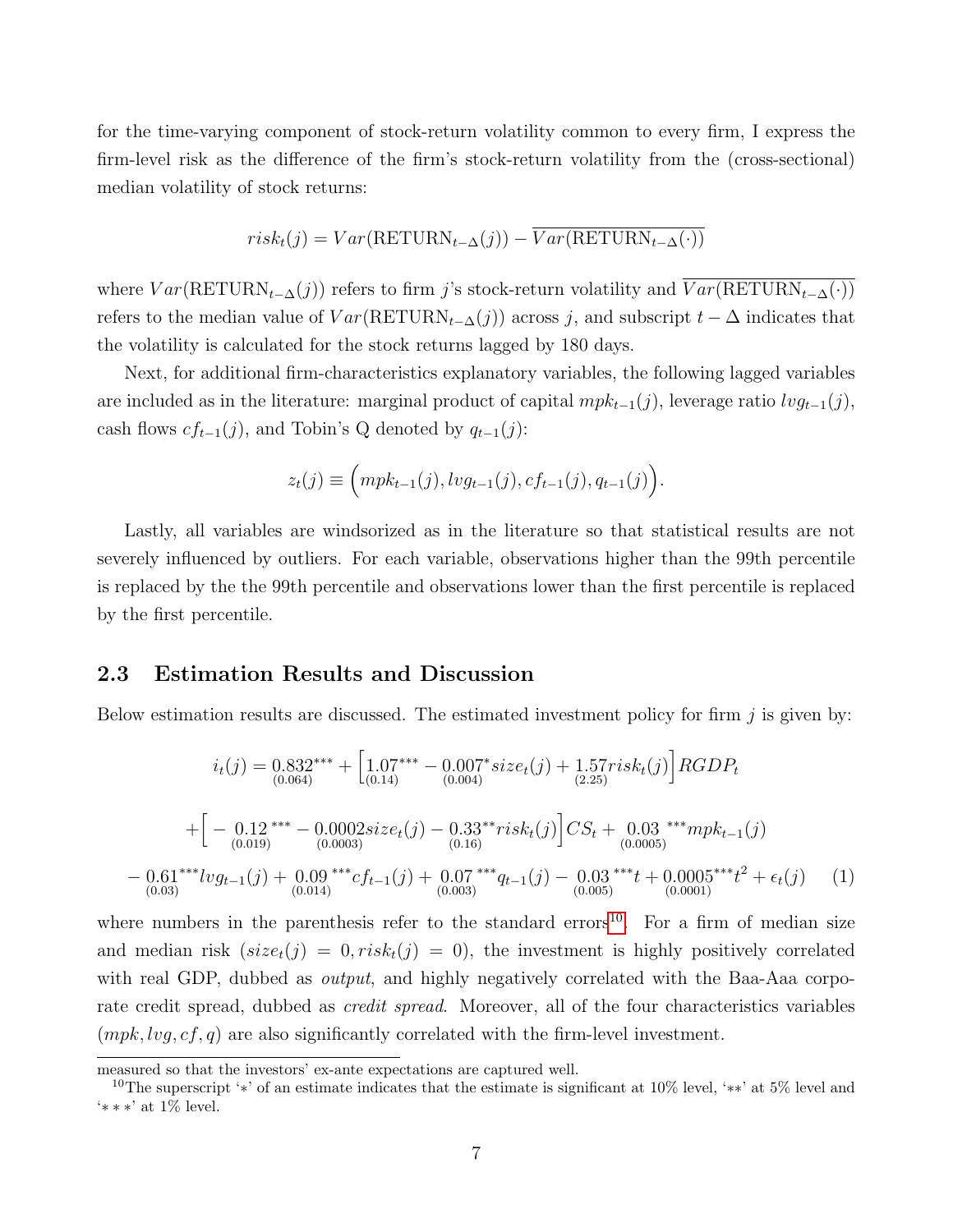for the time-varying component of stock-return volatility common to every firm, I express the firm-level risk as the difference of the firm's stock-return volatility from the (cross-sectional) median volatility of stock returns:

$$risk_t(j) = Var(\text{RETURN}_{t-\Delta}(j)) - \overline{Var(\text{RETURN}_{t-\Delta}(\cdot))}$$

where $Var(\text{RETURN}_{t-\Delta}(j))$ refers to firm $j$'s stock-return volatility and $\overline{Var(\text{RETURN}_{t-\Delta}(\cdot))}$ refers to the median value of $Var(\text{RETURN}_{t-\Delta}(j))$ across $j$, and subscript $t-\Delta$ indicates that the volatility is calculated for the stock returns lagged by 180 days.

Next, for additional firm-characteristics explanatory variables, the following lagged variables are included as in the literature: marginal product of capital $mpk_{t-1}(j)$, leverage ratio $lvg_{t-1}(j)$, cash flows $cf_{t-1}(j)$, and Tobin's Q denoted by $q_{t-1}(j)$:

$$z_t(j) \equiv \Big(mpk_{t-1}(j), lvg_{t-1}(j), cf_{t-1}(j), q_{t-1}(j)\Big).$$

Lastly, all variables are windsorized as in the literature so that statistical results are not severely influenced by outliers. For each variable, observations higher than the 99th percentile is replaced by the the 99th percentile and observations lower than the first percentile is replaced by the first percentile.

## 2.3 Estimation Results and Discussion

Below estimation results are discussed. The estimated investment policy for firm $j$ is given by:

$$\begin{aligned}
i_t(j) = \underset{(0.064)}{0.832}^{***} &+ \Big[\underset{(0.14)}{1.07}^{***} - \underset{(0.004)}{0.007}^{*} size_t(j) + \underset{(2.25)}{1.57} risk_t(j)\Big] RGDP_t \\
&+ \Big[-\underset{(0.019)}{0.12}^{***} - \underset{(0.0003)}{0.0002} size_t(j) - \underset{(0.16)}{0.33}^{**} risk_t(j)\Big] CS_t + \underset{(0.0005)}{0.03}^{***} mpk_{t-1}(j) \\
&- \underset{(0.03)}{0.61}^{***} lvg_{t-1}(j) + \underset{(0.014)}{0.09}^{***} cf_{t-1}(j) + \underset{(0.003)}{0.07}^{***} q_{t-1}(j) - \underset{(0.005)}{0.03}^{***} t + \underset{(0.0001)}{0.0005}^{***} t^2 + \epsilon_t(j) \qquad (1)
\end{aligned}$$

where numbers in the parenthesis refer to the standard errors[10]. For a firm of median size and median risk ($size_t(j) = 0, risk_t(j) = 0$), the investment is highly positively correlated with real GDP, dubbed as *output*, and highly negatively correlated with the Baa-Aaa corporate credit spread, dubbed as *credit spread*. Moreover, all of the four characteristics variables $(mpk, lvg, cf, q)$ are also significantly correlated with the firm-level investment.

measured so that the investors' ex-ante expectations are captured well.

[10] The superscript '∗' of an estimate indicates that the estimate is significant at 10% level, '∗∗' at 5% level and '∗∗∗' at 1% level.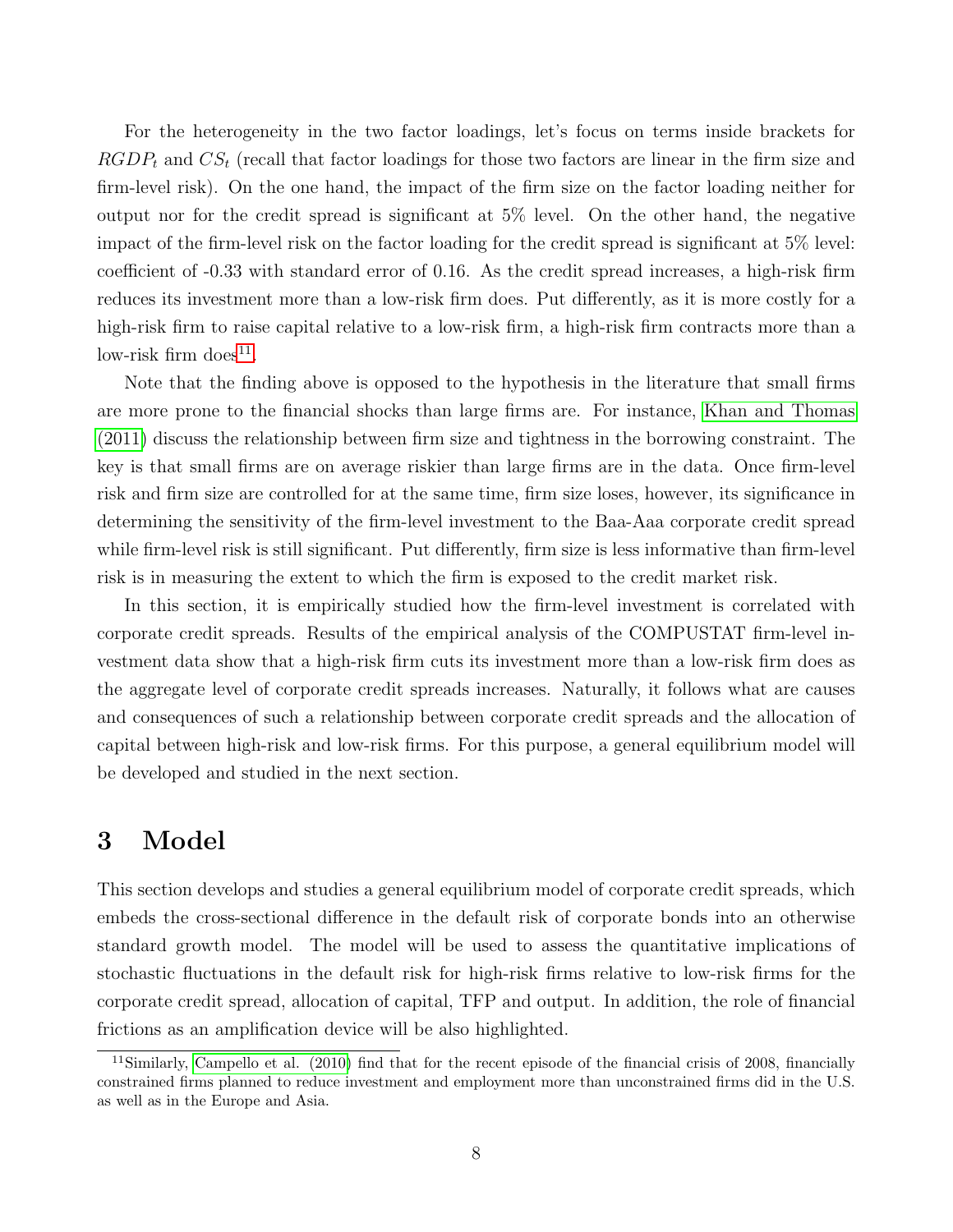For the heterogeneity in the two factor loadings, let's focus on terms inside brackets for $RGDP_t$ and $CS_t$ (recall that factor loadings for those two factors are linear in the firm size and firm-level risk). On the one hand, the impact of the firm size on the factor loading neither for output nor for the credit spread is significant at 5% level. On the other hand, the negative impact of the firm-level risk on the factor loading for the credit spread is significant at 5% level: coefficient of -0.33 with standard error of 0.16. As the credit spread increases, a high-risk firm reduces its investment more than a low-risk firm does. Put differently, as it is more costly for a high-risk firm to raise capital relative to a low-risk firm, a high-risk firm contracts more than a low-risk firm does[11].

Note that the finding above is opposed to the hypothesis in the literature that small firms are more prone to the financial shocks than large firms are. For instance, Khan and Thomas (2011) discuss the relationship between firm size and tightness in the borrowing constraint. The key is that small firms are on average riskier than large firms are in the data. Once firm-level risk and firm size are controlled for at the same time, firm size loses, however, its significance in determining the sensitivity of the firm-level investment to the Baa-Aaa corporate credit spread while firm-level risk is still significant. Put differently, firm size is less informative than firm-level risk is in measuring the extent to which the firm is exposed to the credit market risk.

In this section, it is empirically studied how the firm-level investment is correlated with corporate credit spreads. Results of the empirical analysis of the COMPUSTAT firm-level investment data show that a high-risk firm cuts its investment more than a low-risk firm does as the aggregate level of corporate credit spreads increases. Naturally, it follows what are causes and consequences of such a relationship between corporate credit spreads and the allocation of capital between high-risk and low-risk firms. For this purpose, a general equilibrium model will be developed and studied in the next section.

# 3 Model

This section develops and studies a general equilibrium model of corporate credit spreads, which embeds the cross-sectional difference in the default risk of corporate bonds into an otherwise standard growth model. The model will be used to assess the quantitative implications of stochastic fluctuations in the default risk for high-risk firms relative to low-risk firms for the corporate credit spread, allocation of capital, TFP and output. In addition, the role of financial frictions as an amplification device will be also highlighted.

[11] Similarly, Campello et al. (2010) find that for the recent episode of the financial crisis of 2008, financially constrained firms planned to reduce investment and employment more than unconstrained firms did in the U.S. as well as in the Europe and Asia.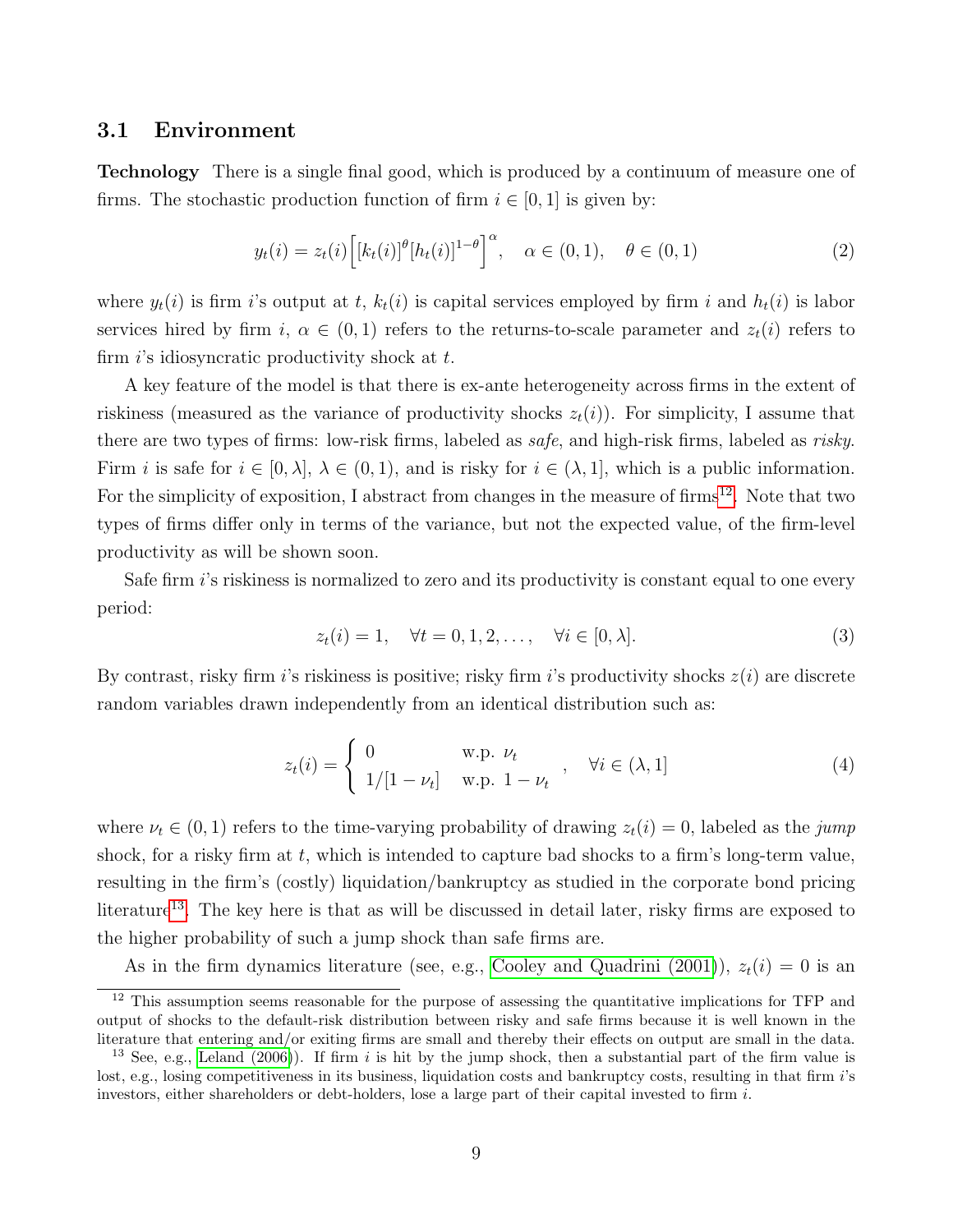## 3.1 Environment

**Technology** There is a single final good, which is produced by a continuum of measure one of firms. The stochastic production function of firm $i \in [0,1]$ is given by:

$$y_t(i) = z_t(i)\Big[[k_t(i)]^{\theta}[h_t(i)]^{1-\theta}\Big]^{\alpha}, \quad \alpha \in (0,1), \quad \theta \in (0,1) \tag{2}$$

where $y_t(i)$ is firm $i$'s output at $t$, $k_t(i)$ is capital services employed by firm $i$ and $h_t(i)$ is labor services hired by firm $i$, $\alpha \in (0,1)$ refers to the returns-to-scale parameter and $z_t(i)$ refers to firm $i$'s idiosyncratic productivity shock at $t$.

A key feature of the model is that there is ex-ante heterogeneity across firms in the extent of riskiness (measured as the variance of productivity shocks $z_t(i)$). For simplicity, I assume that there are two types of firms: low-risk firms, labeled as *safe*, and high-risk firms, labeled as *risky*. Firm $i$ is safe for $i \in [0,\lambda]$, $\lambda \in (0,1)$, and is risky for $i \in (\lambda, 1]$, which is a public information. For the simplicity of exposition, I abstract from changes in the measure of firms[12]. Note that two types of firms differ only in terms of the variance, but not the expected value, of the firm-level productivity as will be shown soon.

Safe firm $i$'s riskiness is normalized to zero and its productivity is constant equal to one every period:

$$z_t(i) = 1, \quad \forall t = 0, 1, 2, \ldots, \quad \forall i \in [0, \lambda]. \tag{3}$$

By contrast, risky firm $i$'s riskiness is positive; risky firm $i$'s productivity shocks $z(i)$ are discrete random variables drawn independently from an identical distribution such as:

$$z_t(i) = \begin{cases} 0 & \text{w.p. } \nu_t \\ 1/[1-\nu_t] & \text{w.p. } 1-\nu_t \end{cases}, \quad \forall i \in (\lambda, 1] \tag{4}$$

where $\nu_t \in (0,1)$ refers to the time-varying probability of drawing $z_t(i) = 0$, labeled as the *jump* shock, for a risky firm at $t$, which is intended to capture bad shocks to a firm's long-term value, resulting in the firm's (costly) liquidation/bankruptcy as studied in the corporate bond pricing literature[13]. The key here is that as will be discussed in detail later, risky firms are exposed to the higher probability of such a jump shock than safe firms are.

As in the firm dynamics literature (see, e.g., Cooley and Quadrini (2001)), $z_t(i) = 0$ is an

[12] This assumption seems reasonable for the purpose of assessing the quantitative implications for TFP and output of shocks to the default-risk distribution between risky and safe firms because it is well known in the literature that entering and/or exiting firms are small and thereby their effects on output are small in the data.

[13] See, e.g., Leland (2006)). If firm $i$ is hit by the jump shock, then a substantial part of the firm value is lost, e.g., losing competitiveness in its business, liquidation costs and bankruptcy costs, resulting in that firm $i$'s investors, either shareholders or debt-holders, lose a large part of their capital invested to firm $i$.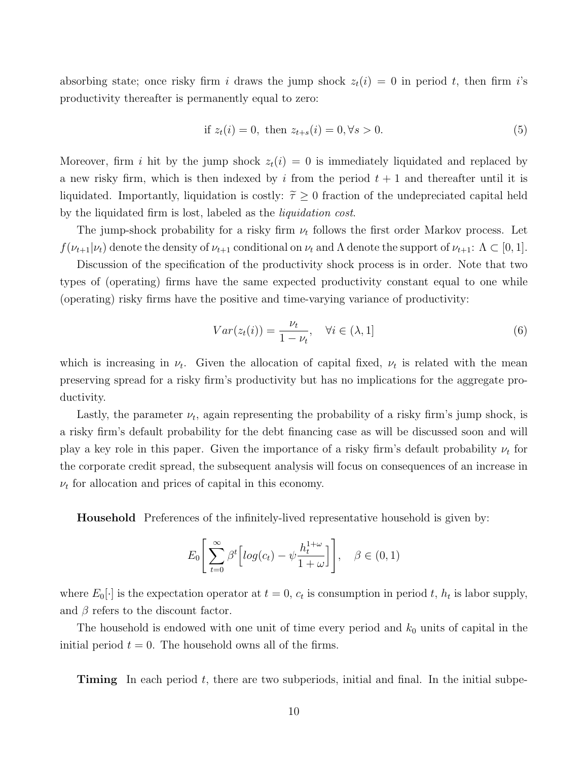absorbing state; once risky firm $i$ draws the jump shock $z_t(i) = 0$ in period $t$, then firm $i$'s productivity thereafter is permanently equal to zero:

$$\text{if } z_t(i) = 0, \text{ then } z_{t+s}(i) = 0, \forall s > 0. \tag{5}$$

Moreover, firm $i$ hit by the jump shock $z_t(i) = 0$ is immediately liquidated and replaced by a new risky firm, which is then indexed by $i$ from the period $t+1$ and thereafter until it is liquidated. Importantly, liquidation is costly: $\widetilde{\tau} \geq 0$ fraction of the undepreciated capital held by the liquidated firm is lost, labeled as the *liquidation cost*.

The jump-shock probability for a risky firm $\nu_t$ follows the first order Markov process. Let $f(\nu_{t+1}|\nu_t)$ denote the density of $\nu_{t+1}$ conditional on $\nu_t$ and $\Lambda$ denote the support of $\nu_{t+1}$: $\Lambda \subset [0, 1]$.

Discussion of the specification of the productivity shock process is in order. Note that two types of (operating) firms have the same expected productivity constant equal to one while (operating) risky firms have the positive and time-varying variance of productivity:

$$Var(z_t(i)) = \frac{\nu_t}{1 - \nu_t}, \quad \forall i \in (\lambda, 1] \tag{6}$$

which is increasing in $\nu_t$. Given the allocation of capital fixed, $\nu_t$ is related with the mean preserving spread for a risky firm's productivity but has no implications for the aggregate productivity.

Lastly, the parameter $\nu_t$, again representing the probability of a risky firm's jump shock, is a risky firm's default probability for the debt financing case as will be discussed soon and will play a key role in this paper. Given the importance of a risky firm's default probability $\nu_t$ for the corporate credit spread, the subsequent analysis will focus on consequences of an increase in $\nu_t$ for allocation and prices of capital in this economy.

**Household** Preferences of the infinitely-lived representative household is given by:

$$E_0\left[\sum_{t=0}^{\infty} \beta^t \left[log(c_t) - \psi \frac{h_t^{1+\omega}}{1+\omega}\right]\right], \quad \beta \in (0, 1)$$

where $E_0[\cdot]$ is the expectation operator at $t = 0$, $c_t$ is consumption in period $t$, $h_t$ is labor supply, and $\beta$ refers to the discount factor.

The household is endowed with one unit of time every period and $k_0$ units of capital in the initial period $t = 0$. The household owns all of the firms.

**Timing** In each period $t$, there are two subperiods, initial and final. In the initial subpe-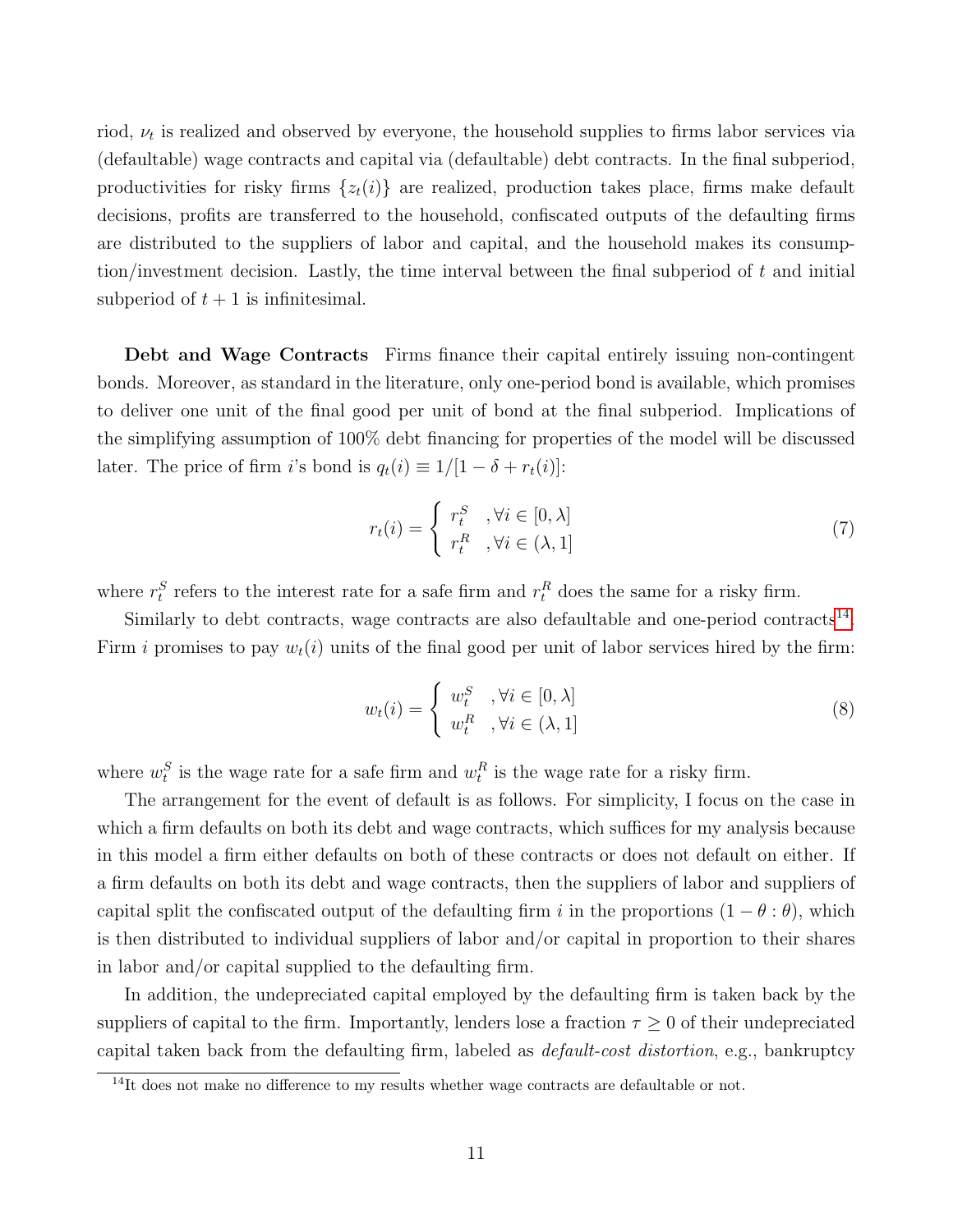riod, $\nu_t$ is realized and observed by everyone, the household supplies to firms labor services via (defaultable) wage contracts and capital via (defaultable) debt contracts. In the final subperiod, productivities for risky firms $\{z_t(i)\}$ are realized, production takes place, firms make default decisions, profits are transferred to the household, confiscated outputs of the defaulting firms are distributed to the suppliers of labor and capital, and the household makes its consumption/investment decision. Lastly, the time interval between the final subperiod of $t$ and initial subperiod of $t+1$ is infinitesimal.

**Debt and Wage Contracts** Firms finance their capital entirely issuing non-contingent bonds. Moreover, as standard in the literature, only one-period bond is available, which promises to deliver one unit of the final good per unit of bond at the final subperiod. Implications of the simplifying assumption of 100% debt financing for properties of the model will be discussed later. The price of firm $i$'s bond is $q_t(i) \equiv 1/[1-\delta+r_t(i)]$:

$$r_t(i) = \begin{cases} r_t^S & ,\forall i \in [0,\lambda] \\ r_t^R & ,\forall i \in (\lambda,1] \end{cases} \tag{7}$$

where $r_t^S$ refers to the interest rate for a safe firm and $r_t^R$ does the same for a risky firm.

Similarly to debt contracts, wage contracts are also defaultable and one-period contracts[14]. Firm $i$ promises to pay $w_t(i)$ units of the final good per unit of labor services hired by the firm:

$$w_t(i) = \begin{cases} w_t^S & ,\forall i \in [0,\lambda] \\ w_t^R & ,\forall i \in (\lambda,1] \end{cases} \tag{8}$$

where $w_t^S$ is the wage rate for a safe firm and $w_t^R$ is the wage rate for a risky firm.

The arrangement for the event of default is as follows. For simplicity, I focus on the case in which a firm defaults on both its debt and wage contracts, which suffices for my analysis because in this model a firm either defaults on both of these contracts or does not default on either. If a firm defaults on both its debt and wage contracts, then the suppliers of labor and suppliers of capital split the confiscated output of the defaulting firm $i$ in the proportions $(1-\theta:\theta)$, which is then distributed to individual suppliers of labor and/or capital in proportion to their shares in labor and/or capital supplied to the defaulting firm.

In addition, the undepreciated capital employed by the defaulting firm is taken back by the suppliers of capital to the firm. Importantly, lenders lose a fraction $\tau \geq 0$ of their undepreciated capital taken back from the defaulting firm, labeled as *default-cost distortion*, e.g., bankruptcy

[14]It does not make no difference to my results whether wage contracts are defaultable or not.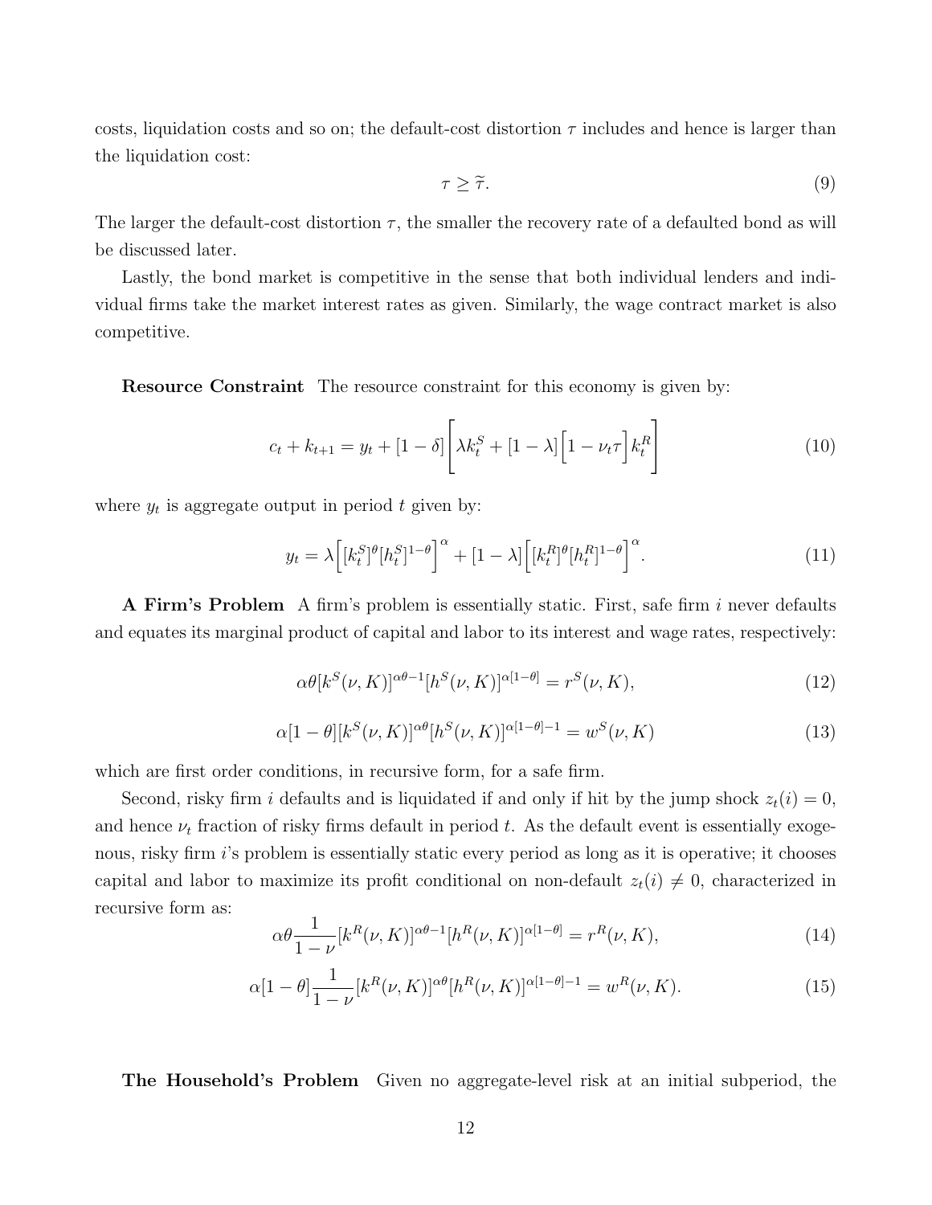costs, liquidation costs and so on; the default-cost distortion $\tau$ includes and hence is larger than the liquidation cost:

$$\tau \geq \widetilde{\tau}. \tag{9}$$

The larger the default-cost distortion $\tau$, the smaller the recovery rate of a defaulted bond as will be discussed later.

Lastly, the bond market is competitive in the sense that both individual lenders and individual firms take the market interest rates as given. Similarly, the wage contract market is also competitive.

**Resource Constraint** The resource constraint for this economy is given by:

$$c_t + k_{t+1} = y_t + [1-\delta]\Bigg[\lambda k_t^S + [1-\lambda]\Big[1-\nu_t\tau\Big]k_t^R\Bigg] \tag{10}$$

where $y_t$ is aggregate output in period $t$ given by:

$$y_t = \lambda\Big[[k_t^S]^\theta[h_t^S]^{1-\theta}\Big]^\alpha + [1-\lambda]\Big[[k_t^R]^\theta[h_t^R]^{1-\theta}\Big]^\alpha. \tag{11}$$

**A Firm's Problem** A firm's problem is essentially static. First, safe firm $i$ never defaults and equates its marginal product of capital and labor to its interest and wage rates, respectively:

$$\alpha\theta[k^S(\nu,K)]^{\alpha\theta-1}[h^S(\nu,K)]^{\alpha[1-\theta]} = r^S(\nu,K), \tag{12}$$

$$\alpha[1-\theta][k^S(\nu,K)]^{\alpha\theta}[h^S(\nu,K)]^{\alpha[1-\theta]-1} = w^S(\nu,K) \tag{13}$$

which are first order conditions, in recursive form, for a safe firm.

Second, risky firm $i$ defaults and is liquidated if and only if hit by the jump shock $z_t(i) = 0$, and hence $\nu_t$ fraction of risky firms default in period $t$. As the default event is essentially exogenous, risky firm $i$'s problem is essentially static every period as long as it is operative; it chooses capital and labor to maximize its profit conditional on non-default $z_t(i) \neq 0$, characterized in recursive form as:

$$\alpha\theta\frac{1}{1-\nu}[k^R(\nu,K)]^{\alpha\theta-1}[h^R(\nu,K)]^{\alpha[1-\theta]} = r^R(\nu,K), \tag{14}$$

$$\alpha[1-\theta]\frac{1}{1-\nu}[k^R(\nu,K)]^{\alpha\theta}[h^R(\nu,K)]^{\alpha[1-\theta]-1} = w^R(\nu,K). \tag{15}$$

**The Household's Problem** Given no aggregate-level risk at an initial subperiod, the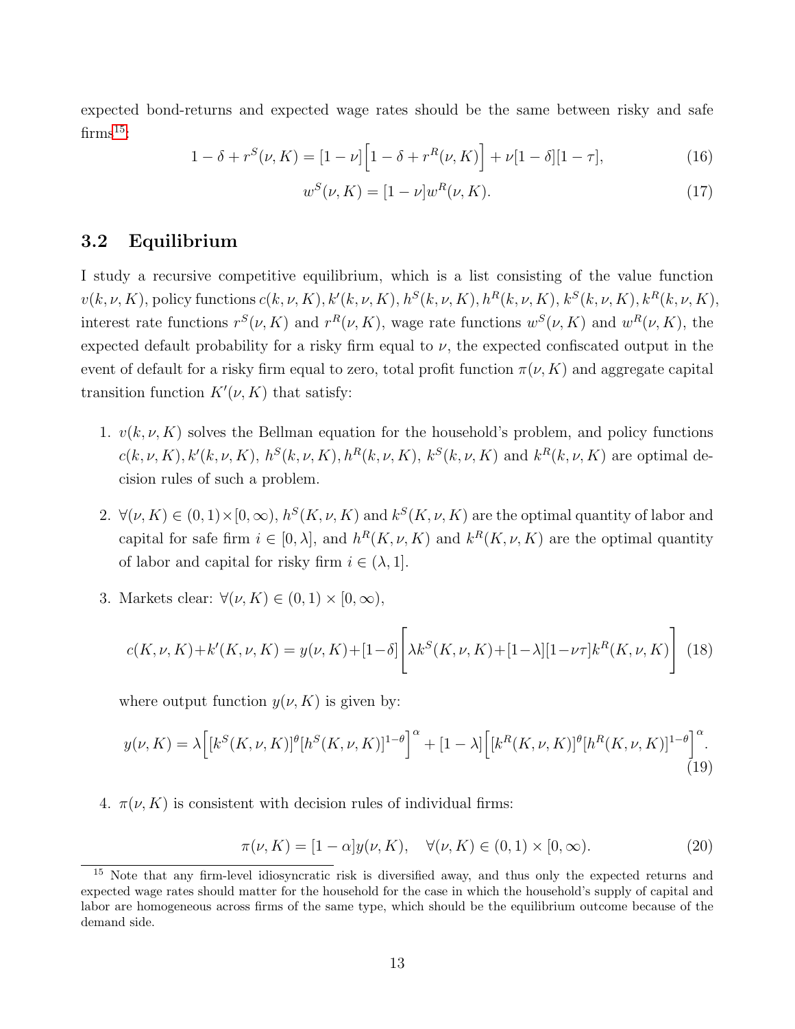expected bond-returns and expected wage rates should be the same between risky and safe firms[15]:

$$1 - \delta + r^S(\nu, K) = [1 - \nu]\Big[1 - \delta + r^R(\nu, K)\Big] + \nu[1 - \delta][1 - \tau], \tag{16}$$

$$w^S(\nu, K) = [1 - \nu]w^R(\nu, K). \tag{17}$$

## 3.2 Equilibrium

I study a recursive competitive equilibrium, which is a list consisting of the value function $v(k, \nu, K)$, policy functions $c(k, \nu, K), k'(k, \nu, K), h^S(k, \nu, K), h^R(k, \nu, K), k^S(k, \nu, K), k^R(k, \nu, K)$, interest rate functions $r^S(\nu, K)$ and $r^R(\nu, K)$, wage rate functions $w^S(\nu, K)$ and $w^R(\nu, K)$, the expected default probability for a risky firm equal to $\nu$, the expected confiscated output in the event of default for a risky firm equal to zero, total profit function $\pi(\nu, K)$ and aggregate capital transition function $K'(\nu, K)$ that satisfy:

1. $v(k, \nu, K)$ solves the Bellman equation for the household's problem, and policy functions $c(k, \nu, K), k'(k, \nu, K)$, $h^S(k, \nu, K), h^R(k, \nu, K)$, $k^S(k, \nu, K)$ and $k^R(k, \nu, K)$ are optimal decision rules of such a problem.

2. $\forall(\nu, K) \in (0, 1)\times[0, \infty)$, $h^S(K, \nu, K)$ and $k^S(K, \nu, K)$ are the optimal quantity of labor and capital for safe firm $i \in [0, \lambda]$, and $h^R(K, \nu, K)$ and $k^R(K, \nu, K)$ are the optimal quantity of labor and capital for risky firm $i \in (\lambda, 1]$.

3. Markets clear: $\forall(\nu, K) \in (0, 1) \times [0, \infty)$,

$$c(K, \nu, K)+k'(K, \nu, K) = y(\nu, K)+[1-\delta]\Bigg[\lambda k^S(K, \nu, K)+[1-\lambda][1-\nu\tau]k^R(K, \nu, K)\Bigg] \tag{18}$$

   where output function $y(\nu, K)$ is given by:

$$y(\nu, K) = \lambda\Big[[k^S(K, \nu, K)]^{\theta}[h^S(K, \nu, K)]^{1-\theta}\Big]^{\alpha} + [1 - \lambda]\Big[[k^R(K, \nu, K)]^{\theta}[h^R(K, \nu, K)]^{1-\theta}\Big]^{\alpha}. \tag{19}$$

4. $\pi(\nu, K)$ is consistent with decision rules of individual firms:

$$\pi(\nu, K) = [1 - \alpha]y(\nu, K), \quad \forall(\nu, K) \in (0, 1) \times [0, \infty). \tag{20}$$

[15] Note that any firm-level idiosyncratic risk is diversified away, and thus only the expected returns and expected wage rates should matter for the household for the case in which the household's supply of capital and labor are homogeneous across firms of the same type, which should be the equilibrium outcome because of the demand side.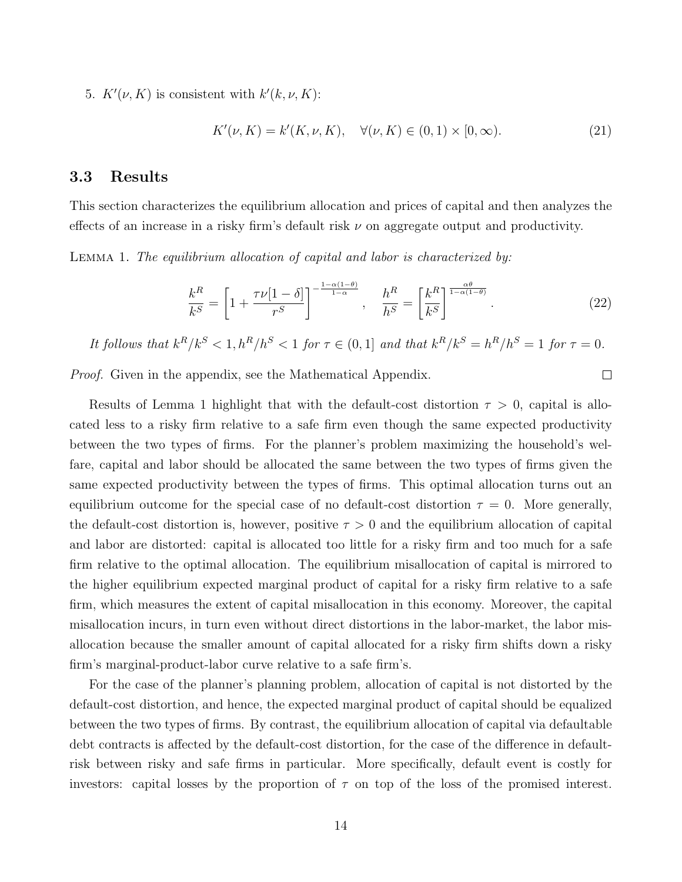5. $K'(\nu, K)$ is consistent with $k'(k, \nu, K)$:

$$K'(\nu, K) = k'(K, \nu, K), \quad \forall (\nu, K) \in (0,1) \times [0, \infty). \tag{21}$$

## 3.3 Results

This section characterizes the equilibrium allocation and prices of capital and then analyzes the effects of an increase in a risky firm's default risk $\nu$ on aggregate output and productivity.

Lemma 1. *The equilibrium allocation of capital and labor is characterized by:*

$$\frac{k^R}{k^S} = \left[1 + \frac{\tau\nu[1-\delta]}{r^S}\right]^{-\frac{1-\alpha(1-\theta)}{1-\alpha}}, \quad \frac{h^R}{h^S} = \left[\frac{k^R}{k^S}\right]^{\frac{\alpha\theta}{1-\alpha(1-\theta)}}. \tag{22}$$

*It follows that $k^R/k^S < 1, h^R/h^S < 1$ for $\tau \in (0,1]$ and that $k^R/k^S = h^R/h^S = 1$ for $\tau = 0$.*

*Proof.* Given in the appendix, see the Mathematical Appendix. □

Results of Lemma 1 highlight that with the default-cost distortion $\tau > 0$, capital is allocated less to a risky firm relative to a safe firm even though the same expected productivity between the two types of firms. For the planner's problem maximizing the household's welfare, capital and labor should be allocated the same between the two types of firms given the same expected productivity between the types of firms. This optimal allocation turns out an equilibrium outcome for the special case of no default-cost distortion $\tau = 0$. More generally, the default-cost distortion is, however, positive $\tau > 0$ and the equilibrium allocation of capital and labor are distorted: capital is allocated too little for a risky firm and too much for a safe firm relative to the optimal allocation. The equilibrium misallocation of capital is mirrored to the higher equilibrium expected marginal product of capital for a risky firm relative to a safe firm, which measures the extent of capital misallocation in this economy. Moreover, the capital misallocation incurs, in turn even without direct distortions in the labor-market, the labor misallocation because the smaller amount of capital allocated for a risky firm shifts down a risky firm's marginal-product-labor curve relative to a safe firm's.

For the case of the planner's planning problem, allocation of capital is not distorted by the default-cost distortion, and hence, the expected marginal product of capital should be equalized between the two types of firms. By contrast, the equilibrium allocation of capital via defaultable debt contracts is affected by the default-cost distortion, for the case of the difference in default-risk between risky and safe firms in particular. More specifically, default event is costly for investors: capital losses by the proportion of $\tau$ on top of the loss of the promised interest.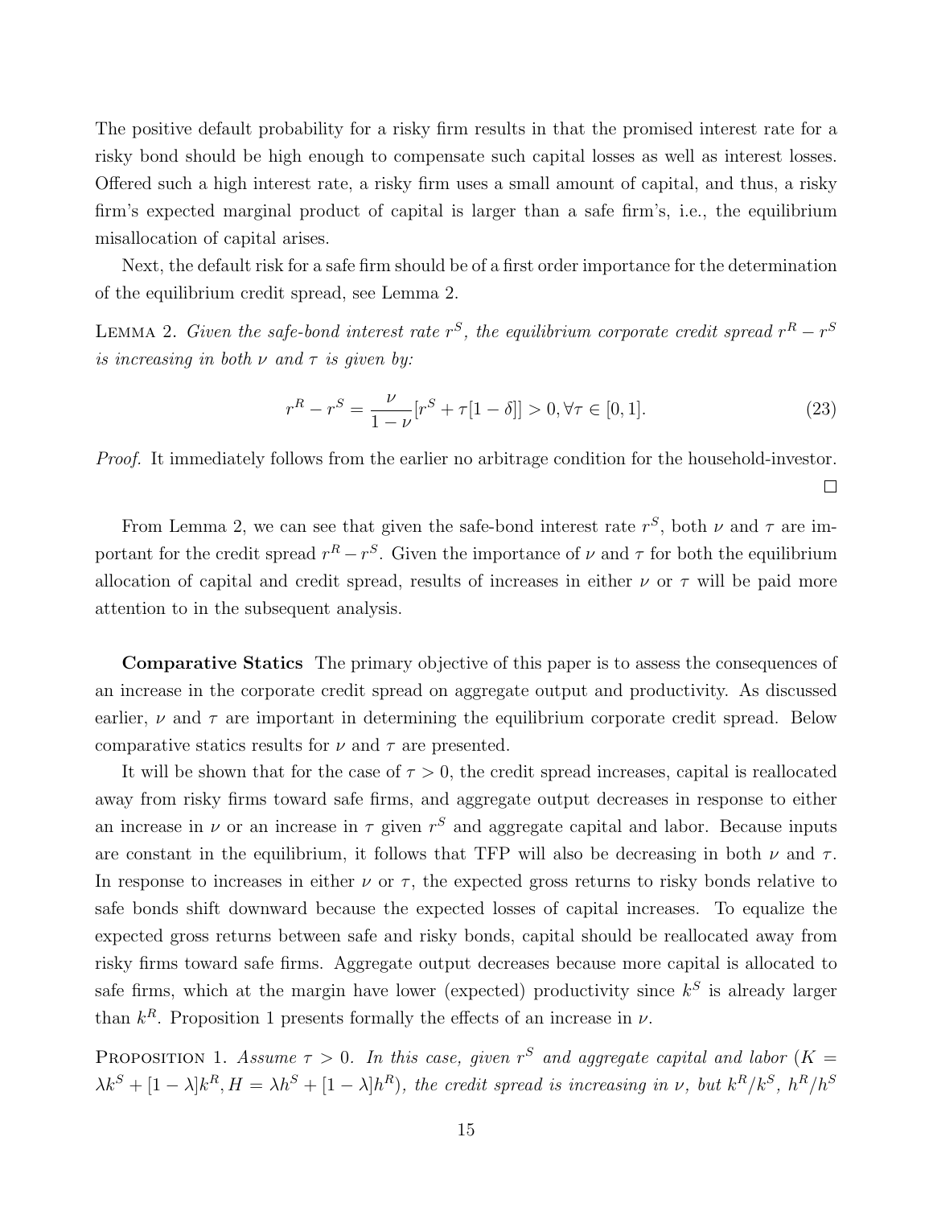The positive default probability for a risky firm results in that the promised interest rate for a risky bond should be high enough to compensate such capital losses as well as interest losses. Offered such a high interest rate, a risky firm uses a small amount of capital, and thus, a risky firm's expected marginal product of capital is larger than a safe firm's, i.e., the equilibrium misallocation of capital arises.

Next, the default risk for a safe firm should be of a first order importance for the determination of the equilibrium credit spread, see Lemma 2.

Lemma 2. *Given the safe-bond interest rate $r^S$, the equilibrium corporate credit spread $r^R - r^S$ is increasing in both $\nu$ and $\tau$ is given by:*

$$r^R - r^S = \frac{\nu}{1-\nu}[r^S + \tau[1-\delta]] > 0, \forall \tau \in [0,1]. \tag{23}$$

*Proof.* It immediately follows from the earlier no arbitrage condition for the household-investor. □

From Lemma 2, we can see that given the safe-bond interest rate $r^S$, both $\nu$ and $\tau$ are important for the credit spread $r^R - r^S$. Given the importance of $\nu$ and $\tau$ for both the equilibrium allocation of capital and credit spread, results of increases in either $\nu$ or $\tau$ will be paid more attention to in the subsequent analysis.

**Comparative Statics** The primary objective of this paper is to assess the consequences of an increase in the corporate credit spread on aggregate output and productivity. As discussed earlier, $\nu$ and $\tau$ are important in determining the equilibrium corporate credit spread. Below comparative statics results for $\nu$ and $\tau$ are presented.

It will be shown that for the case of $\tau > 0$, the credit spread increases, capital is reallocated away from risky firms toward safe firms, and aggregate output decreases in response to either an increase in $\nu$ or an increase in $\tau$ given $r^S$ and aggregate capital and labor. Because inputs are constant in the equilibrium, it follows that TFP will also be decreasing in both $\nu$ and $\tau$. In response to increases in either $\nu$ or $\tau$, the expected gross returns to risky bonds relative to safe bonds shift downward because the expected losses of capital increases. To equalize the expected gross returns between safe and risky bonds, capital should be reallocated away from risky firms toward safe firms. Aggregate output decreases because more capital is allocated to safe firms, which at the margin have lower (expected) productivity since $k^S$ is already larger than $k^R$. Proposition 1 presents formally the effects of an increase in $\nu$.

Proposition 1. *Assume $\tau > 0$. In this case, given $r^S$ and aggregate capital and labor ($K = \lambda k^S + [1-\lambda]k^R, H = \lambda h^S + [1-\lambda]h^R$), the credit spread is increasing in $\nu$, but $k^R/k^S$, $h^R/h^S$*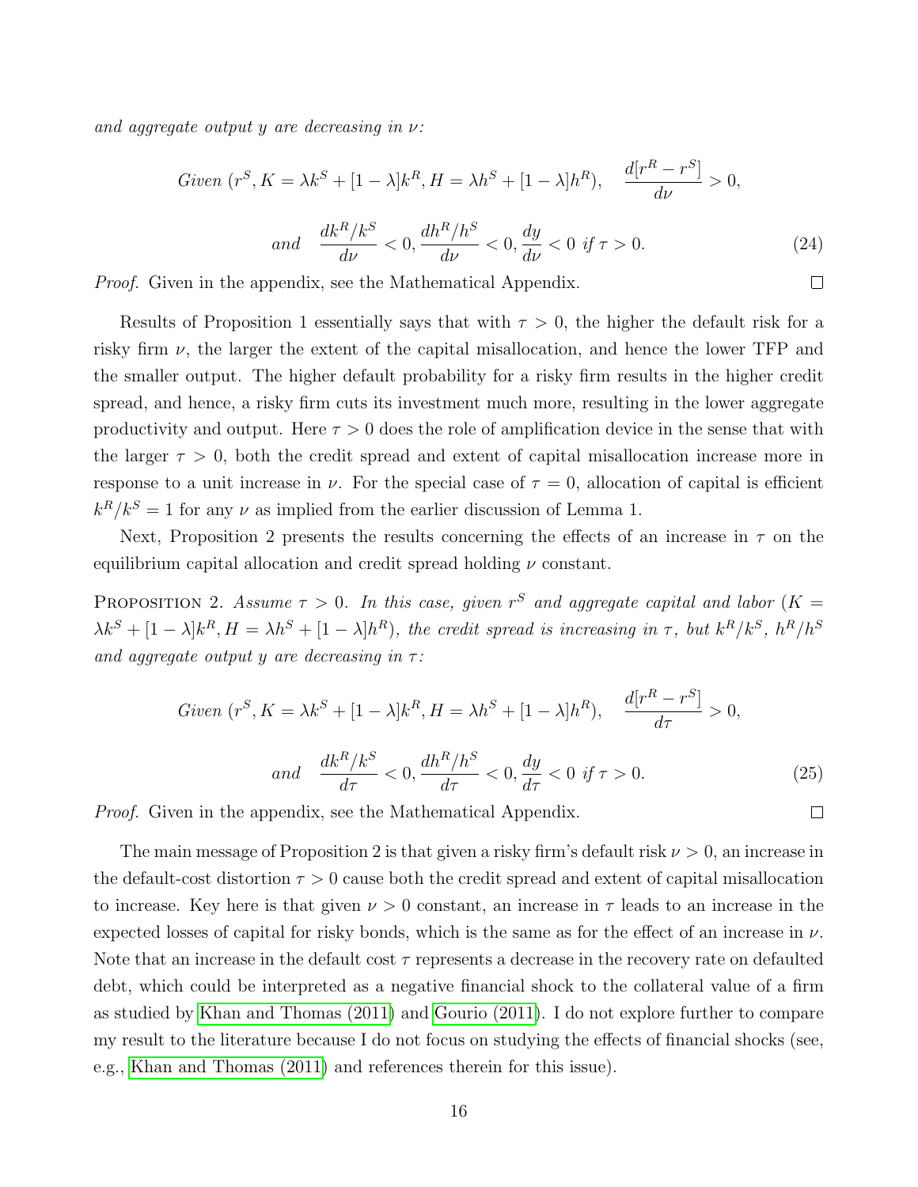*and aggregate output $y$ are decreasing in $\nu$:*

$$\text{Given } (r^S, K = \lambda k^S + [1-\lambda]k^R, H = \lambda h^S + [1-\lambda]h^R), \quad \frac{d[r^R - r^S]}{d\nu} > 0,$$

$$\text{and} \quad \frac{dk^R/k^S}{d\nu} < 0, \frac{dh^R/h^S}{d\nu} < 0, \frac{dy}{d\nu} < 0 \text{ if } \tau > 0. \tag{24}$$

*Proof.* Given in the appendix, see the Mathematical Appendix. ∎

Results of Proposition 1 essentially says that with $\tau > 0$, the higher the default risk for a risky firm $\nu$, the larger the extent of the capital misallocation, and hence the lower TFP and the smaller output. The higher default probability for a risky firm results in the higher credit spread, and hence, a risky firm cuts its investment much more, resulting in the lower aggregate productivity and output. Here $\tau > 0$ does the role of amplification device in the sense that with the larger $\tau > 0$, both the credit spread and extent of capital misallocation increase more in response to a unit increase in $\nu$. For the special case of $\tau = 0$, allocation of capital is efficient $k^R/k^S = 1$ for any $\nu$ as implied from the earlier discussion of Lemma 1.

Next, Proposition 2 presents the results concerning the effects of an increase in $\tau$ on the equilibrium capital allocation and credit spread holding $\nu$ constant.

PROPOSITION 2. *Assume $\tau > 0$. In this case, given $r^S$ and aggregate capital and labor ($K = \lambda k^S + [1-\lambda]k^R, H = \lambda h^S + [1-\lambda]h^R$), the credit spread is increasing in $\tau$, but $k^R/k^S$, $h^R/h^S$ and aggregate output $y$ are decreasing in $\tau$:*

$$\text{Given } (r^S, K = \lambda k^S + [1-\lambda]k^R, H = \lambda h^S + [1-\lambda]h^R), \quad \frac{d[r^R - r^S]}{d\tau} > 0,$$

$$\text{and} \quad \frac{dk^R/k^S}{d\tau} < 0, \frac{dh^R/h^S}{d\tau} < 0, \frac{dy}{d\tau} < 0 \text{ if } \tau > 0. \tag{25}$$

*Proof.* Given in the appendix, see the Mathematical Appendix. ∎

The main message of Proposition 2 is that given a risky firm's default risk $\nu > 0$, an increase in the default-cost distortion $\tau > 0$ cause both the credit spread and extent of capital misallocation to increase. Key here is that given $\nu > 0$ constant, an increase in $\tau$ leads to an increase in the expected losses of capital for risky bonds, which is the same as for the effect of an increase in $\nu$. Note that an increase in the default cost $\tau$ represents a decrease in the recovery rate on defaulted debt, which could be interpreted as a negative financial shock to the collateral value of a firm as studied by Khan and Thomas (2011) and Gourio (2011). I do not explore further to compare my result to the literature because I do not focus on studying the effects of financial shocks (see, e.g., Khan and Thomas (2011) and references therein for this issue).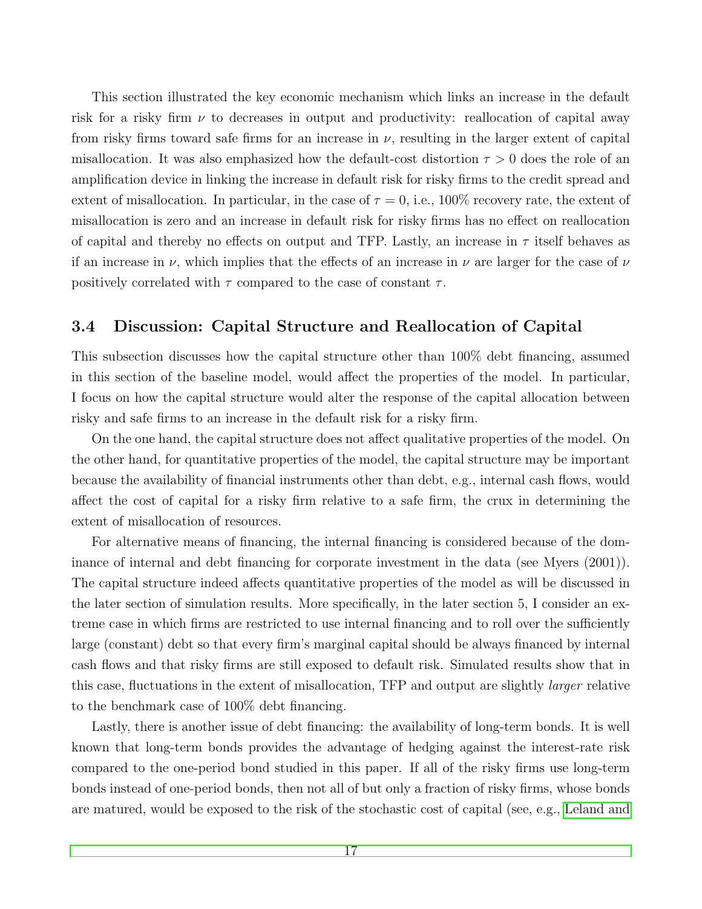This section illustrated the key economic mechanism which links an increase in the default risk for a risky firm $\nu$ to decreases in output and productivity: reallocation of capital away from risky firms toward safe firms for an increase in $\nu$, resulting in the larger extent of capital misallocation. It was also emphasized how the default-cost distortion $\tau > 0$ does the role of an amplification device in linking the increase in default risk for risky firms to the credit spread and extent of misallocation. In particular, in the case of $\tau = 0$, i.e., 100% recovery rate, the extent of misallocation is zero and an increase in default risk for risky firms has no effect on reallocation of capital and thereby no effects on output and TFP. Lastly, an increase in $\tau$ itself behaves as if an increase in $\nu$, which implies that the effects of an increase in $\nu$ are larger for the case of $\nu$ positively correlated with $\tau$ compared to the case of constant $\tau$.

### 3.4 Discussion: Capital Structure and Reallocation of Capital

This subsection discusses how the capital structure other than 100% debt financing, assumed in this section of the baseline model, would affect the properties of the model. In particular, I focus on how the capital structure would alter the response of the capital allocation between risky and safe firms to an increase in the default risk for a risky firm.

On the one hand, the capital structure does not affect qualitative properties of the model. On the other hand, for quantitative properties of the model, the capital structure may be important because the availability of financial instruments other than debt, e.g., internal cash flows, would affect the cost of capital for a risky firm relative to a safe firm, the crux in determining the extent of misallocation of resources.

For alternative means of financing, the internal financing is considered because of the dominance of internal and debt financing for corporate investment in the data (see Myers (2001)). The capital structure indeed affects quantitative properties of the model as will be discussed in the later section of simulation results. More specifically, in the later section 5, I consider an extreme case in which firms are restricted to use internal financing and to roll over the sufficiently large (constant) debt so that every firm's marginal capital should be always financed by internal cash flows and that risky firms are still exposed to default risk. Simulated results show that in this case, fluctuations in the extent of misallocation, TFP and output are slightly *larger* relative to the benchmark case of 100% debt financing.

Lastly, there is another issue of debt financing: the availability of long-term bonds. It is well known that long-term bonds provides the advantage of hedging against the interest-rate risk compared to the one-period bond studied in this paper. If all of the risky firms use long-term bonds instead of one-period bonds, then not all of but only a fraction of risky firms, whose bonds are matured, would be exposed to the risk of the stochastic cost of capital (see, e.g., Leland and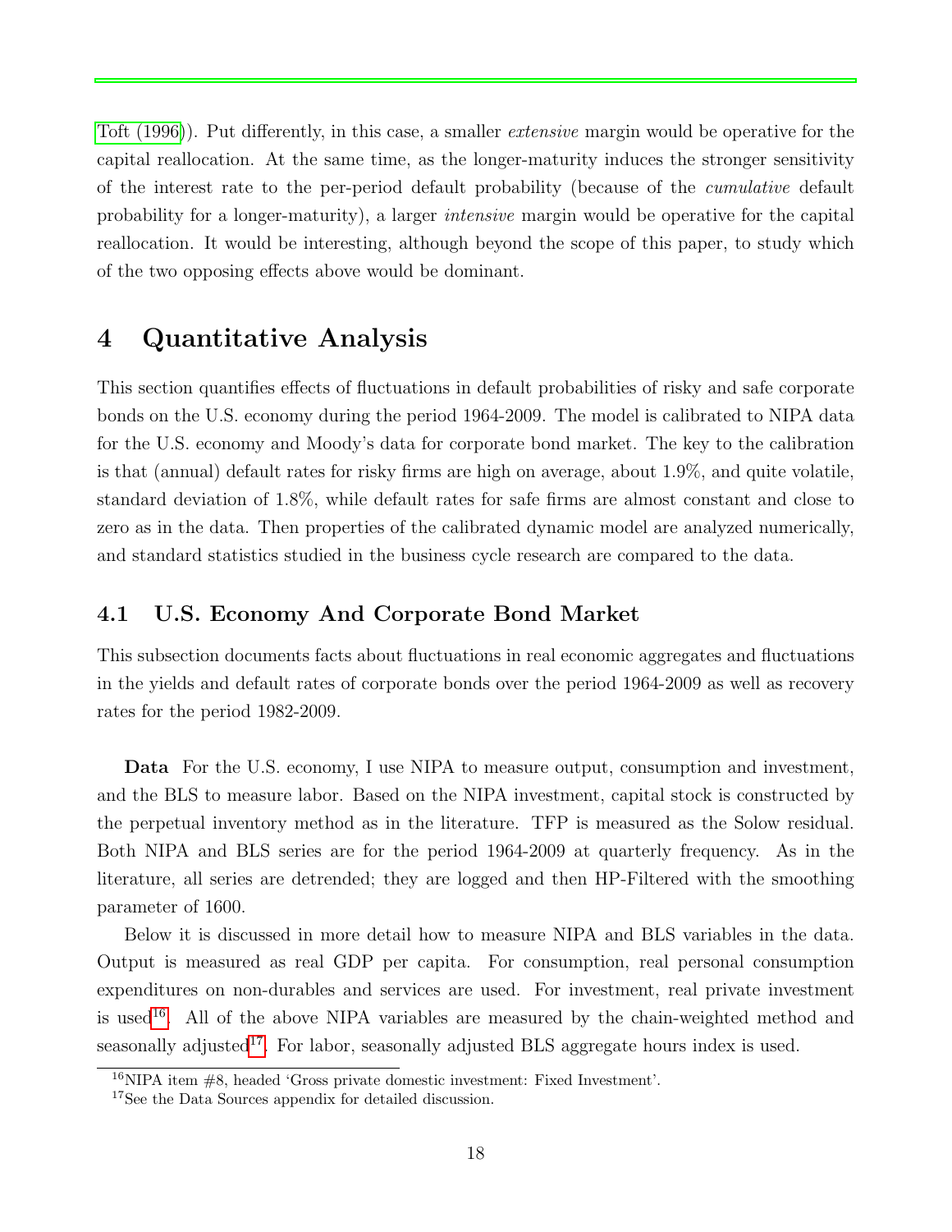Toft (1996)). Put differently, in this case, a smaller *extensive* margin would be operative for the capital reallocation. At the same time, as the longer-maturity induces the stronger sensitivity of the interest rate to the per-period default probability (because of the *cumulative* default probability for a longer-maturity), a larger *intensive* margin would be operative for the capital reallocation. It would be interesting, although beyond the scope of this paper, to study which of the two opposing effects above would be dominant.

# 4 Quantitative Analysis

This section quantifies effects of fluctuations in default probabilities of risky and safe corporate bonds on the U.S. economy during the period 1964-2009. The model is calibrated to NIPA data for the U.S. economy and Moody's data for corporate bond market. The key to the calibration is that (annual) default rates for risky firms are high on average, about 1.9%, and quite volatile, standard deviation of 1.8%, while default rates for safe firms are almost constant and close to zero as in the data. Then properties of the calibrated dynamic model are analyzed numerically, and standard statistics studied in the business cycle research are compared to the data.

## 4.1 U.S. Economy And Corporate Bond Market

This subsection documents facts about fluctuations in real economic aggregates and fluctuations in the yields and default rates of corporate bonds over the period 1964-2009 as well as recovery rates for the period 1982-2009.

**Data** For the U.S. economy, I use NIPA to measure output, consumption and investment, and the BLS to measure labor. Based on the NIPA investment, capital stock is constructed by the perpetual inventory method as in the literature. TFP is measured as the Solow residual. Both NIPA and BLS series are for the period 1964-2009 at quarterly frequency. As in the literature, all series are detrended; they are logged and then HP-Filtered with the smoothing parameter of 1600.

Below it is discussed in more detail how to measure NIPA and BLS variables in the data. Output is measured as real GDP per capita. For consumption, real personal consumption expenditures on non-durables and services are used. For investment, real private investment is used[16]. All of the above NIPA variables are measured by the chain-weighted method and seasonally adjusted[17]. For labor, seasonally adjusted BLS aggregate hours index is used.

[16]NIPA item #8, headed 'Gross private domestic investment: Fixed Investment'.

[17]See the Data Sources appendix for detailed discussion.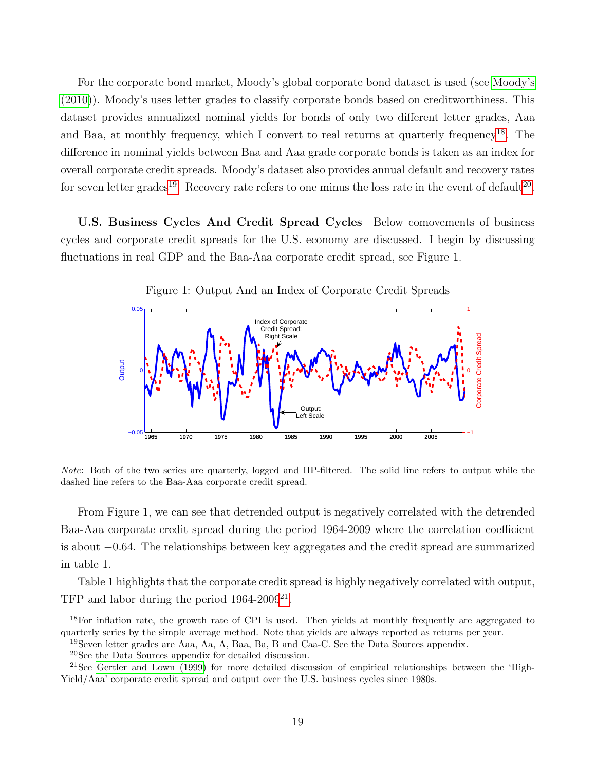For the corporate bond market, Moody's global corporate bond dataset is used (see Moody's (2010)). Moody's uses letter grades to classify corporate bonds based on creditworthiness. This dataset provides annualized nominal yields for bonds of only two different letter grades, Aaa and Baa, at monthly frequency, which I convert to real returns at quarterly frequency[18]. The difference in nominal yields between Baa and Aaa grade corporate bonds is taken as an index for overall corporate credit spreads. Moody's dataset also provides annual default and recovery rates for seven letter grades[19]. Recovery rate refers to one minus the loss rate in the event of default[20].

**U.S. Business Cycles And Credit Spread Cycles** Below comovements of business cycles and corporate credit spreads for the U.S. economy are discussed. I begin by discussing fluctuations in real GDP and the Baa-Aaa corporate credit spread, see Figure 1.

Figure 1: Output And an Index of Corporate Credit Spreads

*Note*: Both of the two series are quarterly, logged and HP-filtered. The solid line refers to output while the dashed line refers to the Baa-Aaa corporate credit spread.

From Figure 1, we can see that detrended output is negatively correlated with the detrended Baa-Aaa corporate credit spread during the period 1964-2009 where the correlation coefficient is about $-0.64$. The relationships between key aggregates and the credit spread are summarized in table 1.

Table 1 highlights that the corporate credit spread is highly negatively correlated with output, TFP and labor during the period 1964-2009[21].

---

[18] For inflation rate, the growth rate of CPI is used. Then yields at monthly frequently are aggregated to quarterly series by the simple average method. Note that yields are always reported as returns per year.

[19] Seven letter grades are Aaa, Aa, A, Baa, Ba, B and Caa-C. See the Data Sources appendix.

[20] See the Data Sources appendix for detailed discussion.

[21] See Gertler and Lown (1999) for more detailed discussion of empirical relationships between the 'High-Yield/Aaa' corporate credit spread and output over the U.S. business cycles since 1980s.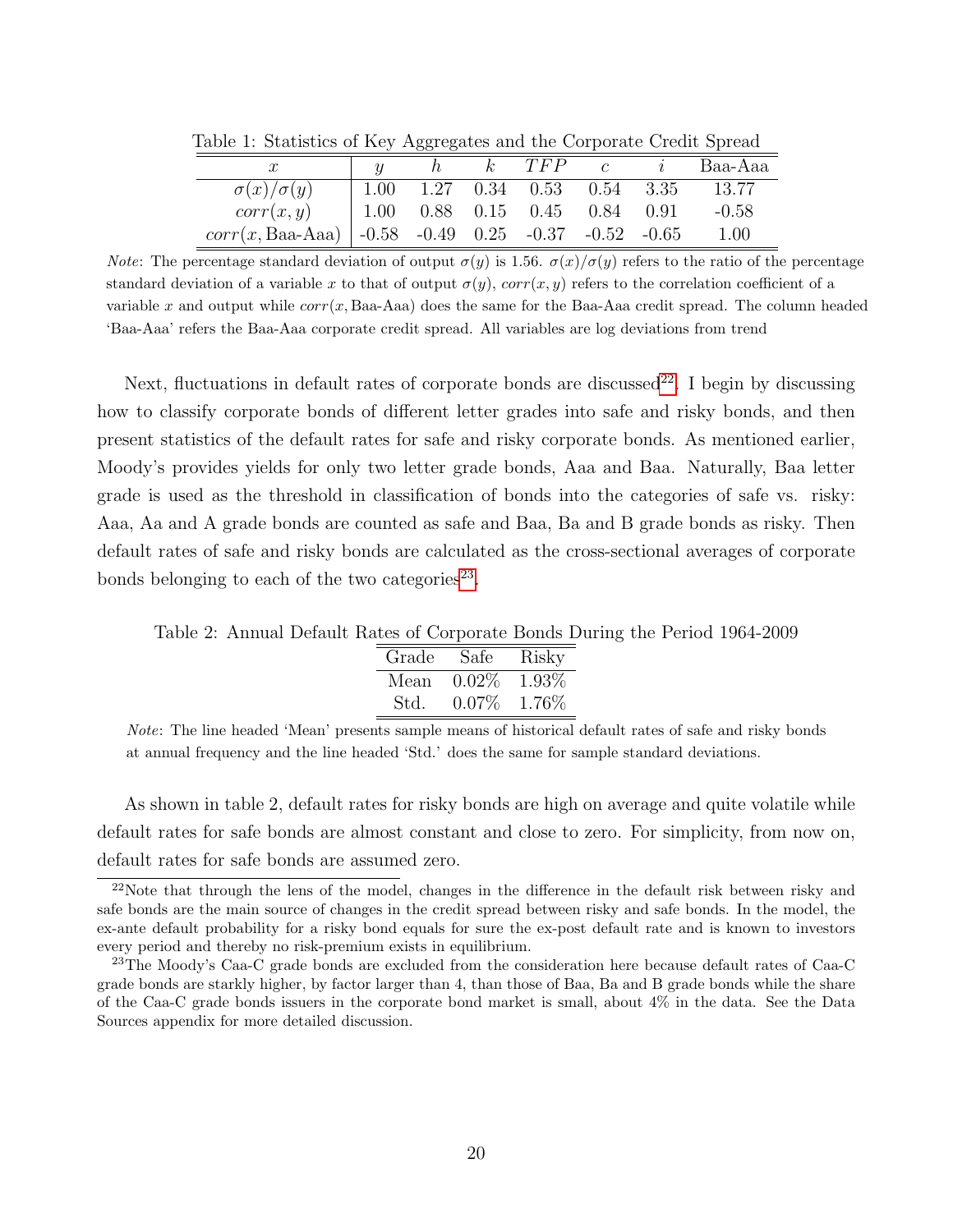Table 1: Statistics of Key Aggregates and the Corporate Credit Spread

| $x$ | $y$ | $h$ | $k$ | $TFP$ | $c$ | $i$ | Baa-Aaa |
|---|---|---|---|---|---|---|---|
| $\sigma(x)/\sigma(y)$ | 1.00 | 1.27 | 0.34 | 0.53 | 0.54 | 3.35 | 13.77 |
| $corr(x, y)$ | 1.00 | 0.88 | 0.15 | 0.45 | 0.84 | 0.91 | -0.58 |
| $corr(x, \text{Baa-Aaa})$ | -0.58 | -0.49 | 0.25 | -0.37 | -0.52 | -0.65 | 1.00 |

*Note*: The percentage standard deviation of output $\sigma(y)$ is 1.56. $\sigma(x)/\sigma(y)$ refers to the ratio of the percentage standard deviation of a variable $x$ to that of output $\sigma(y)$, $corr(x, y)$ refers to the correlation coefficient of a variable $x$ and output while $corr(x, \text{Baa-Aaa})$ does the same for the Baa-Aaa credit spread. The column headed 'Baa-Aaa' refers the Baa-Aaa corporate credit spread. All variables are log deviations from trend

Next, fluctuations in default rates of corporate bonds are discussed[22]. I begin by discussing how to classify corporate bonds of different letter grades into safe and risky bonds, and then present statistics of the default rates for safe and risky corporate bonds. As mentioned earlier, Moody's provides yields for only two letter grade bonds, Aaa and Baa. Naturally, Baa letter grade is used as the threshold in classification of bonds into the categories of safe vs. risky: Aaa, Aa and A grade bonds are counted as safe and Baa, Ba and B grade bonds as risky. Then default rates of safe and risky bonds are calculated as the cross-sectional averages of corporate bonds belonging to each of the two categories[23].

Table 2: Annual Default Rates of Corporate Bonds During the Period 1964-2009

| Grade | Safe | Risky |
|---|---|---|
| Mean | 0.02% | 1.93% |
| Std. | 0.07% | 1.76% |

*Note*: The line headed 'Mean' presents sample means of historical default rates of safe and risky bonds at annual frequency and the line headed 'Std.' does the same for sample standard deviations.

As shown in table 2, default rates for risky bonds are high on average and quite volatile while default rates for safe bonds are almost constant and close to zero. For simplicity, from now on, default rates for safe bonds are assumed zero.

[22] Note that through the lens of the model, changes in the difference in the default risk between risky and safe bonds are the main source of changes in the credit spread between risky and safe bonds. In the model, the ex-ante default probability for a risky bond equals for sure the ex-post default rate and is known to investors every period and thereby no risk-premium exists in equilibrium.

[23] The Moody's Caa-C grade bonds are excluded from the consideration here because default rates of Caa-C grade bonds are starkly higher, by factor larger than 4, than those of Baa, Ba and B grade bonds while the share of the Caa-C grade bonds issuers in the corporate bond market is small, about 4% in the data. See the Data Sources appendix for more detailed discussion.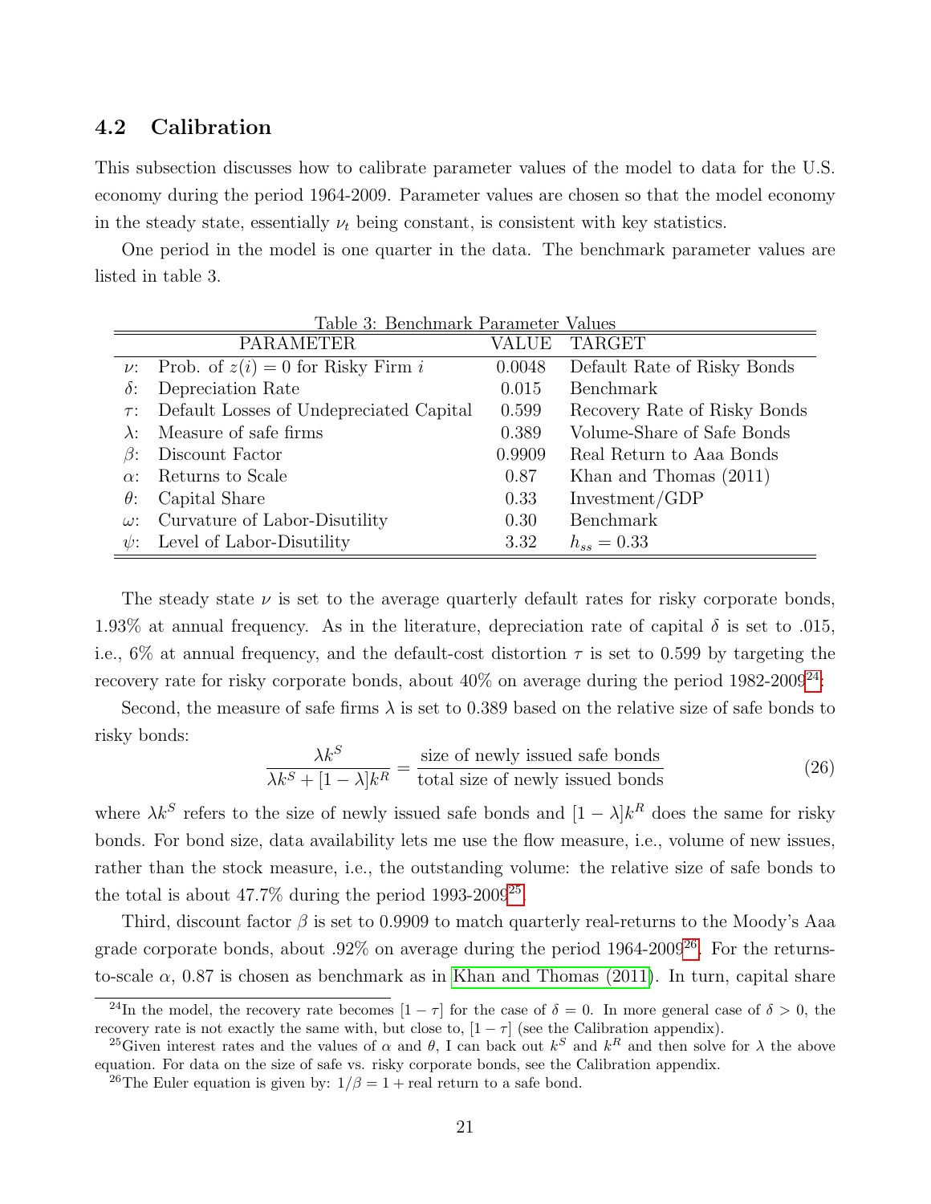### 4.2 Calibration

This subsection discusses how to calibrate parameter values of the model to data for the U.S. economy during the period 1964-2009. Parameter values are chosen so that the model economy in the steady state, essentially $\nu_t$ being constant, is consistent with key statistics.

One period in the model is one quarter in the data. The benchmark parameter values are listed in table 3.

Table 3: Benchmark Parameter Values

| | PARAMETER | VALUE | TARGET |
|---|---|---|---|
| $\nu$: | Prob. of $z(i) = 0$ for Risky Firm $i$ | 0.0048 | Default Rate of Risky Bonds |
| $\delta$: | Depreciation Rate | 0.015 | Benchmark |
| $\tau$: | Default Losses of Undepreciated Capital | 0.599 | Recovery Rate of Risky Bonds |
| $\lambda$: | Measure of safe firms | 0.389 | Volume-Share of Safe Bonds |
| $\beta$: | Discount Factor | 0.9909 | Real Return to Aaa Bonds |
| $\alpha$: | Returns to Scale | 0.87 | Khan and Thomas (2011) |
| $\theta$: | Capital Share | 0.33 | Investment/GDP |
| $\omega$: | Curvature of Labor-Disutility | 0.30 | Benchmark |
| $\psi$: | Level of Labor-Disutility | 3.32 | $h_{ss} = 0.33$ |

The steady state $\nu$ is set to the average quarterly default rates for risky corporate bonds, 1.93% at annual frequency. As in the literature, depreciation rate of capital $\delta$ is set to .015, i.e., 6% at annual frequency, and the default-cost distortion $\tau$ is set to 0.599 by targeting the recovery rate for risky corporate bonds, about 40% on average during the period 1982-2009[24].

Second, the measure of safe firms $\lambda$ is set to 0.389 based on the relative size of safe bonds to risky bonds:

$$\frac{\lambda k^S}{\lambda k^S + [1-\lambda]k^R} = \frac{\text{size of newly issued safe bonds}}{\text{total size of newly issued bonds}} \tag{26}$$

where $\lambda k^S$ refers to the size of newly issued safe bonds and $[1-\lambda]k^R$ does the same for risky bonds. For bond size, data availability lets me use the flow measure, i.e., volume of new issues, rather than the stock measure, i.e., the outstanding volume: the relative size of safe bonds to the total is about 47.7% during the period 1993-2009[25].

Third, discount factor $\beta$ is set to 0.9909 to match quarterly real-returns to the Moody's Aaa grade corporate bonds, about .92% on average during the period 1964-2009[26]. For the returns-to-scale $\alpha$, 0.87 is chosen as benchmark as in Khan and Thomas (2011). In turn, capital share

---

[24] In the model, the recovery rate becomes $[1-\tau]$ for the case of $\delta = 0$. In more general case of $\delta > 0$, the recovery rate is not exactly the same with, but close to, $[1-\tau]$ (see the Calibration appendix).

[25] Given interest rates and the values of $\alpha$ and $\theta$, I can back out $k^S$ and $k^R$ and then solve for $\lambda$ the above equation. For data on the size of safe vs. risky corporate bonds, see the Calibration appendix.

[26] The Euler equation is given by: $1/\beta = 1 +$ real return to a safe bond.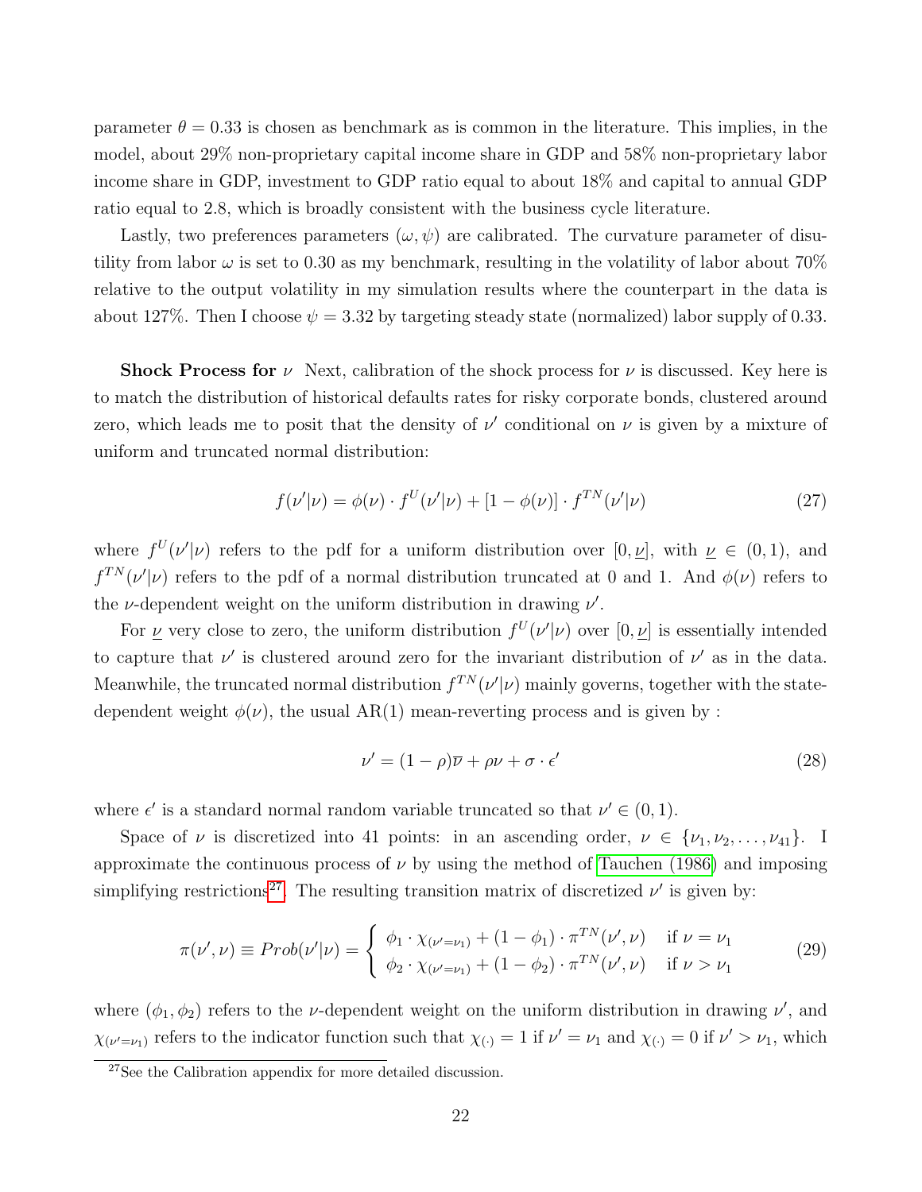parameter $\theta = 0.33$ is chosen as benchmark as is common in the literature. This implies, in the model, about 29% non-proprietary capital income share in GDP and 58% non-proprietary labor income share in GDP, investment to GDP ratio equal to about 18% and capital to annual GDP ratio equal to 2.8, which is broadly consistent with the business cycle literature.

Lastly, two preferences parameters $(\omega, \psi)$ are calibrated. The curvature parameter of disutility from labor $\omega$ is set to 0.30 as my benchmark, resulting in the volatility of labor about 70% relative to the output volatility in my simulation results where the counterpart in the data is about 127%. Then I choose $\psi = 3.32$ by targeting steady state (normalized) labor supply of 0.33.

**Shock Process for $\nu$** Next, calibration of the shock process for $\nu$ is discussed. Key here is to match the distribution of historical defaults rates for risky corporate bonds, clustered around zero, which leads me to posit that the density of $\nu'$ conditional on $\nu$ is given by a mixture of uniform and truncated normal distribution:

$$f(\nu'|\nu) = \phi(\nu) \cdot f^U(\nu'|\nu) + [1 - \phi(\nu)] \cdot f^{TN}(\nu'|\nu) \tag{27}$$

where $f^U(\nu'|\nu)$ refers to the pdf for a uniform distribution over $[0, \underline{\nu}]$, with $\underline{\nu} \in (0, 1)$, and $f^{TN}(\nu'|\nu)$ refers to the pdf of a normal distribution truncated at 0 and 1. And $\phi(\nu)$ refers to the $\nu$-dependent weight on the uniform distribution in drawing $\nu'$.

For $\underline{\nu}$ very close to zero, the uniform distribution $f^U(\nu'|\nu)$ over $[0, \underline{\nu}]$ is essentially intended to capture that $\nu'$ is clustered around zero for the invariant distribution of $\nu'$ as in the data. Meanwhile, the truncated normal distribution $f^{TN}(\nu'|\nu)$ mainly governs, together with the state-dependent weight $\phi(\nu)$, the usual AR(1) mean-reverting process and is given by :

$$\nu' = (1 - \rho)\overline{\nu} + \rho\nu + \sigma \cdot \epsilon' \tag{28}$$

where $\epsilon'$ is a standard normal random variable truncated so that $\nu' \in (0, 1)$.

Space of $\nu$ is discretized into 41 points: in an ascending order, $\nu \in \{\nu_1, \nu_2, \ldots, \nu_{41}\}$. I approximate the continuous process of $\nu$ by using the method of Tauchen (1986) and imposing simplifying restrictions[27]. The resulting transition matrix of discretized $\nu'$ is given by:

$$\pi(\nu', \nu) \equiv Prob(\nu'|\nu) = \begin{cases} \phi_1 \cdot \chi_{(\nu'=\nu_1)} + (1 - \phi_1) \cdot \pi^{TN}(\nu', \nu) & \text{if } \nu = \nu_1 \\ \phi_2 \cdot \chi_{(\nu'=\nu_1)} + (1 - \phi_2) \cdot \pi^{TN}(\nu', \nu) & \text{if } \nu > \nu_1 \end{cases} \tag{29}$$

where $(\phi_1, \phi_2)$ refers to the $\nu$-dependent weight on the uniform distribution in drawing $\nu'$, and $\chi_{(\nu'=\nu_1)}$ refers to the indicator function such that $\chi_{(\cdot)} = 1$ if $\nu' = \nu_1$ and $\chi_{(\cdot)} = 0$ if $\nu' > \nu_1$, which

[27] See the Calibration appendix for more detailed discussion.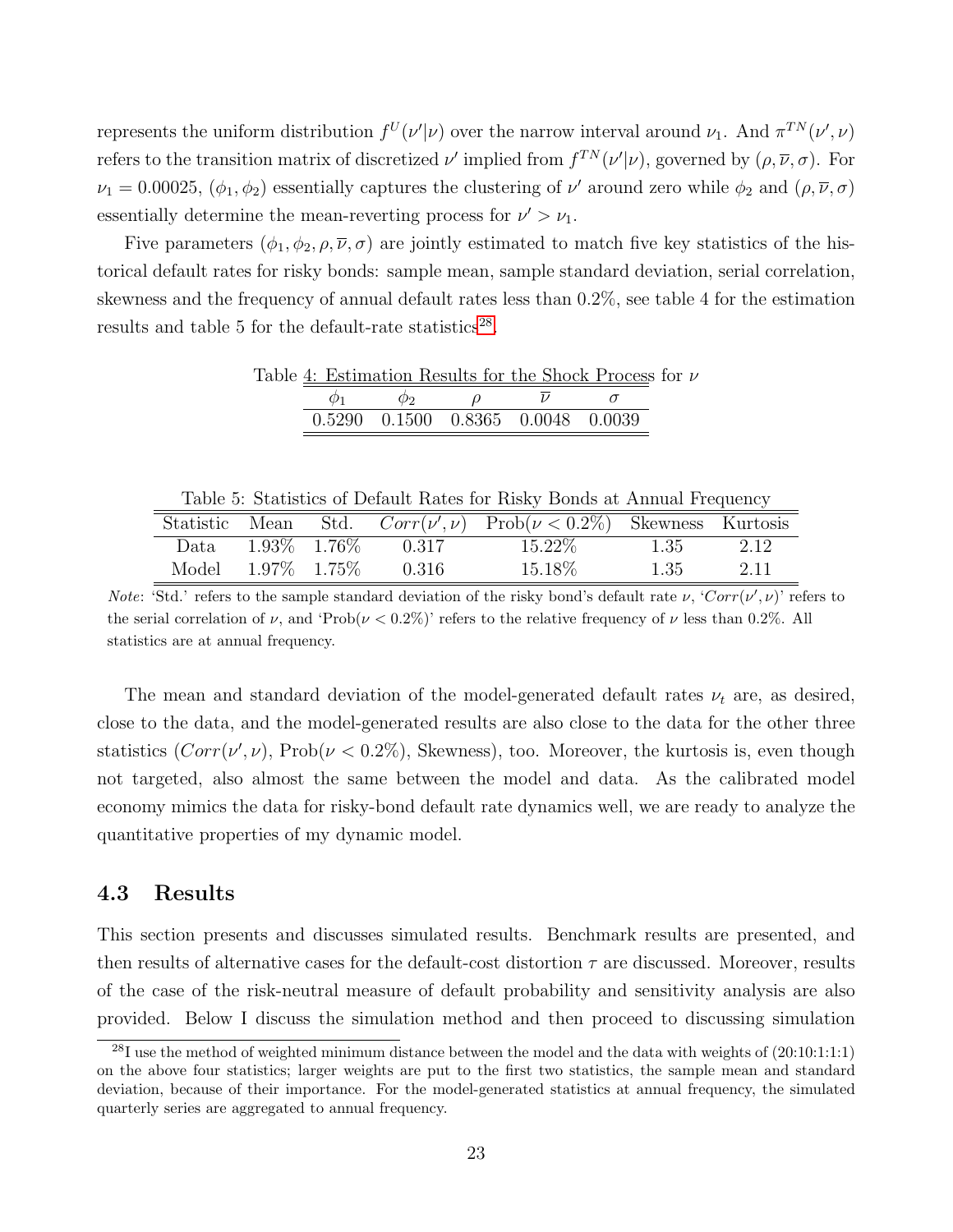represents the uniform distribution $f^U(\nu'|\nu)$ over the narrow interval around $\nu_1$. And $\pi^{TN}(\nu', \nu)$ refers to the transition matrix of discretized $\nu'$ implied from $f^{TN}(\nu'|\nu)$, governed by $(\rho, \overline{\nu}, \sigma)$. For $\nu_1 = 0.00025$, $(\phi_1, \phi_2)$ essentially captures the clustering of $\nu'$ around zero while $\phi_2$ and $(\rho, \overline{\nu}, \sigma)$ essentially determine the mean-reverting process for $\nu' > \nu_1$.

Five parameters $(\phi_1, \phi_2, \rho, \overline{\nu}, \sigma)$ are jointly estimated to match five key statistics of the historical default rates for risky bonds: sample mean, sample standard deviation, serial correlation, skewness and the frequency of annual default rates less than 0.2%, see table 4 for the estimation results and table 5 for the default-rate statistics[28].

Table 4: Estimation Results for the Shock Process for $\nu$

| $\phi_1$ | $\phi_2$ | $\rho$ | $\overline{\nu}$ | $\sigma$ |
|---|---|---|---|---|
| 0.5290 | 0.1500 | 0.8365 | 0.0048 | 0.0039 |

Table 5: Statistics of Default Rates for Risky Bonds at Annual Frequency

| Statistic | Mean | Std. | $Corr(\nu', \nu)$ | Prob$(\nu < 0.2\%)$ | Skewness | Kurtosis |
|---|---|---|---|---|---|---|
| Data | 1.93% | 1.76% | 0.317 | 15.22% | 1.35 | 2.12 |
| Model | 1.97% | 1.75% | 0.316 | 15.18% | 1.35 | 2.11 |

*Note*: 'Std.' refers to the sample standard deviation of the risky bond's default rate $\nu$, '$Corr(\nu', \nu)$' refers to the serial correlation of $\nu$, and 'Prob$(\nu < 0.2\%)$' refers to the relative frequency of $\nu$ less than 0.2%. All statistics are at annual frequency.

The mean and standard deviation of the model-generated default rates $\nu_t$ are, as desired, close to the data, and the model-generated results are also close to the data for the other three statistics ($Corr(\nu', \nu)$, Prob$(\nu < 0.2\%)$, Skewness), too. Moreover, the kurtosis is, even though not targeted, also almost the same between the model and data. As the calibrated model economy mimics the data for risky-bond default rate dynamics well, we are ready to analyze the quantitative properties of my dynamic model.

## 4.3 Results

This section presents and discusses simulated results. Benchmark results are presented, and then results of alternative cases for the default-cost distortion $\tau$ are discussed. Moreover, results of the case of the risk-neutral measure of default probability and sensitivity analysis are also provided. Below I discuss the simulation method and then proceed to discussing simulation

[28] I use the method of weighted minimum distance between the model and the data with weights of (20:10:1:1:1) on the above four statistics; larger weights are put to the first two statistics, the sample mean and standard deviation, because of their importance. For the model-generated statistics at annual frequency, the simulated quarterly series are aggregated to annual frequency.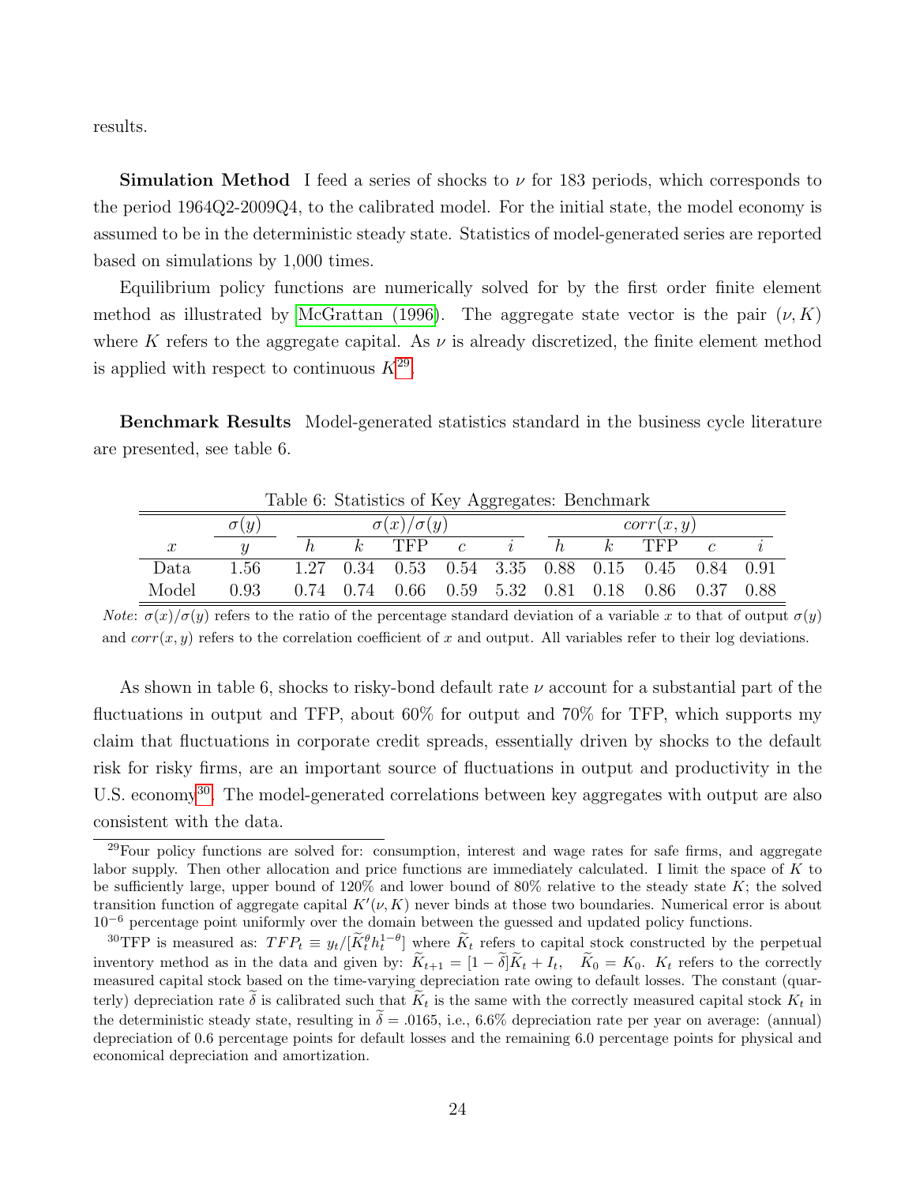results.

**Simulation Method** I feed a series of shocks to $\nu$ for 183 periods, which corresponds to the period 1964Q2-2009Q4, to the calibrated model. For the initial state, the model economy is assumed to be in the deterministic steady state. Statistics of model-generated series are reported based on simulations by 1,000 times.

Equilibrium policy functions are numerically solved for by the first order finite element method as illustrated by McGrattan (1996). The aggregate state vector is the pair $(\nu, K)$ where $K$ refers to the aggregate capital. As $\nu$ is already discretized, the finite element method is applied with respect to continuous $K$[29].

**Benchmark Results** Model-generated statistics standard in the business cycle literature are presented, see table 6.

Table 6: Statistics of Key Aggregates: Benchmark

| | $\sigma(y)$ | $\sigma(x)/\sigma(y)$ | | | | | $corr(x,y)$ | | | | |
|---|---|---|---|---|---|---|---|---|---|---|---|
| $x$ | $y$ | $h$ | $k$ | TFP | $c$ | $i$ | $h$ | $k$ | TFP | $c$ | $i$ |
| Data | 1.56 | 1.27 | 0.34 | 0.53 | 0.54 | 3.35 | 0.88 | 0.15 | 0.45 | 0.84 | 0.91 |
| Model | 0.93 | 0.74 | 0.74 | 0.66 | 0.59 | 5.32 | 0.81 | 0.18 | 0.86 | 0.37 | 0.88 |

*Note*: $\sigma(x)/\sigma(y)$ refers to the ratio of the percentage standard deviation of a variable $x$ to that of output $\sigma(y)$ and $corr(x,y)$ refers to the correlation coefficient of $x$ and output. All variables refer to their log deviations.

As shown in table 6, shocks to risky-bond default rate $\nu$ account for a substantial part of the fluctuations in output and TFP, about 60% for output and 70% for TFP, which supports my claim that fluctuations in corporate credit spreads, essentially driven by shocks to the default risk for risky firms, are an important source of fluctuations in output and productivity in the U.S. economy[30]. The model-generated correlations between key aggregates with output are also consistent with the data.

[29] Four policy functions are solved for: consumption, interest and wage rates for safe firms, and aggregate labor supply. Then other allocation and price functions are immediately calculated. I limit the space of $K$ to be sufficiently large, upper bound of 120% and lower bound of 80% relative to the steady state $K$; the solved transition function of aggregate capital $K'(\nu, K)$ never binds at those two boundaries. Numerical error is about $10^{-6}$ percentage point uniformly over the domain between the guessed and updated policy functions.

[30] TFP is measured as: $TFP_t \equiv y_t/[\widetilde{K}_t^{\theta} h_t^{1-\theta}]$ where $\widetilde{K}_t$ refers to capital stock constructed by the perpetual inventory method as in the data and given by: $\widetilde{K}_{t+1} = [1-\widetilde{\delta}]\widetilde{K}_t + I_t$, $\widetilde{K}_0 = K_0$. $K_t$ refers to the correctly measured capital stock based on the time-varying depreciation rate owing to default losses. The constant (quarterly) depreciation rate $\widetilde{\delta}$ is calibrated such that $\widetilde{K}_t$ is the same with the correctly measured capital stock $K_t$ in the deterministic steady state, resulting in $\widetilde{\delta} = .0165$, i.e., 6.6% depreciation rate per year on average: (annual) depreciation of 0.6 percentage points for default losses and the remaining 6.0 percentage points for physical and economical depreciation and amortization.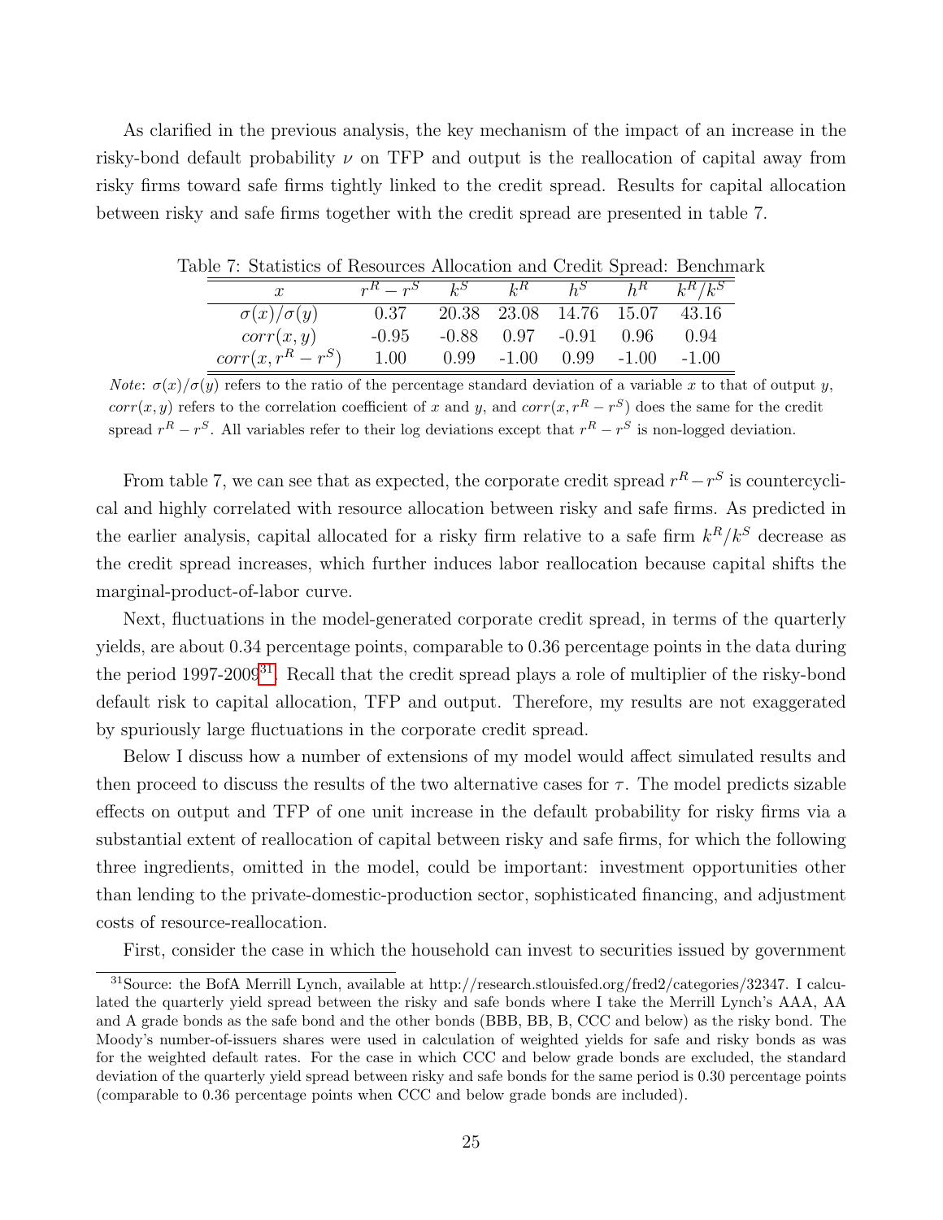As clarified in the previous analysis, the key mechanism of the impact of an increase in the risky-bond default probability $\nu$ on TFP and output is the reallocation of capital away from risky firms toward safe firms tightly linked to the credit spread. Results for capital allocation between risky and safe firms together with the credit spread are presented in table 7.

Table 7: Statistics of Resources Allocation and Credit Spread: Benchmark

| $x$ | $r^R - r^S$ | $k^S$ | $k^R$ | $h^S$ | $h^R$ | $k^R/k^S$ |
|---|---|---|---|---|---|---|
| $\sigma(x)/\sigma(y)$ | 0.37 | 20.38 | 23.08 | 14.76 | 15.07 | 43.16 |
| $corr(x, y)$ | -0.95 | -0.88 | 0.97 | -0.91 | 0.96 | 0.94 |
| $corr(x, r^R - r^S)$ | 1.00 | 0.99 | -1.00 | 0.99 | -1.00 | -1.00 |

*Note*: $\sigma(x)/\sigma(y)$ refers to the ratio of the percentage standard deviation of a variable $x$ to that of output $y$, $corr(x, y)$ refers to the correlation coefficient of $x$ and $y$, and $corr(x, r^R - r^S)$ does the same for the credit spread $r^R - r^S$. All variables refer to their log deviations except that $r^R - r^S$ is non-logged deviation.

From table 7, we can see that as expected, the corporate credit spread $r^R - r^S$ is countercyclical and highly correlated with resource allocation between risky and safe firms. As predicted in the earlier analysis, capital allocated for a risky firm relative to a safe firm $k^R/k^S$ decrease as the credit spread increases, which further induces labor reallocation because capital shifts the marginal-product-of-labor curve.

Next, fluctuations in the model-generated corporate credit spread, in terms of the quarterly yields, are about 0.34 percentage points, comparable to 0.36 percentage points in the data during the period 1997-2009[31]. Recall that the credit spread plays a role of multiplier of the risky-bond default risk to capital allocation, TFP and output. Therefore, my results are not exaggerated by spuriously large fluctuations in the corporate credit spread.

Below I discuss how a number of extensions of my model would affect simulated results and then proceed to discuss the results of the two alternative cases for $\tau$. The model predicts sizable effects on output and TFP of one unit increase in the default probability for risky firms via a substantial extent of reallocation of capital between risky and safe firms, for which the following three ingredients, omitted in the model, could be important: investment opportunities other than lending to the private-domestic-production sector, sophisticated financing, and adjustment costs of resource-reallocation.

First, consider the case in which the household can invest to securities issued by government

[31] Source: the BofA Merrill Lynch, available at http://research.stlouisfed.org/fred2/categories/32347. I calculated the quarterly yield spread between the risky and safe bonds where I take the Merrill Lynch's AAA, AA and A grade bonds as the safe bond and the other bonds (BBB, BB, B, CCC and below) as the risky bond. The Moody's number-of-issuers shares were used in calculation of weighted yields for safe and risky bonds as was for the weighted default rates. For the case in which CCC and below grade bonds are excluded, the standard deviation of the quarterly yield spread between risky and safe bonds for the same period is 0.30 percentage points (comparable to 0.36 percentage points when CCC and below grade bonds are included).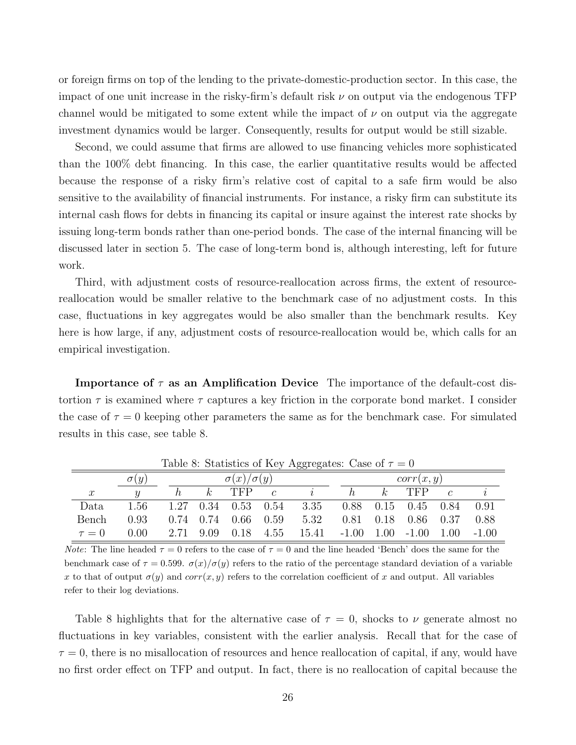or foreign firms on top of the lending to the private-domestic-production sector. In this case, the impact of one unit increase in the risky-firm's default risk $\nu$ on output via the endogenous TFP channel would be mitigated to some extent while the impact of $\nu$ on output via the aggregate investment dynamics would be larger. Consequently, results for output would be still sizable.

Second, we could assume that firms are allowed to use financing vehicles more sophisticated than the 100% debt financing. In this case, the earlier quantitative results would be affected because the response of a risky firm's relative cost of capital to a safe firm would be also sensitive to the availability of financial instruments. For instance, a risky firm can substitute its internal cash flows for debts in financing its capital or insure against the interest rate shocks by issuing long-term bonds rather than one-period bonds. The case of the internal financing will be discussed later in section 5. The case of long-term bond is, although interesting, left for future work.

Third, with adjustment costs of resource-reallocation across firms, the extent of resource-reallocation would be smaller relative to the benchmark case of no adjustment costs. In this case, fluctuations in key aggregates would be also smaller than the benchmark results. Key here is how large, if any, adjustment costs of resource-reallocation would be, which calls for an empirical investigation.

**Importance of $\tau$ as an Amplification Device** The importance of the default-cost distortion $\tau$ is examined where $\tau$ captures a key friction in the corporate bond market. I consider the case of $\tau = 0$ keeping other parameters the same as for the benchmark case. For simulated results in this case, see table 8.

Table 8: Statistics of Key Aggregates: Case of $\tau = 0$

| | $\sigma(y)$ | $\sigma(x)/\sigma(y)$ | | | | | $corr(x, y)$ | | | | |
|---|---|---|---|---|---|---|---|---|---|---|---|
| $x$ | $y$ | $h$ | $k$ | TFP | $c$ | $i$ | $h$ | $k$ | TFP | $c$ | $i$ |
| Data | 1.56 | 1.27 | 0.34 | 0.53 | 0.54 | 3.35 | 0.88 | 0.15 | 0.45 | 0.84 | 0.91 |
| Bench | 0.93 | 0.74 | 0.74 | 0.66 | 0.59 | 5.32 | 0.81 | 0.18 | 0.86 | 0.37 | 0.88 |
| $\tau = 0$ | 0.00 | 2.71 | 9.09 | 0.18 | 4.55 | 15.41 | -1.00 | 1.00 | -1.00 | 1.00 | -1.00 |

*Note*: The line headed $\tau = 0$ refers to the case of $\tau = 0$ and the line headed 'Bench' does the same for the benchmark case of $\tau = 0.599$. $\sigma(x)/\sigma(y)$ refers to the ratio of the percentage standard deviation of a variable $x$ to that of output $\sigma(y)$ and $corr(x, y)$ refers to the correlation coefficient of $x$ and output. All variables refer to their log deviations.

Table 8 highlights that for the alternative case of $\tau = 0$, shocks to $\nu$ generate almost no fluctuations in key variables, consistent with the earlier analysis. Recall that for the case of $\tau = 0$, there is no misallocation of resources and hence reallocation of capital, if any, would have no first order effect on TFP and output. In fact, there is no reallocation of capital because the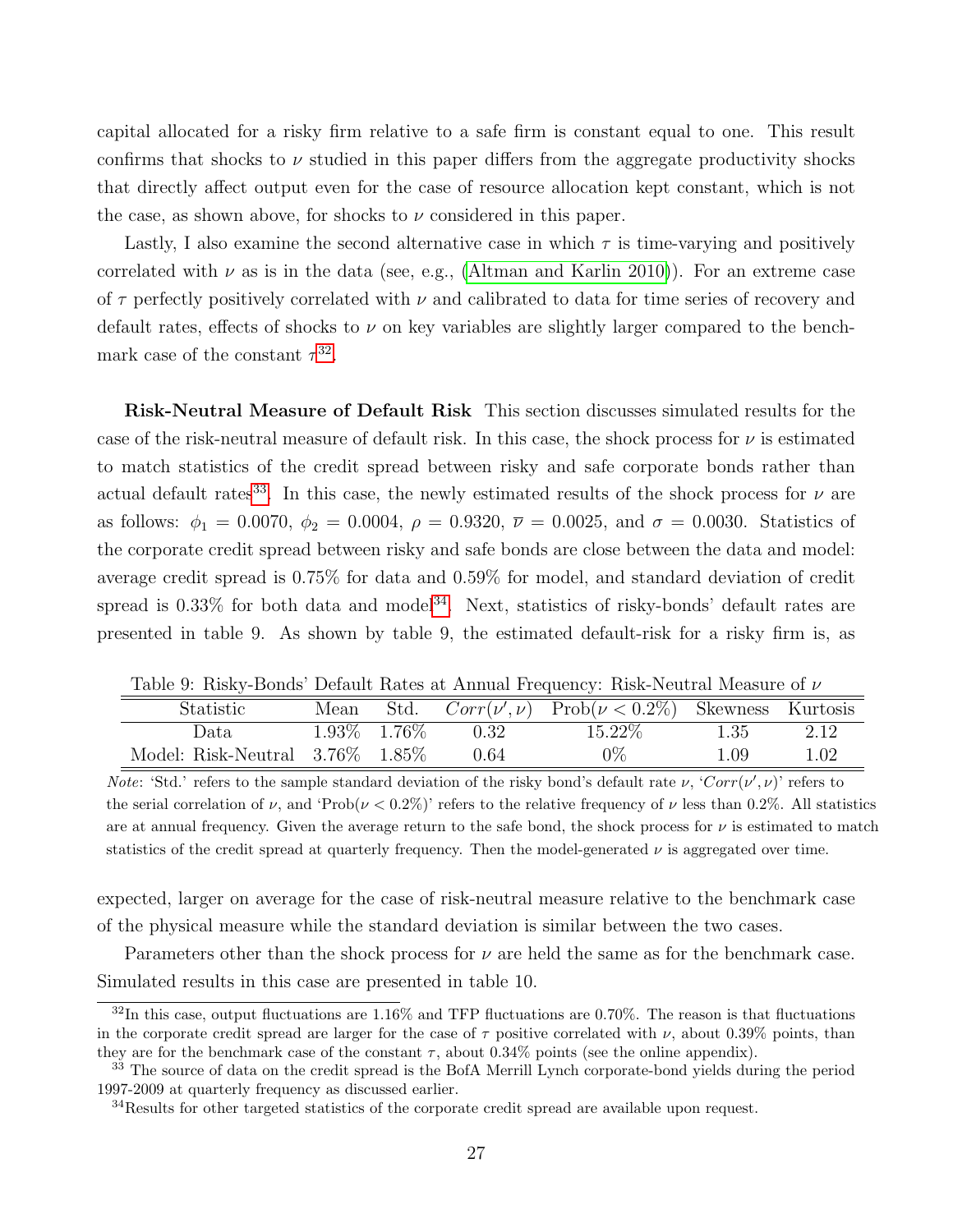capital allocated for a risky firm relative to a safe firm is constant equal to one. This result confirms that shocks to $\nu$ studied in this paper differs from the aggregate productivity shocks that directly affect output even for the case of resource allocation kept constant, which is not the case, as shown above, for shocks to $\nu$ considered in this paper.

Lastly, I also examine the second alternative case in which $\tau$ is time-varying and positively correlated with $\nu$ as is in the data (see, e.g., (Altman and Karlin 2010)). For an extreme case of $\tau$ perfectly positively correlated with $\nu$ and calibrated to data for time series of recovery and default rates, effects of shocks to $\nu$ on key variables are slightly larger compared to the benchmark case of the constant $\tau$[32].

**Risk-Neutral Measure of Default Risk** This section discusses simulated results for the case of the risk-neutral measure of default risk. In this case, the shock process for $\nu$ is estimated to match statistics of the credit spread between risky and safe corporate bonds rather than actual default rates[33]. In this case, the newly estimated results of the shock process for $\nu$ are as follows: $\phi_1 = 0.0070$, $\phi_2 = 0.0004$, $\rho = 0.9320$, $\overline{\nu} = 0.0025$, and $\sigma = 0.0030$. Statistics of the corporate credit spread between risky and safe bonds are close between the data and model: average credit spread is 0.75% for data and 0.59% for model, and standard deviation of credit spread is 0.33% for both data and model[34]. Next, statistics of risky-bonds' default rates are presented in table 9. As shown by table 9, the estimated default-risk for a risky firm is, as expected, larger on average for the case of risk-neutral measure relative to the benchmark case of the physical measure while the standard deviation is similar between the two cases.

Table 9: Risky-Bonds' Default Rates at Annual Frequency: Risk-Neutral Measure of $\nu$

| Statistic | Mean | Std. | $Corr(\nu', \nu)$ | Prob($\nu < 0.2\%$) | Skewness | Kurtosis |
|---|---|---|---|---|---|---|
| Data | 1.93% | 1.76% | 0.32 | 15.22% | 1.35 | 2.12 |
| Model: Risk-Neutral | 3.76% | 1.85% | 0.64 | 0% | 1.09 | 1.02 |

*Note*: 'Std.' refers to the sample standard deviation of the risky bond's default rate $\nu$, '$Corr(\nu', \nu)$' refers to the serial correlation of $\nu$, and 'Prob($\nu < 0.2\%$)' refers to the relative frequency of $\nu$ less than 0.2%. All statistics are at annual frequency. Given the average return to the safe bond, the shock process for $\nu$ is estimated to match statistics of the credit spread at quarterly frequency. Then the model-generated $\nu$ is aggregated over time.

Parameters other than the shock process for $\nu$ are held the same as for the benchmark case. Simulated results in this case are presented in table 10.

[32] In this case, output fluctuations are 1.16% and TFP fluctuations are 0.70%. The reason is that fluctuations in the corporate credit spread are larger for the case of $\tau$ positive correlated with $\nu$, about 0.39% points, than they are for the benchmark case of the constant $\tau$, about 0.34% points (see the online appendix).

[33] The source of data on the credit spread is the BofA Merrill Lynch corporate-bond yields during the period 1997-2009 at quarterly frequency as discussed earlier.

[34] Results for other targeted statistics of the corporate credit spread are available upon request.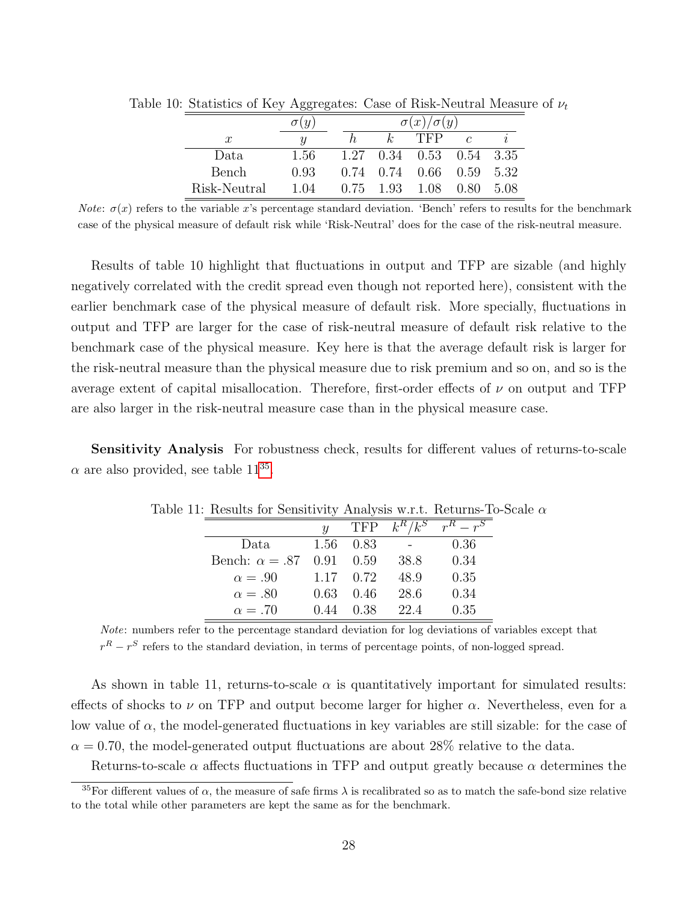Table 10: Statistics of Key Aggregates: Case of Risk-Neutral Measure of $\nu_t$

| | $\sigma(y)$ | $\sigma(x)/\sigma(y)$ | | | | |
|---|---|---|---|---|---|---|
| $x$ | $y$ | $h$ | $k$ | TFP | $c$ | $i$ |
| Data | 1.56 | 1.27 | 0.34 | 0.53 | 0.54 | 3.35 |
| Bench | 0.93 | 0.74 | 0.74 | 0.66 | 0.59 | 5.32 |
| Risk-Neutral | 1.04 | 0.75 | 1.93 | 1.08 | 0.80 | 5.08 |

*Note*: $\sigma(x)$ refers to the variable $x$'s percentage standard deviation. 'Bench' refers to results for the benchmark case of the physical measure of default risk while 'Risk-Neutral' does for the case of the risk-neutral measure.

Results of table 10 highlight that fluctuations in output and TFP are sizable (and highly negatively correlated with the credit spread even though not reported here), consistent with the earlier benchmark case of the physical measure of default risk. More specially, fluctuations in output and TFP are larger for the case of risk-neutral measure of default risk relative to the benchmark case of the physical measure. Key here is that the average default risk is larger for the risk-neutral measure than the physical measure due to risk premium and so on, and so is the average extent of capital misallocation. Therefore, first-order effects of $\nu$ on output and TFP are also larger in the risk-neutral measure case than in the physical measure case.

**Sensitivity Analysis** For robustness check, results for different values of returns-to-scale $\alpha$ are also provided, see table 11[35].

Table 11: Results for Sensitivity Analysis w.r.t. Returns-To-Scale $\alpha$

| | $y$ | TFP | $k^R/k^S$ | $r^R - r^S$ |
|---|---|---|---|---|
| Data | 1.56 | 0.83 | - | 0.36 |
| Bench: $\alpha = .87$ | 0.91 | 0.59 | 38.8 | 0.34 |
| $\alpha = .90$ | 1.17 | 0.72 | 48.9 | 0.35 |
| $\alpha = .80$ | 0.63 | 0.46 | 28.6 | 0.34 |
| $\alpha = .70$ | 0.44 | 0.38 | 22.4 | 0.35 |

*Note*: numbers refer to the percentage standard deviation for log deviations of variables except that $r^R - r^S$ refers to the standard deviation, in terms of percentage points, of non-logged spread.

As shown in table 11, returns-to-scale $\alpha$ is quantitatively important for simulated results: effects of shocks to $\nu$ on TFP and output become larger for higher $\alpha$. Nevertheless, even for a low value of $\alpha$, the model-generated fluctuations in key variables are still sizable: for the case of $\alpha = 0.70$, the model-generated output fluctuations are about 28% relative to the data.

Returns-to-scale $\alpha$ affects fluctuations in TFP and output greatly because $\alpha$ determines the

[35] For different values of $\alpha$, the measure of safe firms $\lambda$ is recalibrated so as to match the safe-bond size relative to the total while other parameters are kept the same as for the benchmark.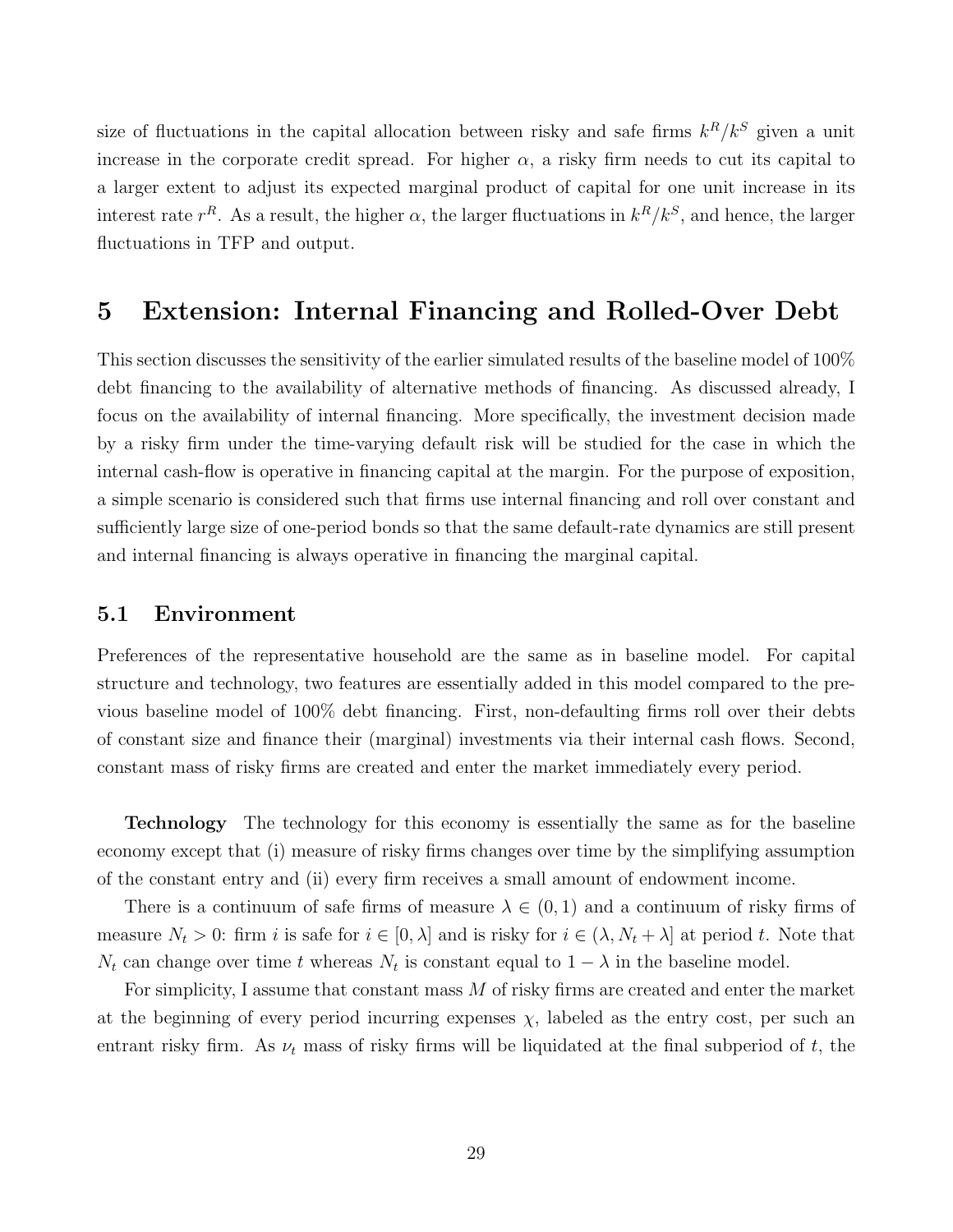size of fluctuations in the capital allocation between risky and safe firms $k^R/k^S$ given a unit increase in the corporate credit spread. For higher $\alpha$, a risky firm needs to cut its capital to a larger extent to adjust its expected marginal product of capital for one unit increase in its interest rate $r^R$. As a result, the higher $\alpha$, the larger fluctuations in $k^R/k^S$, and hence, the larger fluctuations in TFP and output.

# 5 Extension: Internal Financing and Rolled-Over Debt

This section discusses the sensitivity of the earlier simulated results of the baseline model of 100% debt financing to the availability of alternative methods of financing. As discussed already, I focus on the availability of internal financing. More specifically, the investment decision made by a risky firm under the time-varying default risk will be studied for the case in which the internal cash-flow is operative in financing capital at the margin. For the purpose of exposition, a simple scenario is considered such that firms use internal financing and roll over constant and sufficiently large size of one-period bonds so that the same default-rate dynamics are still present and internal financing is always operative in financing the marginal capital.

## 5.1 Environment

Preferences of the representative household are the same as in baseline model. For capital structure and technology, two features are essentially added in this model compared to the previous baseline model of 100% debt financing. First, non-defaulting firms roll over their debts of constant size and finance their (marginal) investments via their internal cash flows. Second, constant mass of risky firms are created and enter the market immediately every period.

**Technology** The technology for this economy is essentially the same as for the baseline economy except that (i) measure of risky firms changes over time by the simplifying assumption of the constant entry and (ii) every firm receives a small amount of endowment income.

There is a continuum of safe firms of measure $\lambda \in (0, 1)$ and a continuum of risky firms of measure $N_t > 0$: firm $i$ is safe for $i \in [0, \lambda]$ and is risky for $i \in (\lambda, N_t + \lambda]$ at period $t$. Note that $N_t$ can change over time $t$ whereas $N_t$ is constant equal to $1 - \lambda$ in the baseline model.

For simplicity, I assume that constant mass $M$ of risky firms are created and enter the market at the beginning of every period incurring expenses $\chi$, labeled as the entry cost, per such an entrant risky firm. As $\nu_t$ mass of risky firms will be liquidated at the final subperiod of $t$, the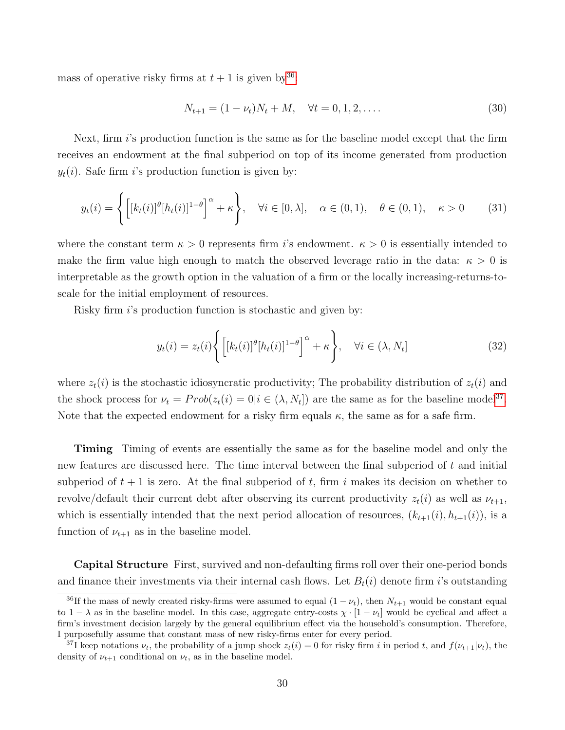mass of operative risky firms at $t+1$ is given by[36]:

$$N_{t+1} = (1-\nu_t)N_t + M, \quad \forall t = 0, 1, 2, \ldots. \tag{30}$$

Next, firm $i$'s production function is the same as for the baseline model except that the firm receives an endowment at the final subperiod on top of its income generated from production $y_t(i)$. Safe firm $i$'s production function is given by:

$$y_t(i) = \left\{ \left[ [k_t(i)]^{\theta} [h_t(i)]^{1-\theta} \right]^{\alpha} + \kappa \right\}, \quad \forall i \in [0, \lambda], \quad \alpha \in (0,1), \quad \theta \in (0,1), \quad \kappa > 0 \tag{31}$$

where the constant term $\kappa > 0$ represents firm $i$'s endowment. $\kappa > 0$ is essentially intended to make the firm value high enough to match the observed leverage ratio in the data: $\kappa > 0$ is interpretable as the growth option in the valuation of a firm or the locally increasing-returns-to-scale for the initial employment of resources.

Risky firm $i$'s production function is stochastic and given by:

$$y_t(i) = z_t(i) \left\{ \left[ [k_t(i)]^{\theta} [h_t(i)]^{1-\theta} \right]^{\alpha} + \kappa \right\}, \quad \forall i \in (\lambda, N_t] \tag{32}$$

where $z_t(i)$ is the stochastic idiosyncratic productivity; The probability distribution of $z_t(i)$ and the shock process for $\nu_t = Prob(z_t(i) = 0 | i \in (\lambda, N_t])$ are the same as for the baseline model[37]. Note that the expected endowment for a risky firm equals $\kappa$, the same as for a safe firm.

**Timing** Timing of events are essentially the same as for the baseline model and only the new features are discussed here. The time interval between the final subperiod of $t$ and initial subperiod of $t+1$ is zero. At the final subperiod of $t$, firm $i$ makes its decision on whether to revolve/default their current debt after observing its current productivity $z_t(i)$ as well as $\nu_{t+1}$, which is essentially intended that the next period allocation of resources, $(k_{t+1}(i), h_{t+1}(i))$, is a function of $\nu_{t+1}$ as in the baseline model.

**Capital Structure** First, survived and non-defaulting firms roll over their one-period bonds and finance their investments via their internal cash flows. Let $B_t(i)$ denote firm $i$'s outstanding

[36]If the mass of newly created risky-firms were assumed to equal $(1-\nu_t)$, then $N_{t+1}$ would be constant equal to $1-\lambda$ as in the baseline model. In this case, aggregate entry-costs $\chi \cdot [1-\nu_t]$ would be cyclical and affect a firm's investment decision largely by the general equilibrium effect via the household's consumption. Therefore, I purposefully assume that constant mass of new risky-firms enter for every period.

[37]I keep notations $\nu_t$, the probability of a jump shock $z_t(i) = 0$ for risky firm $i$ in period $t$, and $f(\nu_{t+1}|\nu_t)$, the density of $\nu_{t+1}$ conditional on $\nu_t$, as in the baseline model.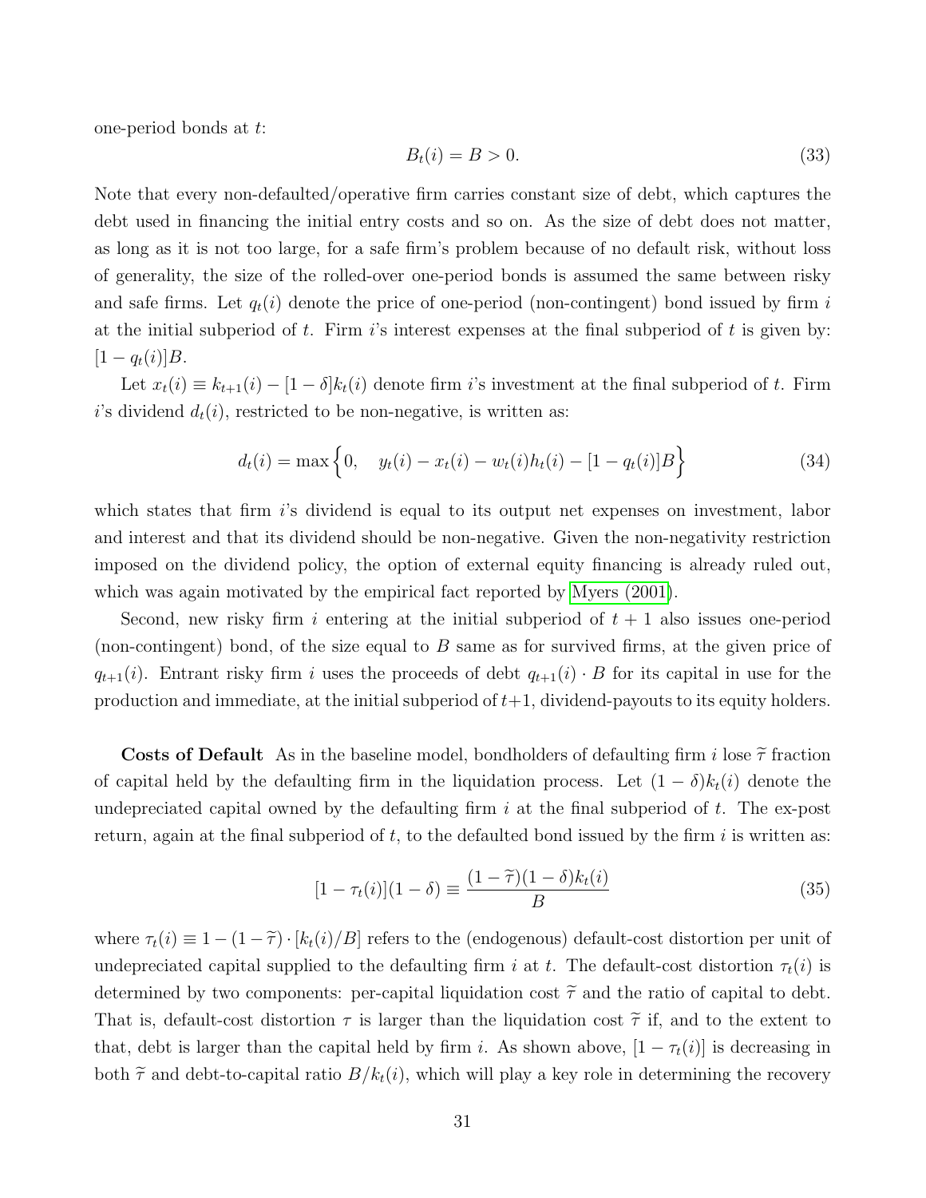one-period bonds at $t$:

$$B_t(i) = B > 0. \tag{33}$$

Note that every non-defaulted/operative firm carries constant size of debt, which captures the debt used in financing the initial entry costs and so on. As the size of debt does not matter, as long as it is not too large, for a safe firm's problem because of no default risk, without loss of generality, the size of the rolled-over one-period bonds is assumed the same between risky and safe firms. Let $q_t(i)$ denote the price of one-period (non-contingent) bond issued by firm $i$ at the initial subperiod of $t$. Firm $i$'s interest expenses at the final subperiod of $t$ is given by: $[1 - q_t(i)]B$.

Let $x_t(i) \equiv k_{t+1}(i) - [1 - \delta]k_t(i)$ denote firm $i$'s investment at the final subperiod of $t$. Firm $i$'s dividend $d_t(i)$, restricted to be non-negative, is written as:

$$d_t(i) = \max\Big\{0, \quad y_t(i) - x_t(i) - w_t(i)h_t(i) - [1 - q_t(i)]B\Big\} \tag{34}$$

which states that firm $i$'s dividend is equal to its output net expenses on investment, labor and interest and that its dividend should be non-negative. Given the non-negativity restriction imposed on the dividend policy, the option of external equity financing is already ruled out, which was again motivated by the empirical fact reported by Myers (2001).

Second, new risky firm $i$ entering at the initial subperiod of $t + 1$ also issues one-period (non-contingent) bond, of the size equal to $B$ same as for survived firms, at the given price of $q_{t+1}(i)$. Entrant risky firm $i$ uses the proceeds of debt $q_{t+1}(i) \cdot B$ for its capital in use for the production and immediate, at the initial subperiod of $t+1$, dividend-payouts to its equity holders.

**Costs of Default** As in the baseline model, bondholders of defaulting firm $i$ lose $\widetilde{\tau}$ fraction of capital held by the defaulting firm in the liquidation process. Let $(1 - \delta)k_t(i)$ denote the undepreciated capital owned by the defaulting firm $i$ at the final subperiod of $t$. The ex-post return, again at the final subperiod of $t$, to the defaulted bond issued by the firm $i$ is written as:

$$[1 - \tau_t(i)](1 - \delta) \equiv \frac{(1 - \widetilde{\tau})(1 - \delta)k_t(i)}{B} \tag{35}$$

where $\tau_t(i) \equiv 1 - (1 - \widetilde{\tau}) \cdot [k_t(i)/B]$ refers to the (endogenous) default-cost distortion per unit of undepreciated capital supplied to the defaulting firm $i$ at $t$. The default-cost distortion $\tau_t(i)$ is determined by two components: per-capital liquidation cost $\widetilde{\tau}$ and the ratio of capital to debt. That is, default-cost distortion $\tau$ is larger than the liquidation cost $\widetilde{\tau}$ if, and to the extent to that, debt is larger than the capital held by firm $i$. As shown above, $[1 - \tau_t(i)]$ is decreasing in both $\widetilde{\tau}$ and debt-to-capital ratio $B/k_t(i)$, which will play a key role in determining the recovery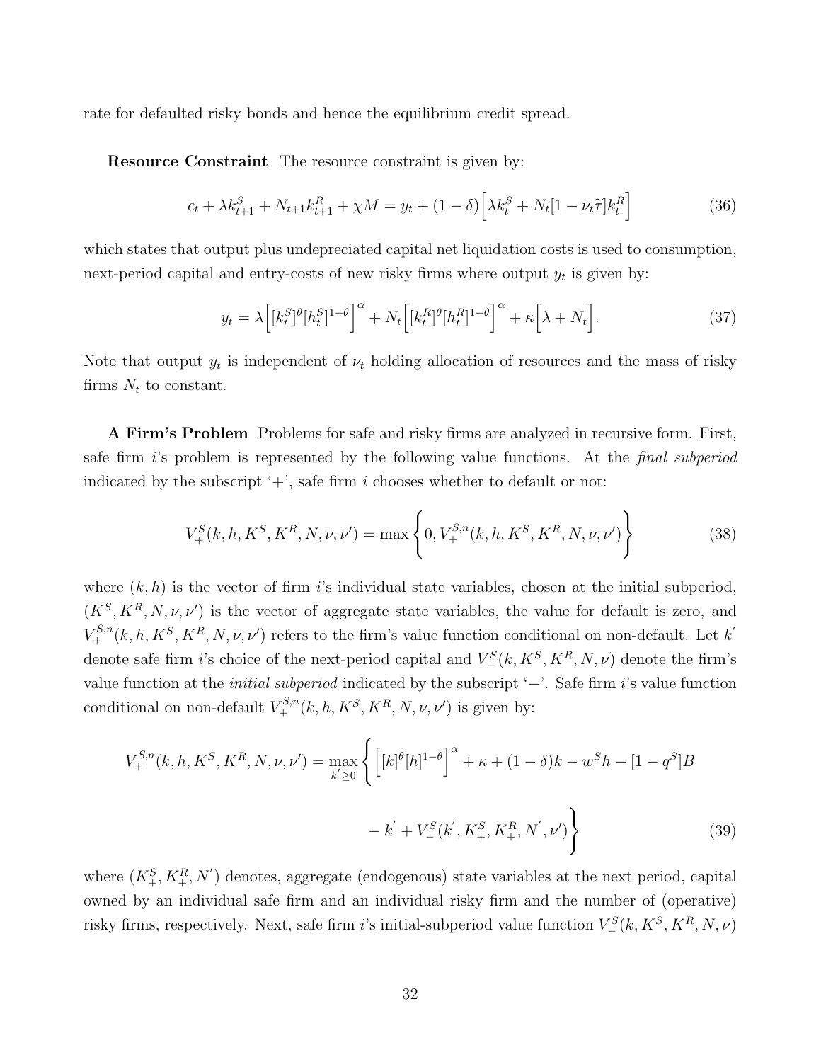rate for defaulted risky bonds and hence the equilibrium credit spread.

**Resource Constraint** The resource constraint is given by:

$$c_t + \lambda k_{t+1}^S + N_{t+1}k_{t+1}^R + \chi M = y_t + (1-\delta)\Big[\lambda k_t^S + N_t[1 - \nu_t \widetilde{\tau}]k_t^R\Big] \tag{36}$$

which states that output plus undepreciated capital net liquidation costs is used to consumption, next-period capital and entry-costs of new risky firms where output $y_t$ is given by:

$$y_t = \lambda\Big[[k_t^S]^\theta [h_t^S]^{1-\theta}\Big]^\alpha + N_t\Big[[k_t^R]^\theta [h_t^R]^{1-\theta}\Big]^\alpha + \kappa\Big[\lambda + N_t\Big]. \tag{37}$$

Note that output $y_t$ is independent of $\nu_t$ holding allocation of resources and the mass of risky firms $N_t$ to constant.

**A Firm's Problem** Problems for safe and risky firms are analyzed in recursive form. First, safe firm $i$'s problem is represented by the following value functions. At the *final subperiod* indicated by the subscript '+', safe firm $i$ chooses whether to default or not:

$$V_+^S(k, h, K^S, K^R, N, \nu, \nu') = \max\left\{0, V_+^{S,n}(k, h, K^S, K^R, N, \nu, \nu')\right\} \tag{38}$$

where $(k, h)$ is the vector of firm $i$'s individual state variables, chosen at the initial subperiod, $(K^S, K^R, N, \nu, \nu')$ is the vector of aggregate state variables, the value for default is zero, and $V_+^{S,n}(k, h, K^S, K^R, N, \nu, \nu')$ refers to the firm's value function conditional on non-default. Let $k'$ denote safe firm $i$'s choice of the next-period capital and $V_-^S(k, K^S, K^R, N, \nu)$ denote the firm's value function at the *initial subperiod* indicated by the subscript '$-$'. Safe firm $i$'s value function conditional on non-default $V_+^{S,n}(k, h, K^S, K^R, N, \nu, \nu')$ is given by:

$$\begin{aligned} V_+^{S,n}(k, h, K^S, K^R, N, \nu, \nu') = \max_{k' \geq 0}\Bigg\{ &\Big[[k]^\theta [h]^{1-\theta}\Big]^\alpha + \kappa + (1-\delta)k - w^S h - [1 - q^S]B \\ &- k' + V_-^S(k', K_+^S, K_+^R, N', \nu')\Bigg\} \end{aligned} \tag{39}$$

where $(K_+^S, K_+^R, N')$ denotes, aggregate (endogenous) state variables at the next period, capital owned by an individual safe firm and an individual risky firm and the number of (operative) risky firms, respectively. Next, safe firm $i$'s initial-subperiod value function $V_-^S(k, K^S, K^R, N, \nu)$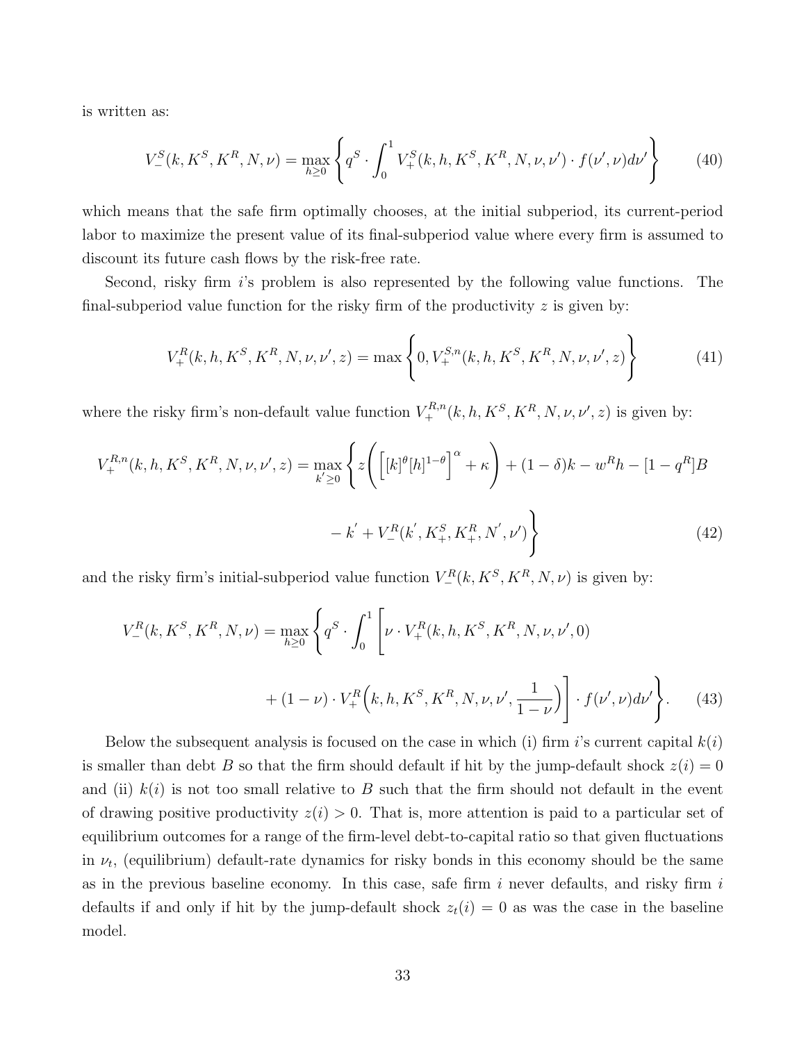is written as:

$$V_-^S(k, K^S, K^R, N, \nu) = \max_{h \geq 0} \left\{ q^S \cdot \int_0^1 V_+^S(k, h, K^S, K^R, N, \nu, \nu') \cdot f(\nu', \nu) d\nu' \right\} \tag{40}$$

which means that the safe firm optimally chooses, at the initial subperiod, its current-period labor to maximize the present value of its final-subperiod value where every firm is assumed to discount its future cash flows by the risk-free rate.

Second, risky firm $i$'s problem is also represented by the following value functions. The final-subperiod value function for the risky firm of the productivity $z$ is given by:

$$V_+^R(k, h, K^S, K^R, N, \nu, \nu', z) = \max \left\{ 0, V_+^{S,n}(k, h, K^S, K^R, N, \nu, \nu', z) \right\} \tag{41}$$

where the risky firm's non-default value function $V_+^{R,n}(k, h, K^S, K^R, N, \nu, \nu', z)$ is given by:

$$V_+^{R,n}(k, h, K^S, K^R, N, \nu, \nu', z) = \max_{k' \geq 0} \Bigg\{ z \left( \left[ [k]^\theta [h]^{1-\theta} \right]^\alpha + \kappa \right) + (1-\delta)k - w^R h - [1 - q^R] B$$

$$- k' + V_-^R(k', K_+^S, K_+^R, N', \nu') \Bigg\} \tag{42}$$

and the risky firm's initial-subperiod value function $V_-^R(k, K^S, K^R, N, \nu)$ is given by:

$$V_-^R(k, K^S, K^R, N, \nu) = \max_{h \geq 0} \Bigg\{ q^S \cdot \int_0^1 \Bigg[ \nu \cdot V_+^R(k, h, K^S, K^R, N, \nu, \nu', 0)$$

$$+ (1-\nu) \cdot V_+^R\Big(k, h, K^S, K^R, N, \nu, \nu', \frac{1}{1-\nu}\Big) \Bigg] \cdot f(\nu', \nu) d\nu' \Bigg\}. \tag{43}$$

Below the subsequent analysis is focused on the case in which (i) firm $i$'s current capital $k(i)$ is smaller than debt $B$ so that the firm should default if hit by the jump-default shock $z(i) = 0$ and (ii) $k(i)$ is not too small relative to $B$ such that the firm should not default in the event of drawing positive productivity $z(i) > 0$. That is, more attention is paid to a particular set of equilibrium outcomes for a range of the firm-level debt-to-capital ratio so that given fluctuations in $\nu_t$, (equilibrium) default-rate dynamics for risky bonds in this economy should be the same as in the previous baseline economy. In this case, safe firm $i$ never defaults, and risky firm $i$ defaults if and only if hit by the jump-default shock $z_t(i) = 0$ as was the case in the baseline model.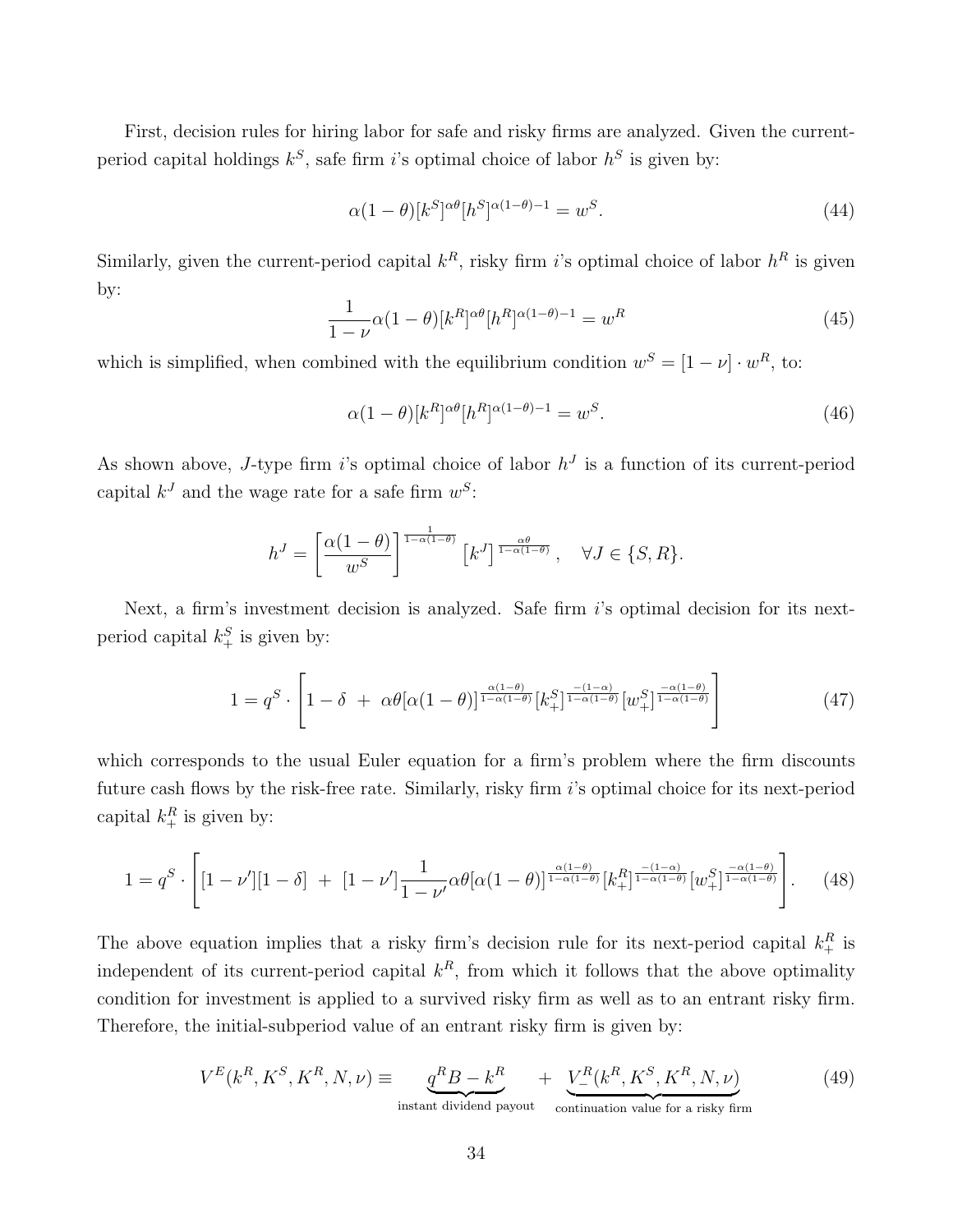First, decision rules for hiring labor for safe and risky firms are analyzed. Given the current-period capital holdings $k^S$, safe firm $i$'s optimal choice of labor $h^S$ is given by:

$$\alpha(1-\theta)[k^S]^{\alpha\theta}[h^S]^{\alpha(1-\theta)-1} = w^S. \tag{44}$$

Similarly, given the current-period capital $k^R$, risky firm $i$'s optimal choice of labor $h^R$ is given by:

$$\frac{1}{1-\nu}\alpha(1-\theta)[k^R]^{\alpha\theta}[h^R]^{\alpha(1-\theta)-1} = w^R \tag{45}$$

which is simplified, when combined with the equilibrium condition $w^S = [1-\nu]\cdot w^R$, to:

$$\alpha(1-\theta)[k^R]^{\alpha\theta}[h^R]^{\alpha(1-\theta)-1} = w^S. \tag{46}$$

As shown above, $J$-type firm $i$'s optimal choice of labor $h^J$ is a function of its current-period capital $k^J$ and the wage rate for a safe firm $w^S$:

$$h^J = \left[\frac{\alpha(1-\theta)}{w^S}\right]^{\frac{1}{1-\alpha(1-\theta)}} \left[k^J\right]^{\frac{\alpha\theta}{1-\alpha(1-\theta)}}, \quad \forall J \in \{S, R\}.$$

Next, a firm's investment decision is analyzed. Safe firm $i$'s optimal decision for its next-period capital $k_+^S$ is given by:

$$1 = q^S \cdot \left[1 - \delta \ + \ \alpha\theta[\alpha(1-\theta)]^{\frac{\alpha(1-\theta)}{1-\alpha(1-\theta)}}\left[k_+^S\right]^{\frac{-(1-\alpha)}{1-\alpha(1-\theta)}}\left[w_+^S\right]^{\frac{-\alpha(1-\theta)}{1-\alpha(1-\theta)}}\right] \tag{47}$$

which corresponds to the usual Euler equation for a firm's problem where the firm discounts future cash flows by the risk-free rate. Similarly, risky firm $i$'s optimal choice for its next-period capital $k_+^R$ is given by:

$$1 = q^S \cdot \left[[1-\nu'][1-\delta] \ + \ [1-\nu']\frac{1}{1-\nu'}\alpha\theta[\alpha(1-\theta)]^{\frac{\alpha(1-\theta)}{1-\alpha(1-\theta)}}\left[k_+^R\right]^{\frac{-(1-\alpha)}{1-\alpha(1-\theta)}}\left[w_+^S\right]^{\frac{-\alpha(1-\theta)}{1-\alpha(1-\theta)}}\right]. \tag{48}$$

The above equation implies that a risky firm's decision rule for its next-period capital $k_+^R$ is independent of its current-period capital $k^R$, from which it follows that the above optimality condition for investment is applied to a survived risky firm as well as to an entrant risky firm. Therefore, the initial-subperiod value of an entrant risky firm is given by:

$$V^E(k^R, K^S, K^R, N, \nu) \equiv \underbrace{q^R B - k^R}_{\text{instant dividend payout}} + \underbrace{V_-^R(k^R, K^S, K^R, N, \nu)}_{\text{continuation value for a risky firm}} \tag{49}$$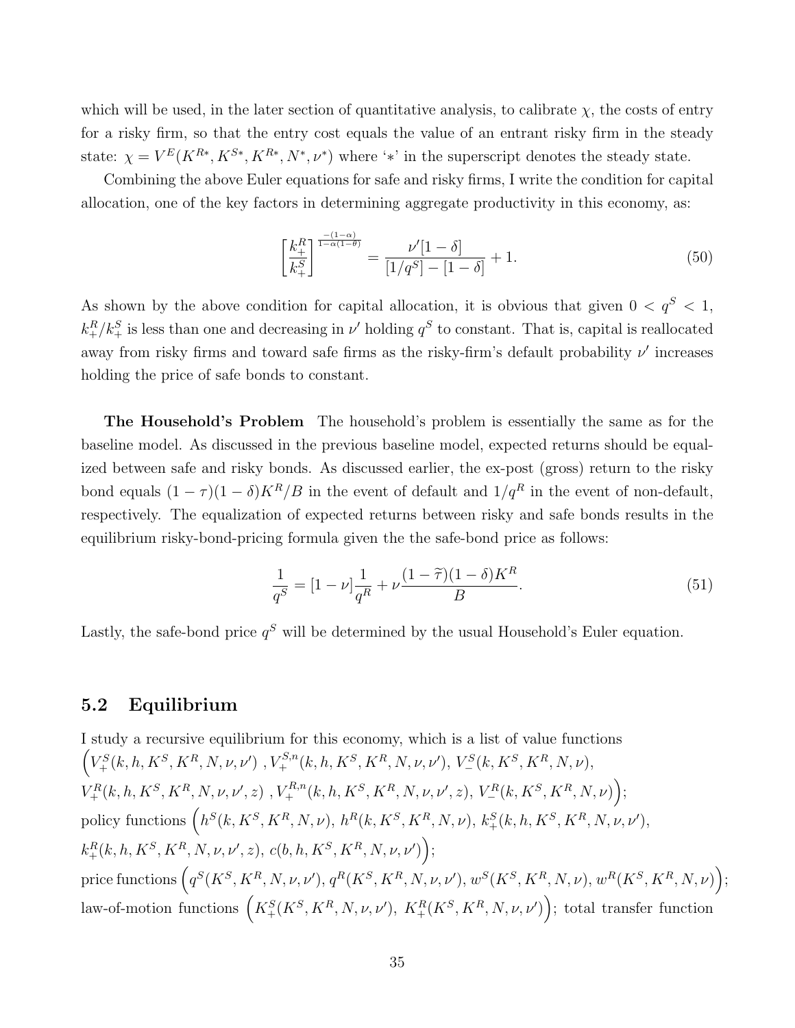which will be used, in the later section of quantitative analysis, to calibrate $\chi$, the costs of entry for a risky firm, so that the entry cost equals the value of an entrant risky firm in the steady state: $\chi = V^E(K^{R*}, K^{S*}, K^{R*}, N^*, \nu^*)$ where '$*$' in the superscript denotes the steady state.

Combining the above Euler equations for safe and risky firms, I write the condition for capital allocation, one of the key factors in determining aggregate productivity in this economy, as:

$$\left[\frac{k_+^R}{k_+^S}\right]^{\frac{-(1-\alpha)}{1-\alpha(1-\theta)}} = \frac{\nu'[1-\delta]}{[1/q^S] - [1-\delta]} + 1. \tag{50}$$

As shown by the above condition for capital allocation, it is obvious that given $0 < q^S < 1$, $k_+^R/k_+^S$ is less than one and decreasing in $\nu'$ holding $q^S$ to constant. That is, capital is reallocated away from risky firms and toward safe firms as the risky-firm's default probability $\nu'$ increases holding the price of safe bonds to constant.

**The Household's Problem** The household's problem is essentially the same as for the baseline model. As discussed in the previous baseline model, expected returns should be equalized between safe and risky bonds. As discussed earlier, the ex-post (gross) return to the risky bond equals $(1-\tau)(1-\delta)K^R/B$ in the event of default and $1/q^R$ in the event of non-default, respectively. The equalization of expected returns between risky and safe bonds results in the equilibrium risky-bond-pricing formula given the the safe-bond price as follows:

$$\frac{1}{q^S} = [1-\nu]\frac{1}{q^R} + \nu\frac{(1-\widetilde{\tau})(1-\delta)K^R}{B}. \tag{51}$$

Lastly, the safe-bond price $q^S$ will be determined by the usual Household's Euler equation.

## 5.2 Equilibrium

I study a recursive equilibrium for this economy, which is a list of value functions $\Big(V_+^S(k,h,K^S,K^R,N,\nu,\nu')$ , $V_+^{S,n}(k,h,K^S,K^R,N,\nu,\nu')$, $V_-^S(k,K^S,K^R,N,\nu)$, $V_+^R(k,h,K^S,K^R,N,\nu,\nu',z)$ , $V_+^{R,n}(k,h,K^S,K^R,N,\nu,\nu',z)$, $V_-^R(k,K^S,K^R,N,\nu)\Big)$; policy functions $\Big(h^S(k,K^S,K^R,N,\nu)$, $h^R(k,K^S,K^R,N,\nu)$, $k_+^S(k,h,K^S,K^R,N,\nu,\nu')$, $k_+^R(k,h,K^S,K^R,N,\nu,\nu',z)$, $c(b,h,K^S,K^R,N,\nu,\nu')\Big)$; price functions $\Big(q^S(K^S,K^R,N,\nu,\nu')$, $q^R(K^S,K^R,N,\nu,\nu')$, $w^S(K^S,K^R,N,\nu)$, $w^R(K^S,K^R,N,\nu)\Big)$; law-of-motion functions $\Big(K_+^S(K^S,K^R,N,\nu,\nu')$, $K_+^R(K^S,K^R,N,\nu,\nu')\Big)$; total transfer function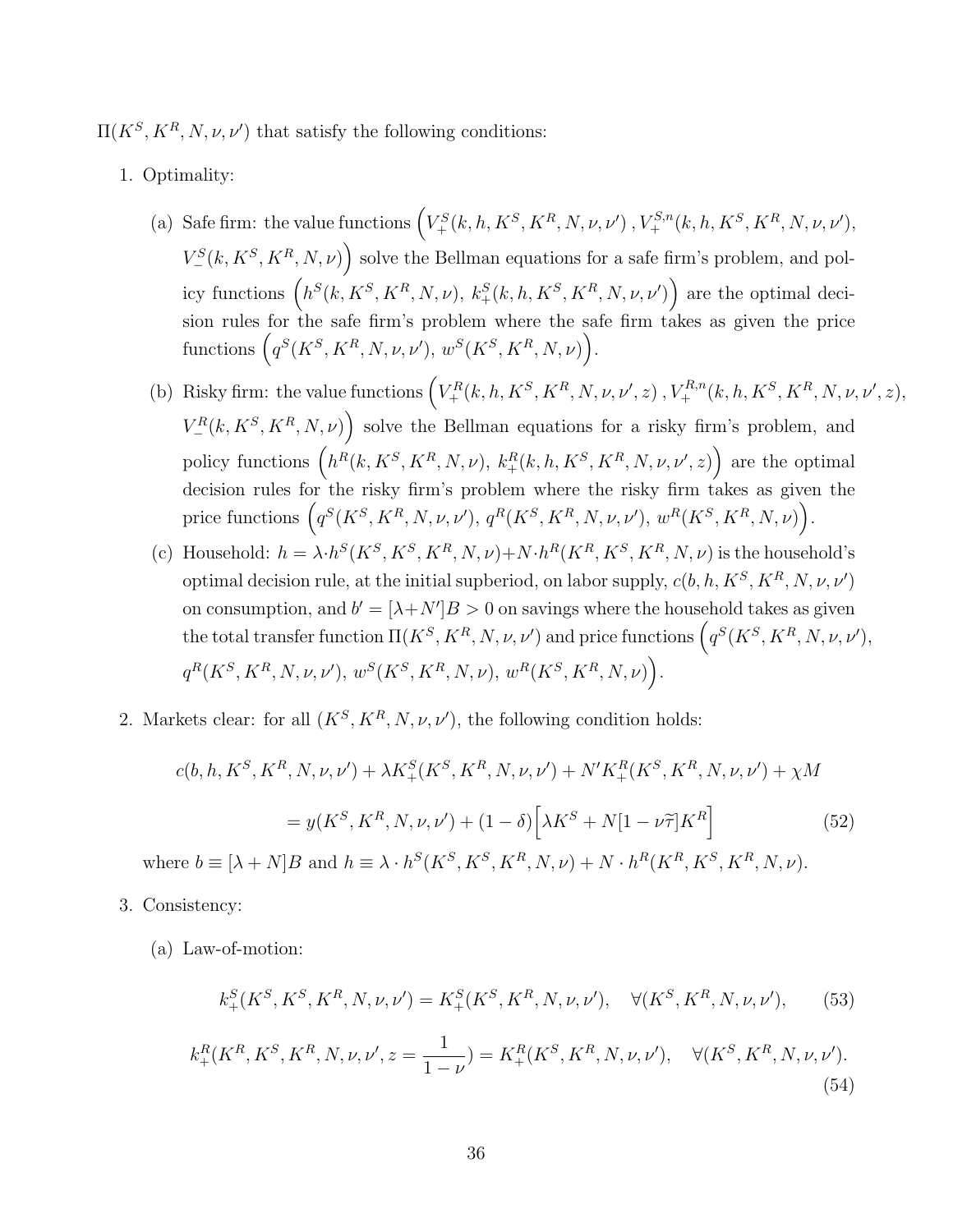$\Pi(K^S, K^R, N, \nu, \nu')$ that satisfy the following conditions:

1. Optimality:

   (a) Safe firm: the value functions $\Big(V_+^S(k, h, K^S, K^R, N, \nu, \nu'), V_+^{S,n}(k, h, K^S, K^R, N, \nu, \nu'), V_-^S(k, K^S, K^R, N, \nu)\Big)$ solve the Bellman equations for a safe firm's problem, and policy functions $\Big(h^S(k, K^S, K^R, N, \nu),\ k_+^S(k, h, K^S, K^R, N, \nu, \nu')\Big)$ are the optimal decision rules for the safe firm's problem where the safe firm takes as given the price functions $\Big(q^S(K^S, K^R, N, \nu, \nu'),\ w^S(K^S, K^R, N, \nu)\Big)$.

   (b) Risky firm: the value functions $\Big(V_+^R(k, h, K^S, K^R, N, \nu, \nu', z), V_+^{R,n}(k, h, K^S, K^R, N, \nu, \nu', z), V_-^R(k, K^S, K^R, N, \nu)\Big)$ solve the Bellman equations for a risky firm's problem, and policy functions $\Big(h^R(k, K^S, K^R, N, \nu),\ k_+^R(k, h, K^S, K^R, N, \nu, \nu', z)\Big)$ are the optimal decision rules for the risky firm's problem where the risky firm takes as given the price functions $\Big(q^S(K^S, K^R, N, \nu, \nu'),\ q^R(K^S, K^R, N, \nu, \nu'),\ w^R(K^S, K^R, N, \nu)\Big)$.

   (c) Household: $h = \lambda \cdot h^S(K^S, K^S, K^R, N, \nu) + N \cdot h^R(K^R, K^S, K^R, N, \nu)$ is the household's optimal decision rule, at the initial supberiod, on labor supply, $c(b, h, K^S, K^R, N, \nu, \nu')$ on consumption, and $b' = [\lambda + N']B > 0$ on savings where the household takes as given the total transfer function $\Pi(K^S, K^R, N, \nu, \nu')$ and price functions $\Big(q^S(K^S, K^R, N, \nu, \nu'),\ q^R(K^S, K^R, N, \nu, \nu'),\ w^S(K^S, K^R, N, \nu),\ w^R(K^S, K^R, N, \nu)\Big)$.

2. Markets clear: for all $(K^S, K^R, N, \nu, \nu')$, the following condition holds:

$$c(b, h, K^S, K^R, N, \nu, \nu') + \lambda K_+^S(K^S, K^R, N, \nu, \nu') + N' K_+^R(K^S, K^R, N, \nu, \nu') + \chi M$$
$$= y(K^S, K^R, N, \nu, \nu') + (1 - \delta)\Big[\lambda K^S + N[1 - \nu\widetilde{\tau}]K^R\Big] \tag{52}$$

   where $b \equiv [\lambda + N]B$ and $h \equiv \lambda \cdot h^S(K^S, K^S, K^R, N, \nu) + N \cdot h^R(K^R, K^S, K^R, N, \nu)$.

3. Consistency:

   (a) Law-of-motion:

$$k_+^S(K^S, K^S, K^R, N, \nu, \nu') = K_+^S(K^S, K^R, N, \nu, \nu'), \quad \forall (K^S, K^R, N, \nu, \nu'), \tag{53}$$

$$k_+^R(K^R, K^S, K^R, N, \nu, \nu', z = \frac{1}{1 - \nu}) = K_+^R(K^S, K^R, N, \nu, \nu'), \quad \forall (K^S, K^R, N, \nu, \nu'). \tag{54}$$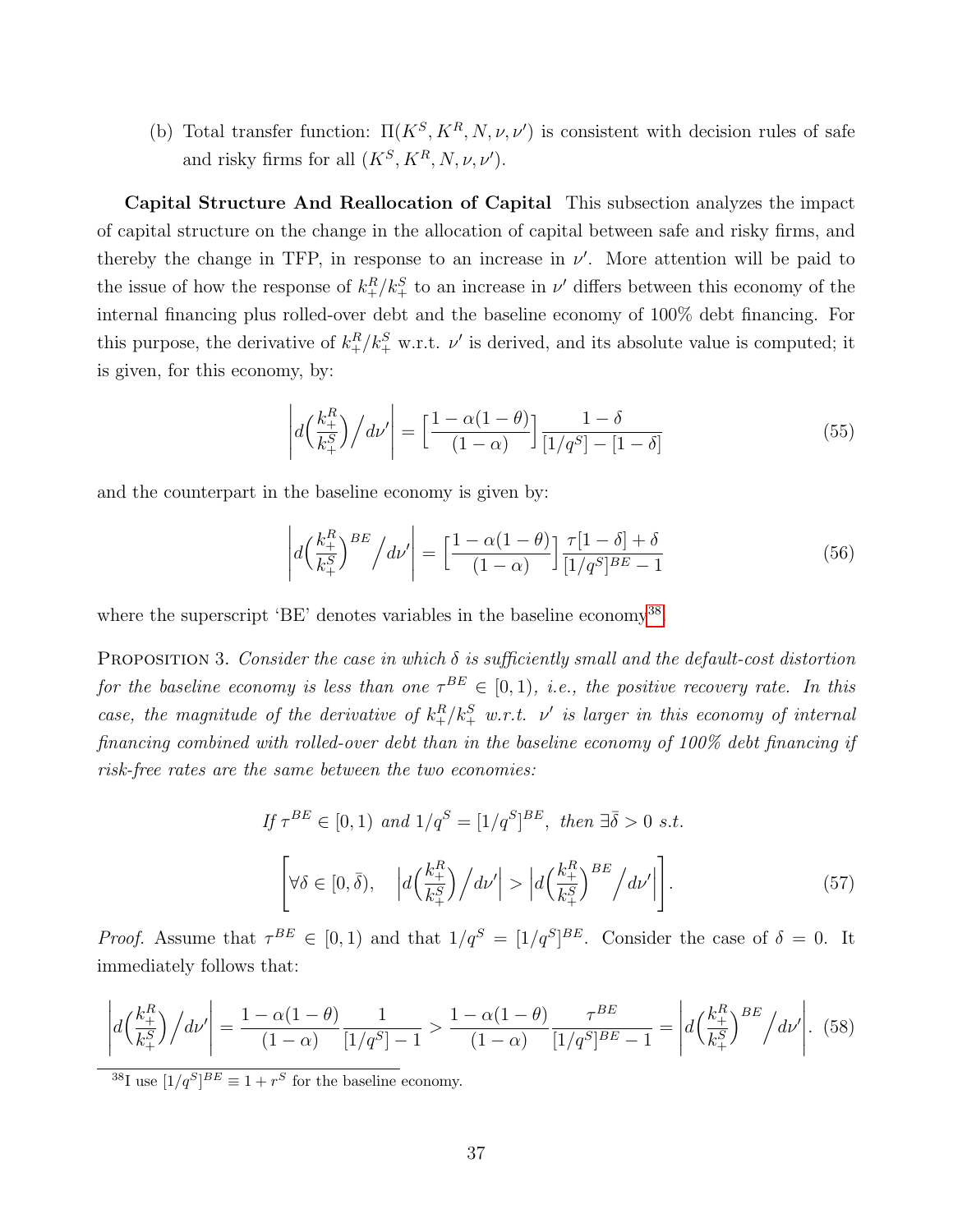(b) Total transfer function: $\Pi(K^S, K^R, N, \nu, \nu')$ is consistent with decision rules of safe and risky firms for all $(K^S, K^R, N, \nu, \nu')$.

**Capital Structure And Reallocation of Capital** This subsection analyzes the impact of capital structure on the change in the allocation of capital between safe and risky firms, and thereby the change in TFP, in response to an increase in $\nu'$. More attention will be paid to the issue of how the response of $k_+^R/k_+^S$ to an increase in $\nu'$ differs between this economy of the internal financing plus rolled-over debt and the baseline economy of 100% debt financing. For this purpose, the derivative of $k_+^R/k_+^S$ w.r.t. $\nu'$ is derived, and its absolute value is computed; it is given, for this economy, by:

$$\left| d\Big(\frac{k_+^R}{k_+^S}\Big) \Big/ d\nu' \right| = \Big[\frac{1-\alpha(1-\theta)}{(1-\alpha)}\Big] \frac{1-\delta}{[1/q^S] - [1-\delta]} \tag{55}$$

and the counterpart in the baseline economy is given by:

$$\left| d\Big(\frac{k_+^R}{k_+^S}\Big)^{BE} \Big/ d\nu' \right| = \Big[\frac{1-\alpha(1-\theta)}{(1-\alpha)}\Big] \frac{\tau[1-\delta] + \delta}{[1/q^S]^{BE} - 1} \tag{56}$$

where the superscript 'BE' denotes variables in the baseline economy[38].

PROPOSITION 3. *Consider the case in which $\delta$ is sufficiently small and the default-cost distortion for the baseline economy is less than one $\tau^{BE} \in [0, 1)$, i.e., the positive recovery rate. In this case, the magnitude of the derivative of $k_+^R/k_+^S$ w.r.t. $\nu'$ is larger in this economy of internal financing combined with rolled-over debt than in the baseline economy of 100% debt financing if risk-free rates are the same between the two economies:*

$$\textit{If } \tau^{BE} \in [0, 1) \textit{ and } 1/q^S = [1/q^S]^{BE}, \textit{ then } \exists \bar{\delta} > 0 \textit{ s.t.}$$

$$\left[ \forall \delta \in [0, \bar{\delta}), \quad \left| d\Big(\frac{k_+^R}{k_+^S}\Big) \Big/ d\nu' \right| > \left| d\Big(\frac{k_+^R}{k_+^S}\Big)^{BE} \Big/ d\nu' \right| \right]. \tag{57}$$

*Proof.* Assume that $\tau^{BE} \in [0, 1)$ and that $1/q^S = [1/q^S]^{BE}$. Consider the case of $\delta = 0$. It immediately follows that:

$$\left| d\Big(\frac{k_+^R}{k_+^S}\Big) \Big/ d\nu' \right| = \frac{1-\alpha(1-\theta)}{(1-\alpha)} \frac{1}{[1/q^S] - 1} > \frac{1-\alpha(1-\theta)}{(1-\alpha)} \frac{\tau^{BE}}{[1/q^S]^{BE} - 1} = \left| d\Big(\frac{k_+^R}{k_+^S}\Big)^{BE} \Big/ d\nu' \right|. \tag{58}$$

[38] I use $[1/q^S]^{BE} \equiv 1 + r^S$ for the baseline economy.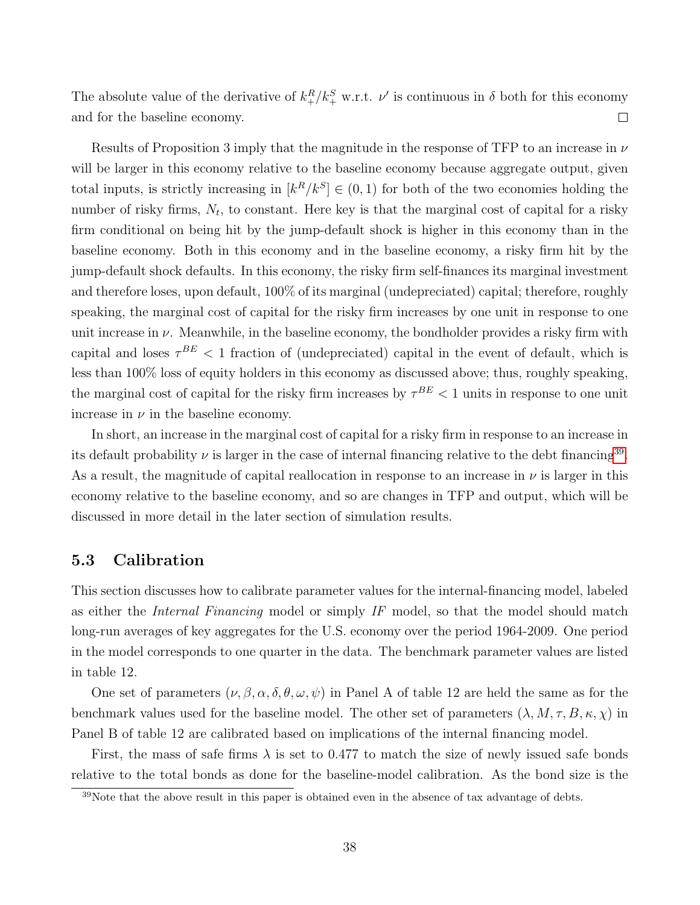The absolute value of the derivative of $k^R_+/k^S_+$ w.r.t. $\nu'$ is continuous in $\delta$ both for this economy and for the baseline economy. □

Results of Proposition 3 imply that the magnitude in the response of TFP to an increase in $\nu$ will be larger in this economy relative to the baseline economy because aggregate output, given total inputs, is strictly increasing in $[k^R/k^S] \in (0, 1)$ for both of the two economies holding the number of risky firms, $N_t$, to constant. Here key is that the marginal cost of capital for a risky firm conditional on being hit by the jump-default shock is higher in this economy than in the baseline economy. Both in this economy and in the baseline economy, a risky firm hit by the jump-default shock defaults. In this economy, the risky firm self-finances its marginal investment and therefore loses, upon default, 100% of its marginal (undepreciated) capital; therefore, roughly speaking, the marginal cost of capital for the risky firm increases by one unit in response to one unit increase in $\nu$. Meanwhile, in the baseline economy, the bondholder provides a risky firm with capital and loses $\tau^{BE} < 1$ fraction of (undepreciated) capital in the event of default, which is less than 100% loss of equity holders in this economy as discussed above; thus, roughly speaking, the marginal cost of capital for the risky firm increases by $\tau^{BE} < 1$ units in response to one unit increase in $\nu$ in the baseline economy.

In short, an increase in the marginal cost of capital for a risky firm in response to an increase in its default probability $\nu$ is larger in the case of internal financing relative to the debt financing[39]. As a result, the magnitude of capital reallocation in response to an increase in $\nu$ is larger in this economy relative to the baseline economy, and so are changes in TFP and output, which will be discussed in more detail in the later section of simulation results.

## 5.3 Calibration

This section discusses how to calibrate parameter values for the internal-financing model, labeled as either the *Internal Financing* model or simply *IF* model, so that the model should match long-run averages of key aggregates for the U.S. economy over the period 1964-2009. One period in the model corresponds to one quarter in the data. The benchmark parameter values are listed in table 12.

One set of parameters $(\nu, \beta, \alpha, \delta, \theta, \omega, \psi)$ in Panel A of table 12 are held the same as for the benchmark values used for the baseline model. The other set of parameters $(\lambda, M, \tau, B, \kappa, \chi)$ in Panel B of table 12 are calibrated based on implications of the internal financing model.

First, the mass of safe firms $\lambda$ is set to 0.477 to match the size of newly issued safe bonds relative to the total bonds as done for the baseline-model calibration. As the bond size is the

[39]Note that the above result in this paper is obtained even in the absence of tax advantage of debts.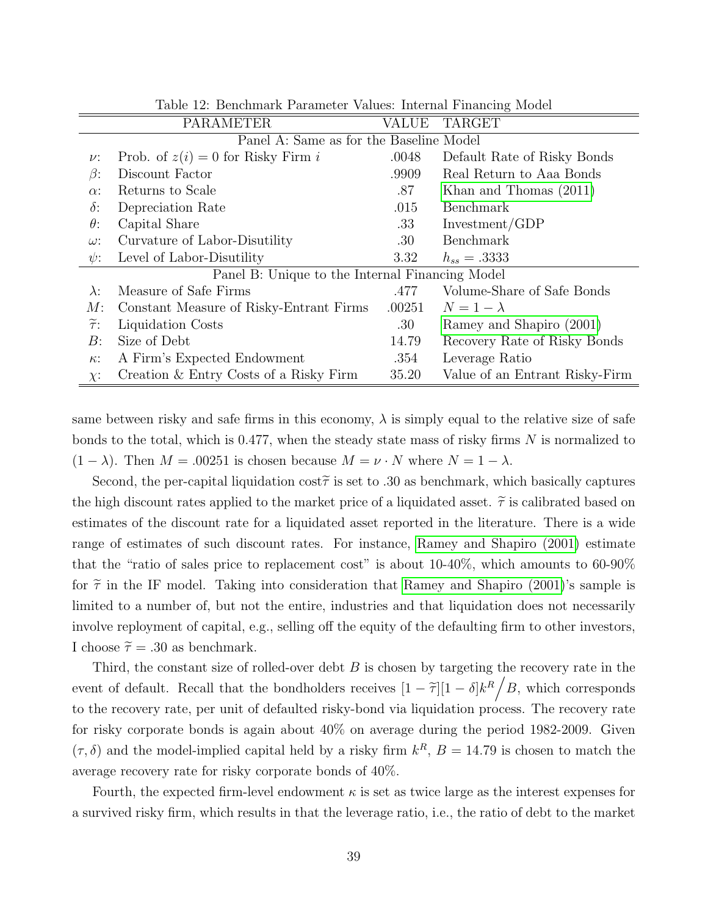Table 12: Benchmark Parameter Values: Internal Financing Model

| | PARAMETER | VALUE | TARGET |
|---|---|---|---|
| | Panel A: Same as for the Baseline Model | | |
| $\nu$: | Prob. of $z(i) = 0$ for Risky Firm $i$ | .0048 | Default Rate of Risky Bonds |
| $\beta$: | Discount Factor | .9909 | Real Return to Aaa Bonds |
| $\alpha$: | Returns to Scale | .87 | Khan and Thomas (2011) |
| $\delta$: | Depreciation Rate | .015 | Benchmark |
| $\theta$: | Capital Share | .33 | Investment/GDP |
| $\omega$: | Curvature of Labor-Disutility | .30 | Benchmark |
| $\psi$: | Level of Labor-Disutility | 3.32 | $h_{ss} = .3333$ |
| | Panel B: Unique to the Internal Financing Model | | |
| $\lambda$: | Measure of Safe Firms | .477 | Volume-Share of Safe Bonds |
| $M$: | Constant Measure of Risky-Entrant Firms | .00251 | $N = 1 - \lambda$ |
| $\widetilde{\tau}$: | Liquidation Costs | .30 | Ramey and Shapiro (2001) |
| $B$: | Size of Debt | 14.79 | Recovery Rate of Risky Bonds |
| $\kappa$: | A Firm's Expected Endowment | .354 | Leverage Ratio |
| $\chi$: | Creation & Entry Costs of a Risky Firm | 35.20 | Value of an Entrant Risky-Firm |

same between risky and safe firms in this economy, $\lambda$ is simply equal to the relative size of safe bonds to the total, which is 0.477, when the steady state mass of risky firms $N$ is normalized to $(1 - \lambda)$. Then $M = .00251$ is chosen because $M = \nu \cdot N$ where $N = 1 - \lambda$.

Second, the per-capital liquidation cost $\widetilde{\tau}$ is set to .30 as benchmark, which basically captures the high discount rates applied to the market price of a liquidated asset. $\widetilde{\tau}$ is calibrated based on estimates of the discount rate for a liquidated asset reported in the literature. There is a wide range of estimates of such discount rates. For instance, Ramey and Shapiro (2001) estimate that the "ratio of sales price to replacement cost" is about 10-40%, which amounts to 60-90% for $\widetilde{\tau}$ in the IF model. Taking into consideration that Ramey and Shapiro (2001)'s sample is limited to a number of, but not the entire, industries and that liquidation does not necessarily involve replopyment of capital, e.g., selling off the equity of the defaulting firm to other investors, I choose $\widetilde{\tau} = .30$ as benchmark.

Third, the constant size of rolled-over debt $B$ is chosen by targeting the recovery rate in the event of default. Recall that the bondholders receives $[1 - \widetilde{\tau}][1 - \delta]k^R \Big/ B$, which corresponds to the recovery rate, per unit of defaulted risky-bond via liquidation process. The recovery rate for risky corporate bonds is again about 40% on average during the period 1982-2009. Given $(\tau, \delta)$ and the model-implied capital held by a risky firm $k^R$, $B = 14.79$ is chosen to match the average recovery rate for risky corporate bonds of 40%.

Fourth, the expected firm-level endowment $\kappa$ is set as twice large as the interest expenses for a survived risky firm, which results in that the leverage ratio, i.e., the ratio of debt to the market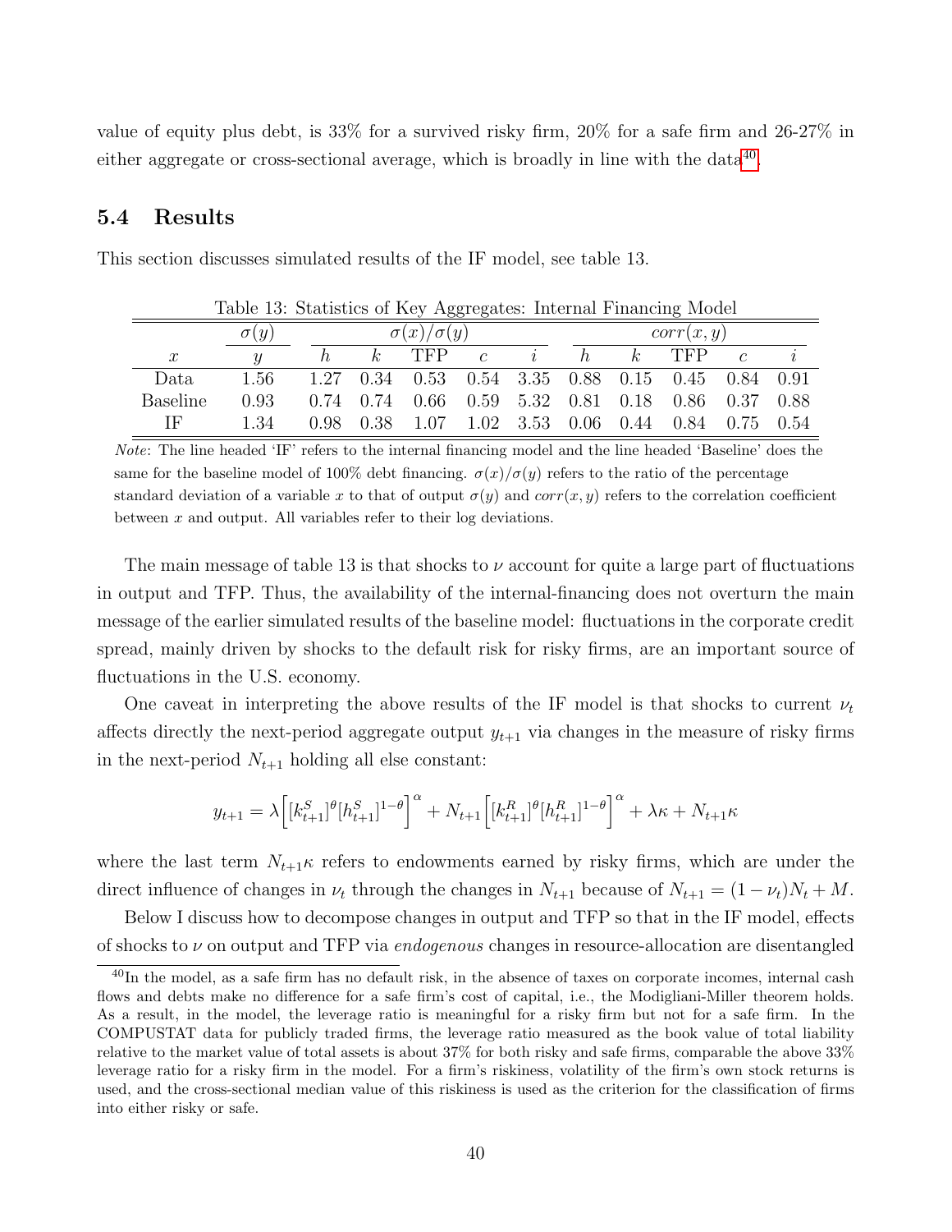value of equity plus debt, is 33% for a survived risky firm, 20% for a safe firm and 26-27% in either aggregate or cross-sectional average, which is broadly in line with the data[40].

## 5.4 Results

This section discusses simulated results of the IF model, see table 13.

Table 13: Statistics of Key Aggregates: Internal Financing Model

| | $\sigma(y)$ | $\sigma(x)/\sigma(y)$ | | | | | $corr(x,y)$ | | | | |
|---|---|---|---|---|---|---|---|---|---|---|---|
| $x$ | $y$ | $h$ | $k$ | TFP | $c$ | $i$ | $h$ | $k$ | TFP | $c$ | $i$ |
| Data | 1.56 | 1.27 | 0.34 | 0.53 | 0.54 | 3.35 | 0.88 | 0.15 | 0.45 | 0.84 | 0.91 |
| Baseline | 0.93 | 0.74 | 0.74 | 0.66 | 0.59 | 5.32 | 0.81 | 0.18 | 0.86 | 0.37 | 0.88 |
| IF | 1.34 | 0.98 | 0.38 | 1.07 | 1.02 | 3.53 | 0.06 | 0.44 | 0.84 | 0.75 | 0.54 |

*Note*: The line headed 'IF' refers to the internal financing model and the line headed 'Baseline' does the same for the baseline model of 100% debt financing. $\sigma(x)/\sigma(y)$ refers to the ratio of the percentage standard deviation of a variable $x$ to that of output $\sigma(y)$ and $corr(x,y)$ refers to the correlation coefficient between $x$ and output. All variables refer to their log deviations.

The main message of table 13 is that shocks to $\nu$ account for quite a large part of fluctuations in output and TFP. Thus, the availability of the internal-financing does not overturn the main message of the earlier simulated results of the baseline model: fluctuations in the corporate credit spread, mainly driven by shocks to the default risk for risky firms, are an important source of fluctuations in the U.S. economy.

One caveat in interpreting the above results of the IF model is that shocks to current $\nu_t$ affects directly the next-period aggregate output $y_{t+1}$ via changes in the measure of risky firms in the next-period $N_{t+1}$ holding all else constant:

$$y_{t+1} = \lambda\Big[[k_{t+1}^S]^\theta [h_{t+1}^S]^{1-\theta}\Big]^\alpha + N_{t+1}\Big[[k_{t+1}^R]^\theta [h_{t+1}^R]^{1-\theta}\Big]^\alpha + \lambda\kappa + N_{t+1}\kappa$$

where the last term $N_{t+1}\kappa$ refers to endowments earned by risky firms, which are under the direct influence of changes in $\nu_t$ through the changes in $N_{t+1}$ because of $N_{t+1} = (1-\nu_t)N_t + M$.

Below I discuss how to decompose changes in output and TFP so that in the IF model, effects of shocks to $\nu$ on output and TFP via *endogenous* changes in resource-allocation are disentangled

[40] In the model, as a safe firm has no default risk, in the absence of taxes on corporate incomes, internal cash flows and debts make no difference for a safe firm's cost of capital, i.e., the Modigliani-Miller theorem holds. As a result, in the model, the leverage ratio is meaningful for a risky firm but not for a safe firm. In the COMPUSTAT data for publicly traded firms, the leverage ratio measured as the book value of total liability relative to the market value of total assets is about 37% for both risky and safe firms, comparable the above 33% leverage ratio for a risky firm in the model. For a firm's riskiness, volatility of the firm's own stock returns is used, and the cross-sectional median value of this riskiness is used as the criterion for the classification of firms into either risky or safe.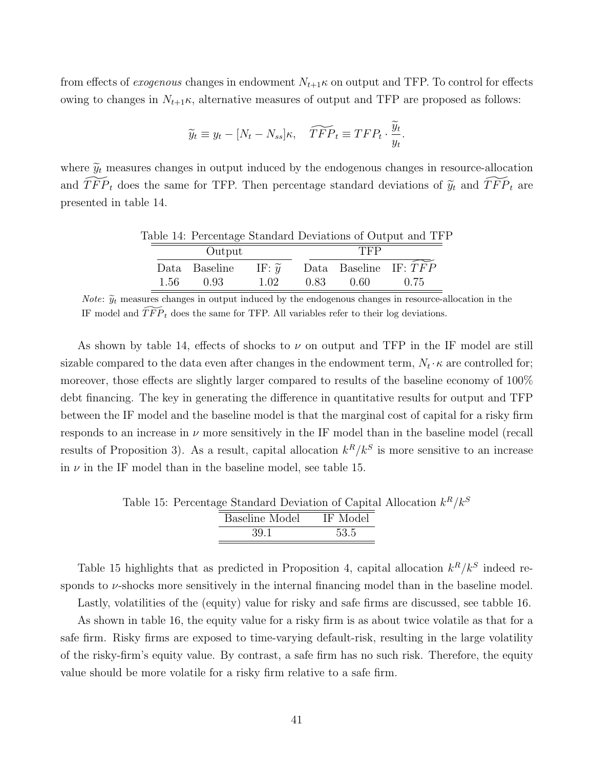from effects of *exogenous* changes in endowment $N_{t+1}\kappa$ on output and TFP. To control for effects owing to changes in $N_{t+1}\kappa$, alternative measures of output and TFP are proposed as follows:

$$\widetilde{y}_t \equiv y_t - [N_t - N_{ss}]\kappa, \quad \widetilde{TFP}_t \equiv TFP_t \cdot \frac{\widetilde{y}_t}{y_t}.$$

where $\widetilde{y}_t$ measures changes in output induced by the endogenous changes in resource-allocation and $\widetilde{TFP}_t$ does the same for TFP. Then percentage standard deviations of $\widetilde{y}_t$ and $\widetilde{TFP}_t$ are presented in table 14.

Table 14: Percentage Standard Deviations of Output and TFP

| Output | | | TFP | | |
|---|---|---|---|---|---|
| Data | Baseline | IF: $\widetilde{y}$ | Data | Baseline | IF: $\widetilde{TFP}$ |
| 1.56 | 0.93 | 1.02 | 0.83 | 0.60 | 0.75 |

*Note*: $\widetilde{y}_t$ measures changes in output induced by the endogenous changes in resource-allocation in the IF model and $\widetilde{TFP}_t$ does the same for TFP. All variables refer to their log deviations.

As shown by table 14, effects of shocks to $\nu$ on output and TFP in the IF model are still sizable compared to the data even after changes in the endowment term, $N_t \cdot \kappa$ are controlled for; moreover, those effects are slightly larger compared to results of the baseline economy of 100% debt financing. The key in generating the difference in quantitative results for output and TFP between the IF model and the baseline model is that the marginal cost of capital for a risky firm responds to an increase in $\nu$ more sensitively in the IF model than in the baseline model (recall results of Proposition 3). As a result, capital allocation $k^R/k^S$ is more sensitive to an increase in $\nu$ in the IF model than in the baseline model, see table 15.

Table 15: Percentage Standard Deviation of Capital Allocation $k^R/k^S$

| Baseline Model | IF Model |
|---|---|
| 39.1 | 53.5 |

Table 15 highlights that as predicted in Proposition 4, capital allocation $k^R/k^S$ indeed responds to $\nu$-shocks more sensitively in the internal financing model than in the baseline model.

Lastly, volatilities of the (equity) value for risky and safe firms are discussed, see tabble 16.

As shown in table 16, the equity value for a risky firm is as about twice volatile as that for a safe firm. Risky firms are exposed to time-varying default-risk, resulting in the large volatility of the risky-firm's equity value. By contrast, a safe firm has no such risk. Therefore, the equity value should be more volatile for a risky firm relative to a safe firm.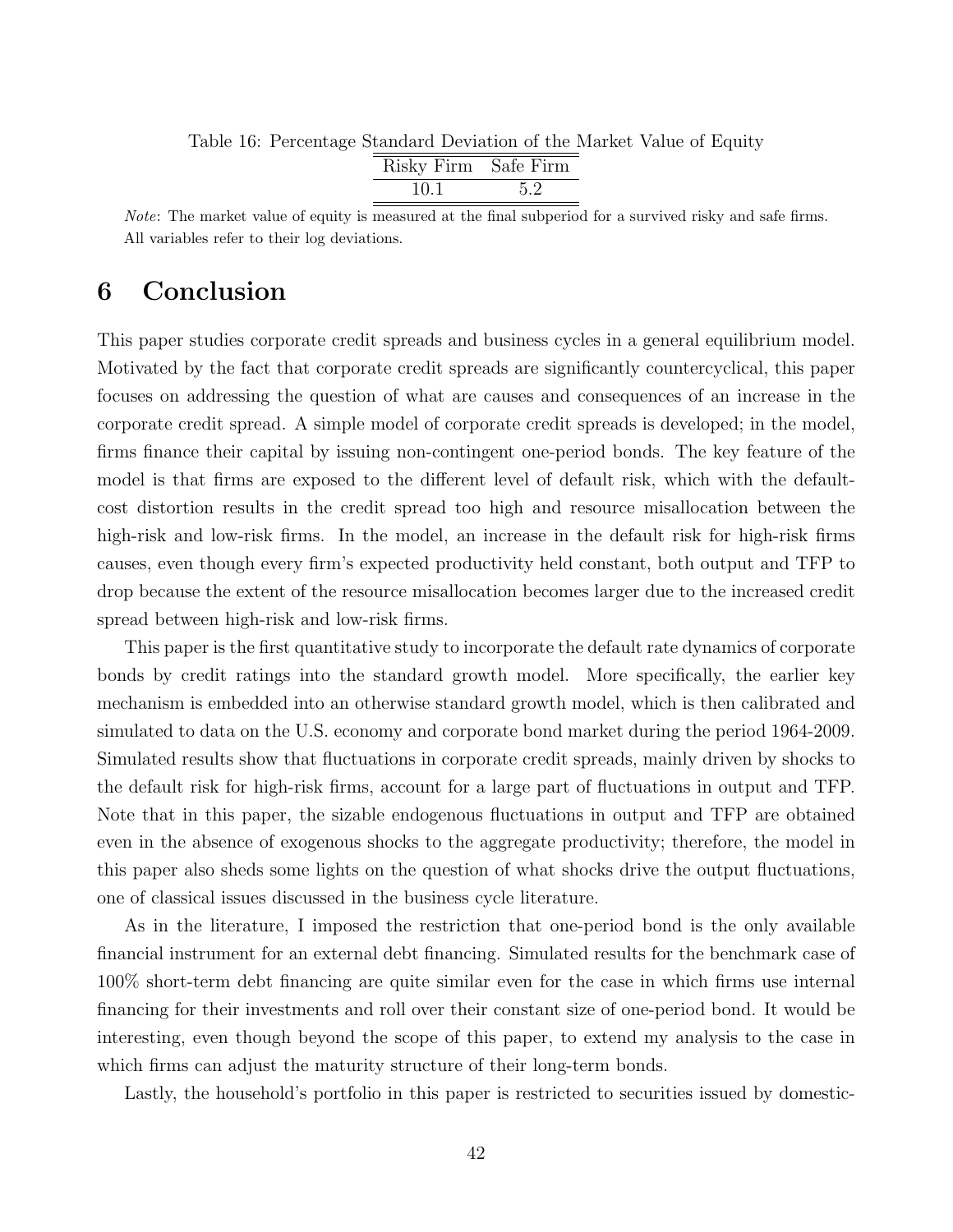Table 16: Percentage Standard Deviation of the Market Value of Equity

| Risky Firm | Safe Firm |
|---|---|
| 10.1 | 5.2 |

*Note*: The market value of equity is measured at the final subperiod for a survived risky and safe firms. All variables refer to their log deviations.

# 6 Conclusion

This paper studies corporate credit spreads and business cycles in a general equilibrium model. Motivated by the fact that corporate credit spreads are significantly countercyclical, this paper focuses on addressing the question of what are causes and consequences of an increase in the corporate credit spread. A simple model of corporate credit spreads is developed; in the model, firms finance their capital by issuing non-contingent one-period bonds. The key feature of the model is that firms are exposed to the different level of default risk, which with the default-cost distortion results in the credit spread too high and resource misallocation between the high-risk and low-risk firms. In the model, an increase in the default risk for high-risk firms causes, even though every firm's expected productivity held constant, both output and TFP to drop because the extent of the resource misallocation becomes larger due to the increased credit spread between high-risk and low-risk firms.

This paper is the first quantitative study to incorporate the default rate dynamics of corporate bonds by credit ratings into the standard growth model. More specifically, the earlier key mechanism is embedded into an otherwise standard growth model, which is then calibrated and simulated to data on the U.S. economy and corporate bond market during the period 1964-2009. Simulated results show that fluctuations in corporate credit spreads, mainly driven by shocks to the default risk for high-risk firms, account for a large part of fluctuations in output and TFP. Note that in this paper, the sizable endogenous fluctuations in output and TFP are obtained even in the absence of exogenous shocks to the aggregate productivity; therefore, the model in this paper also sheds some lights on the question of what shocks drive the output fluctuations, one of classical issues discussed in the business cycle literature.

As in the literature, I imposed the restriction that one-period bond is the only available financial instrument for an external debt financing. Simulated results for the benchmark case of 100% short-term debt financing are quite similar even for the case in which firms use internal financing for their investments and roll over their constant size of one-period bond. It would be interesting, even though beyond the scope of this paper, to extend my analysis to the case in which firms can adjust the maturity structure of their long-term bonds.

Lastly, the household's portfolio in this paper is restricted to securities issued by domestic-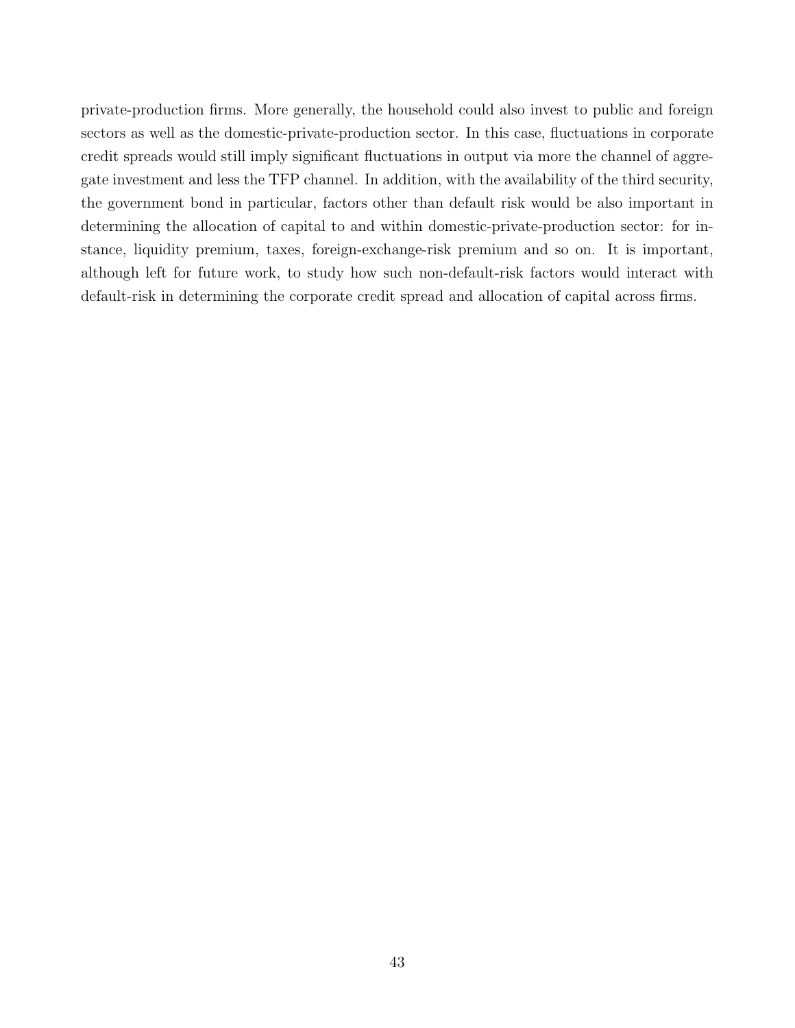private-production firms. More generally, the household could also invest to public and foreign sectors as well as the domestic-private-production sector. In this case, fluctuations in corporate credit spreads would still imply significant fluctuations in output via more the channel of aggregate investment and less the TFP channel. In addition, with the availability of the third security, the government bond in particular, factors other than default risk would be also important in determining the allocation of capital to and within domestic-private-production sector: for instance, liquidity premium, taxes, foreign-exchange-risk premium and so on. It is important, although left for future work, to study how such non-default-risk factors would interact with default-risk in determining the corporate credit spread and allocation of capital across firms.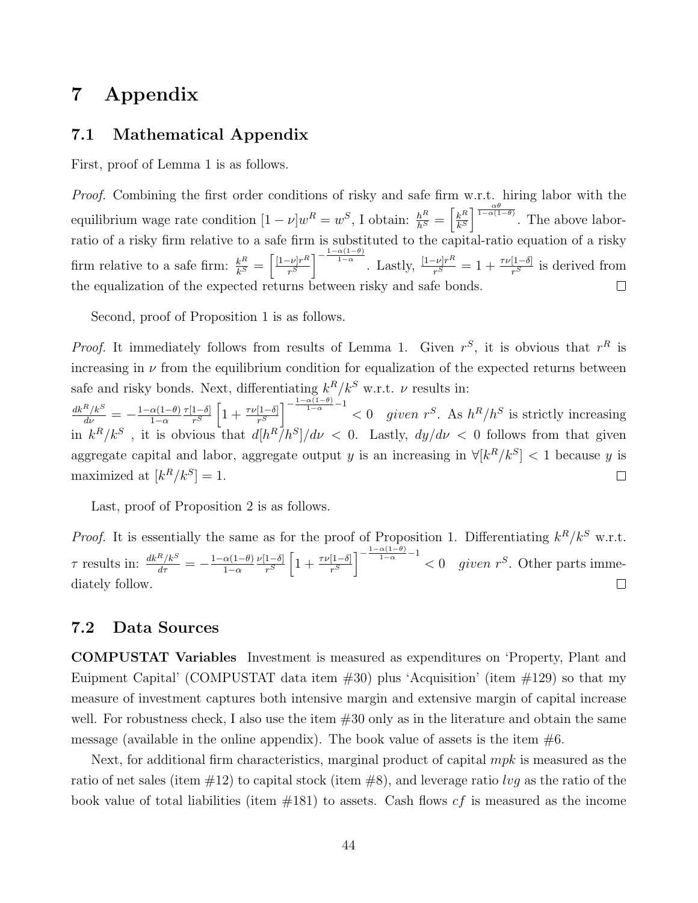# 7 Appendix

## 7.1 Mathematical Appendix

First, proof of Lemma 1 is as follows.

*Proof.* Combining the first order conditions of risky and safe firm w.r.t. hiring labor with the equilibrium wage rate condition $[1-\nu]w^R = w^S$, I obtain: $\frac{h^R}{h^S} = \left[\frac{k^R}{k^S}\right]^{\frac{\alpha\theta}{1-\alpha(1-\theta)}}$. The above labor-ratio of a risky firm relative to a safe firm is substituted to the capital-ratio equation of a risky firm relative to a safe firm: $\frac{k^R}{k^S} = \left[\frac{[1-\nu]r^R}{r^S}\right]^{-\frac{1-\alpha(1-\theta)}{1-\alpha}}$. Lastly, $\frac{[1-\nu]r^R}{r^S} = 1 + \frac{\tau\nu[1-\delta]}{r^S}$ is derived from the equalization of the expected returns between risky and safe bonds. □

Second, proof of Proposition 1 is as follows.

*Proof.* It immediately follows from results of Lemma 1. Given $r^S$, it is obvious that $r^R$ is increasing in $\nu$ from the equilibrium condition for equalization of the expected returns between safe and risky bonds. Next, differentiating $k^R/k^S$ w.r.t. $\nu$ results in:
$\frac{dk^R/k^S}{d\nu} = -\frac{1-\alpha(1-\theta)}{1-\alpha}\frac{\tau[1-\delta]}{r^S}\left[1+\frac{\tau\nu[1-\delta]}{r^S}\right]^{-\frac{1-\alpha(1-\theta)}{1-\alpha}-1} < 0 \quad given\ r^S$. As $h^R/h^S$ is strictly increasing in $k^R/k^S$ , it is obvious that $d[h^R/h^S]/d\nu < 0$. Lastly, $dy/d\nu < 0$ follows from that given aggregate capital and labor, aggregate output $y$ is an increasing in $\forall[k^R/k^S] < 1$ because $y$ is maximized at $[k^R/k^S] = 1$. □

Last, proof of Proposition 2 is as follows.

*Proof.* It is essentially the same as for the proof of Proposition 1. Differentiating $k^R/k^S$ w.r.t. $\tau$ results in: $\frac{dk^R/k^S}{d\tau} = -\frac{1-\alpha(1-\theta)}{1-\alpha}\frac{\nu[1-\delta]}{r^S}\left[1+\frac{\tau\nu[1-\delta]}{r^S}\right]^{-\frac{1-\alpha(1-\theta)}{1-\alpha}-1} < 0 \quad given\ r^S$. Other parts immediately follow. □

## 7.2 Data Sources

**COMPUSTAT Variables** Investment is measured as expenditures on 'Property, Plant and Euipment Capital' (COMPUSTAT data item #30) plus 'Acquisition' (item #129) so that my measure of investment captures both intensive margin and extensive margin of capital increase well. For robustness check, I also use the item #30 only as in the literature and obtain the same message (available in the online appendix). The book value of assets is the item #6.

Next, for additional firm characteristics, marginal product of capital $mpk$ is measured as the ratio of net sales (item #12) to capital stock (item #8), and leverage ratio $lvg$ as the ratio of the book value of total liabilities (item #181) to assets. Cash flows $cf$ is measured as the income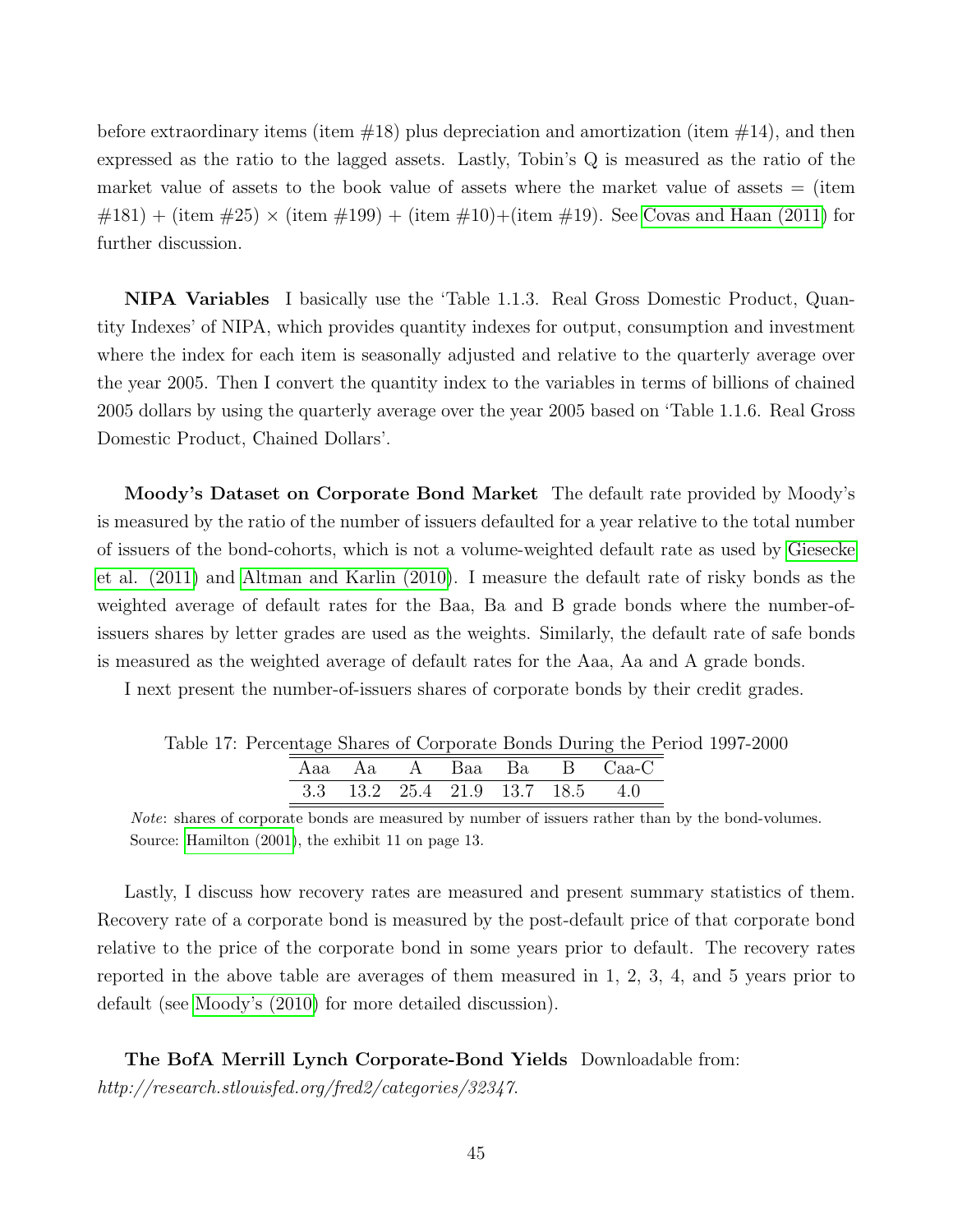before extraordinary items (item #18) plus depreciation and amortization (item #14), and then expressed as the ratio to the lagged assets. Lastly, Tobin's Q is measured as the ratio of the market value of assets to the book value of assets where the market value of assets = (item #181) + (item #25) × (item #199) + (item #10)+(item #19). See Covas and Haan (2011) for further discussion.

**NIPA Variables** I basically use the 'Table 1.1.3. Real Gross Domestic Product, Quantity Indexes' of NIPA, which provides quantity indexes for output, consumption and investment where the index for each item is seasonally adjusted and relative to the quarterly average over the year 2005. Then I convert the quantity index to the variables in terms of billions of chained 2005 dollars by using the quarterly average over the year 2005 based on 'Table 1.1.6. Real Gross Domestic Product, Chained Dollars'.

**Moody's Dataset on Corporate Bond Market** The default rate provided by Moody's is measured by the ratio of the number of issuers defaulted for a year relative to the total number of issuers of the bond-cohorts, which is not a volume-weighted default rate as used by Giesecke et al. (2011) and Altman and Karlin (2010). I measure the default rate of risky bonds as the weighted average of default rates for the Baa, Ba and B grade bonds where the number-of-issuers shares by letter grades are used as the weights. Similarly, the default rate of safe bonds is measured as the weighted average of default rates for the Aaa, Aa and A grade bonds.

I next present the number-of-issuers shares of corporate bonds by their credit grades.

Table 17: Percentage Shares of Corporate Bonds During the Period 1997-2000

| Aaa | Aa | A | Baa | Ba | B | Caa-C |
|---|---|---|---|---|---|---|
| 3.3 | 13.2 | 25.4 | 21.9 | 13.7 | 18.5 | 4.0 |

*Note*: shares of corporate bonds are measured by number of issuers rather than by the bond-volumes. Source: Hamilton (2001), the exhibit 11 on page 13.

Lastly, I discuss how recovery rates are measured and present summary statistics of them. Recovery rate of a corporate bond is measured by the post-default price of that corporate bond relative to the price of the corporate bond in some years prior to default. The recovery rates reported in the above table are averages of them measured in 1, 2, 3, 4, and 5 years prior to default (see Moody's (2010) for more detailed discussion).

**The BofA Merrill Lynch Corporate-Bond Yields** Downloadable from: *http://research.stlouisfed.org/fred2/categories/32347*.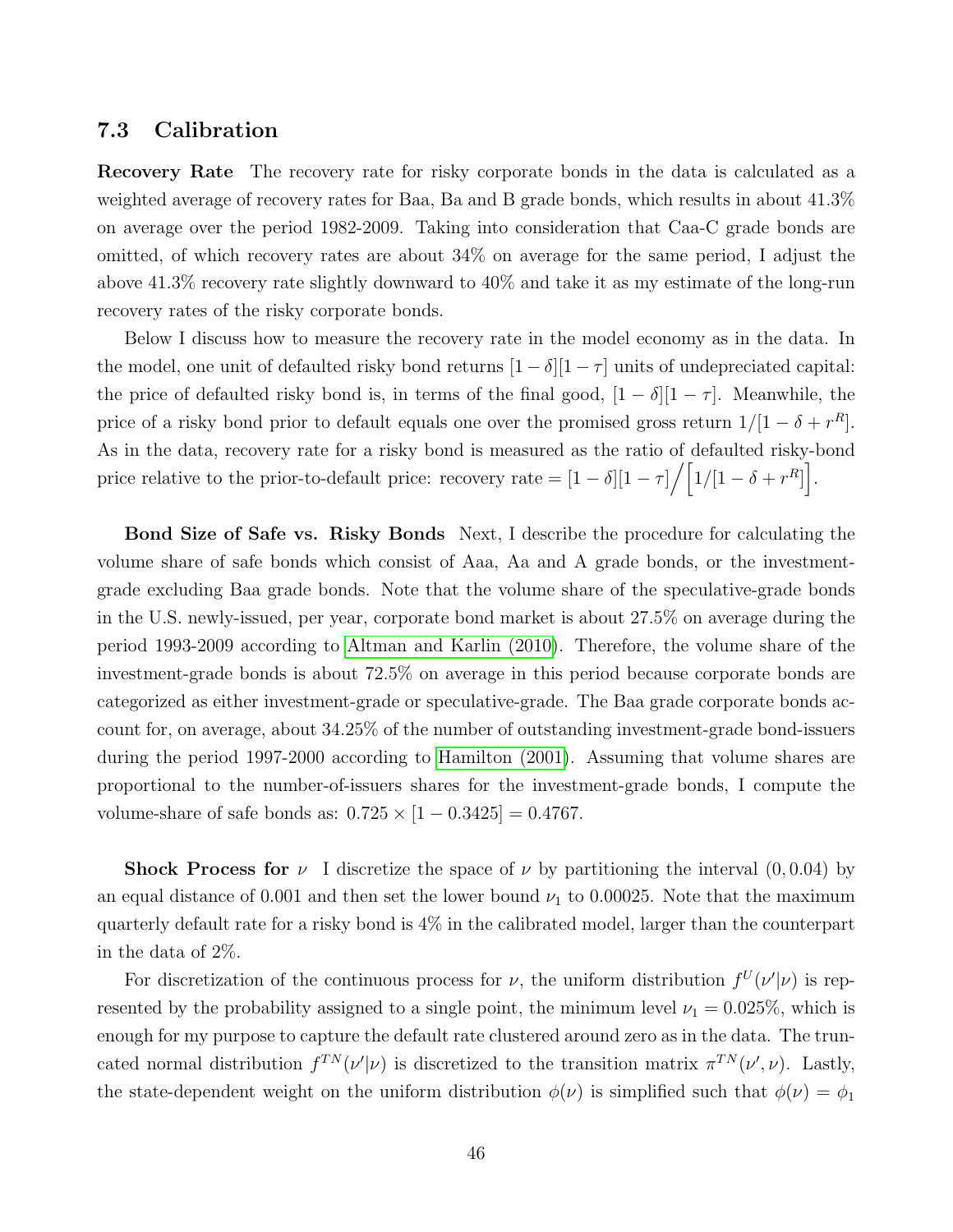### 7.3 Calibration

**Recovery Rate** The recovery rate for risky corporate bonds in the data is calculated as a weighted average of recovery rates for Baa, Ba and B grade bonds, which results in about 41.3% on average over the period 1982-2009. Taking into consideration that Caa-C grade bonds are omitted, of which recovery rates are about 34% on average for the same period, I adjust the above 41.3% recovery rate slightly downward to 40% and take it as my estimate of the long-run recovery rates of the risky corporate bonds.

Below I discuss how to measure the recovery rate in the model economy as in the data. In the model, one unit of defaulted risky bond returns $[1-\delta][1-\tau]$ units of undepreciated capital: the price of defaulted risky bond is, in terms of the final good, $[1-\delta][1-\tau]$. Meanwhile, the price of a risky bond prior to default equals one over the promised gross return $1/[1-\delta+r^R]$. As in the data, recovery rate for a risky bond is measured as the ratio of defaulted risky-bond price relative to the prior-to-default price: recovery rate $= [1-\delta][1-\tau] \Big/ \Big[1/[1-\delta+r^R]\Big]$.

**Bond Size of Safe vs. Risky Bonds** Next, I describe the procedure for calculating the volume share of safe bonds which consist of Aaa, Aa and A grade bonds, or the investment-grade excluding Baa grade bonds. Note that the volume share of the speculative-grade bonds in the U.S. newly-issued, per year, corporate bond market is about 27.5% on average during the period 1993-2009 according to Altman and Karlin (2010). Therefore, the volume share of the investment-grade bonds is about 72.5% on average in this period because corporate bonds are categorized as either investment-grade or speculative-grade. The Baa grade corporate bonds account for, on average, about 34.25% of the number of outstanding investment-grade bond-issuers during the period 1997-2000 according to Hamilton (2001). Assuming that volume shares are proportional to the number-of-issuers shares for the investment-grade bonds, I compute the volume-share of safe bonds as: $0.725 \times [1-0.3425] = 0.4767$.

**Shock Process for $\nu$** I discretize the space of $\nu$ by partitioning the interval $(0, 0.04)$ by an equal distance of 0.001 and then set the lower bound $\nu_1$ to 0.00025. Note that the maximum quarterly default rate for a risky bond is 4% in the calibrated model, larger than the counterpart in the data of 2%.

For discretization of the continuous process for $\nu$, the uniform distribution $f^U(\nu'|\nu)$ is represented by the probability assigned to a single point, the minimum level $\nu_1 = 0.025\%$, which is enough for my purpose to capture the default rate clustered around zero as in the data. The truncated normal distribution $f^{TN}(\nu'|\nu)$ is discretized to the transition matrix $\pi^{TN}(\nu', \nu)$. Lastly, the state-dependent weight on the uniform distribution $\phi(\nu)$ is simplified such that $\phi(\nu) = \phi_1$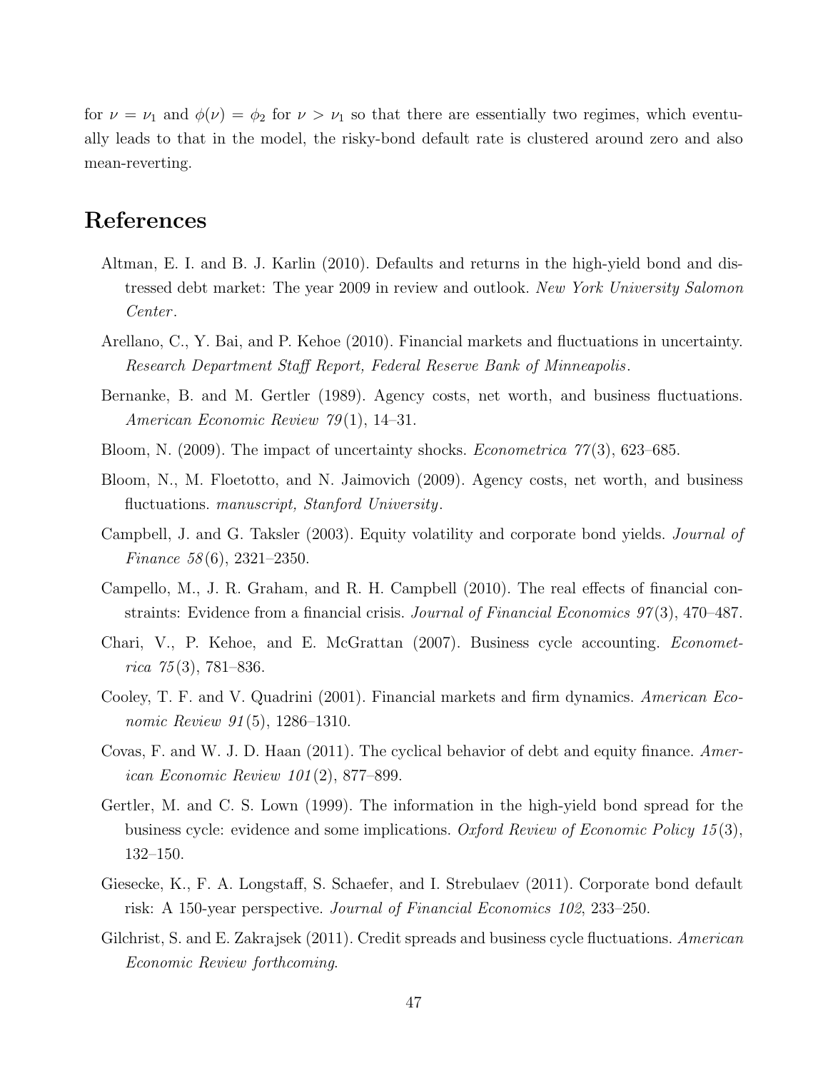for $\nu = \nu_1$ and $\phi(\nu) = \phi_2$ for $\nu > \nu_1$ so that there are essentially two regimes, which eventually leads to that in the model, the risky-bond default rate is clustered around zero and also mean-reverting.

# References

Altman, E. I. and B. J. Karlin (2010). Defaults and returns in the high-yield bond and distressed debt market: The year 2009 in review and outlook. *New York University Salomon Center*.

Arellano, C., Y. Bai, and P. Kehoe (2010). Financial markets and fluctuations in uncertainty. *Research Department Staff Report, Federal Reserve Bank of Minneapolis*.

Bernanke, B. and M. Gertler (1989). Agency costs, net worth, and business fluctuations. *American Economic Review 79*(1), 14–31.

Bloom, N. (2009). The impact of uncertainty shocks. *Econometrica 77*(3), 623–685.

Bloom, N., M. Floetotto, and N. Jaimovich (2009). Agency costs, net worth, and business fluctuations. *manuscript, Stanford University*.

Campbell, J. and G. Taksler (2003). Equity volatility and corporate bond yields. *Journal of Finance 58*(6), 2321–2350.

Campello, M., J. R. Graham, and R. H. Campbell (2010). The real effects of financial constraints: Evidence from a financial crisis. *Journal of Financial Economics 97*(3), 470–487.

Chari, V., P. Kehoe, and E. McGrattan (2007). Business cycle accounting. *Econometrica 75*(3), 781–836.

Cooley, T. F. and V. Quadrini (2001). Financial markets and firm dynamics. *American Economic Review 91*(5), 1286–1310.

Covas, F. and W. J. D. Haan (2011). The cyclical behavior of debt and equity finance. *American Economic Review 101*(2), 877–899.

Gertler, M. and C. S. Lown (1999). The information in the high-yield bond spread for the business cycle: evidence and some implications. *Oxford Review of Economic Policy 15*(3), 132–150.

Giesecke, K., F. A. Longstaff, S. Schaefer, and I. Strebulaev (2011). Corporate bond default risk: A 150-year perspective. *Journal of Financial Economics 102*, 233–250.

Gilchrist, S. and E. Zakrajsek (2011). Credit spreads and business cycle fluctuations. *American Economic Review forthcoming*.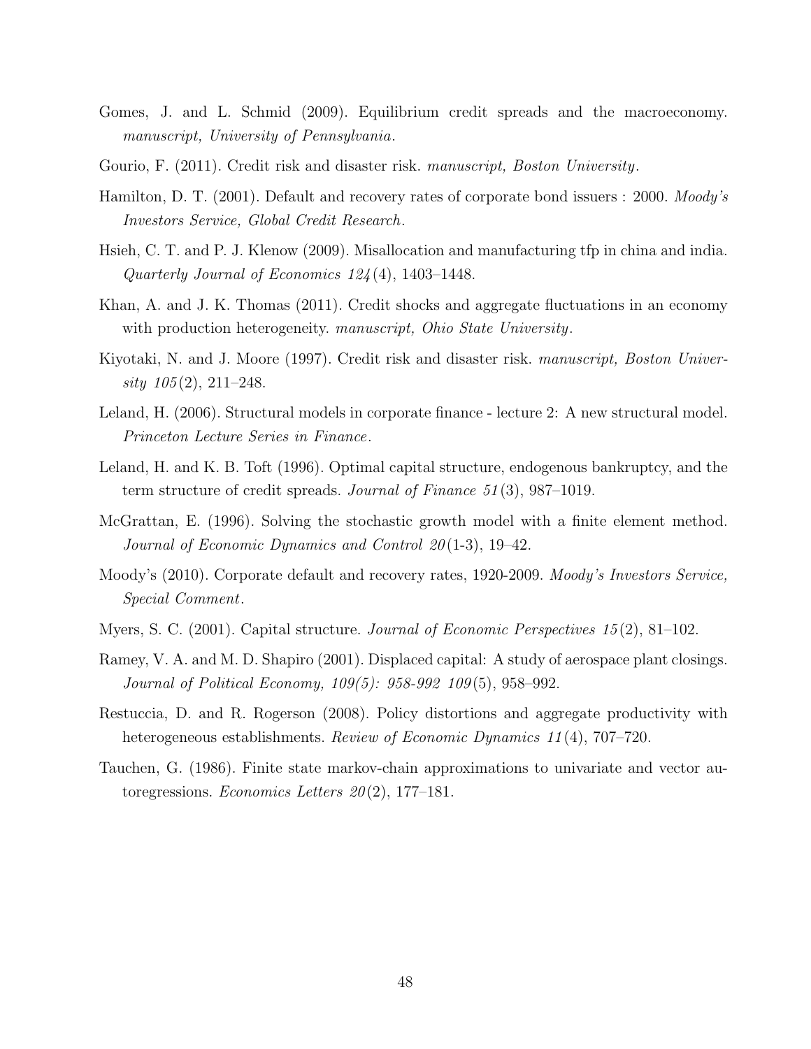Gomes, J. and L. Schmid (2009). Equilibrium credit spreads and the macroeconomy. *manuscript, University of Pennsylvania*.

Gourio, F. (2011). Credit risk and disaster risk. *manuscript, Boston University*.

Hamilton, D. T. (2001). Default and recovery rates of corporate bond issuers : 2000. *Moody's Investors Service, Global Credit Research*.

Hsieh, C. T. and P. J. Klenow (2009). Misallocation and manufacturing tfp in china and india. *Quarterly Journal of Economics 124*(4), 1403–1448.

Khan, A. and J. K. Thomas (2011). Credit shocks and aggregate fluctuations in an economy with production heterogeneity. *manuscript, Ohio State University*.

Kiyotaki, N. and J. Moore (1997). Credit risk and disaster risk. *manuscript, Boston University 105*(2), 211–248.

Leland, H. (2006). Structural models in corporate finance - lecture 2: A new structural model. *Princeton Lecture Series in Finance*.

Leland, H. and K. B. Toft (1996). Optimal capital structure, endogenous bankruptcy, and the term structure of credit spreads. *Journal of Finance 51*(3), 987–1019.

McGrattan, E. (1996). Solving the stochastic growth model with a finite element method. *Journal of Economic Dynamics and Control 20*(1-3), 19–42.

Moody's (2010). Corporate default and recovery rates, 1920-2009. *Moody's Investors Service, Special Comment*.

Myers, S. C. (2001). Capital structure. *Journal of Economic Perspectives 15*(2), 81–102.

Ramey, V. A. and M. D. Shapiro (2001). Displaced capital: A study of aerospace plant closings. *Journal of Political Economy, 109(5): 958-992 109*(5), 958–992.

Restuccia, D. and R. Rogerson (2008). Policy distortions and aggregate productivity with heterogeneous establishments. *Review of Economic Dynamics 11*(4), 707–720.

Tauchen, G. (1986). Finite state markov-chain approximations to univariate and vector autoregressions. *Economics Letters 20*(2), 177–181.